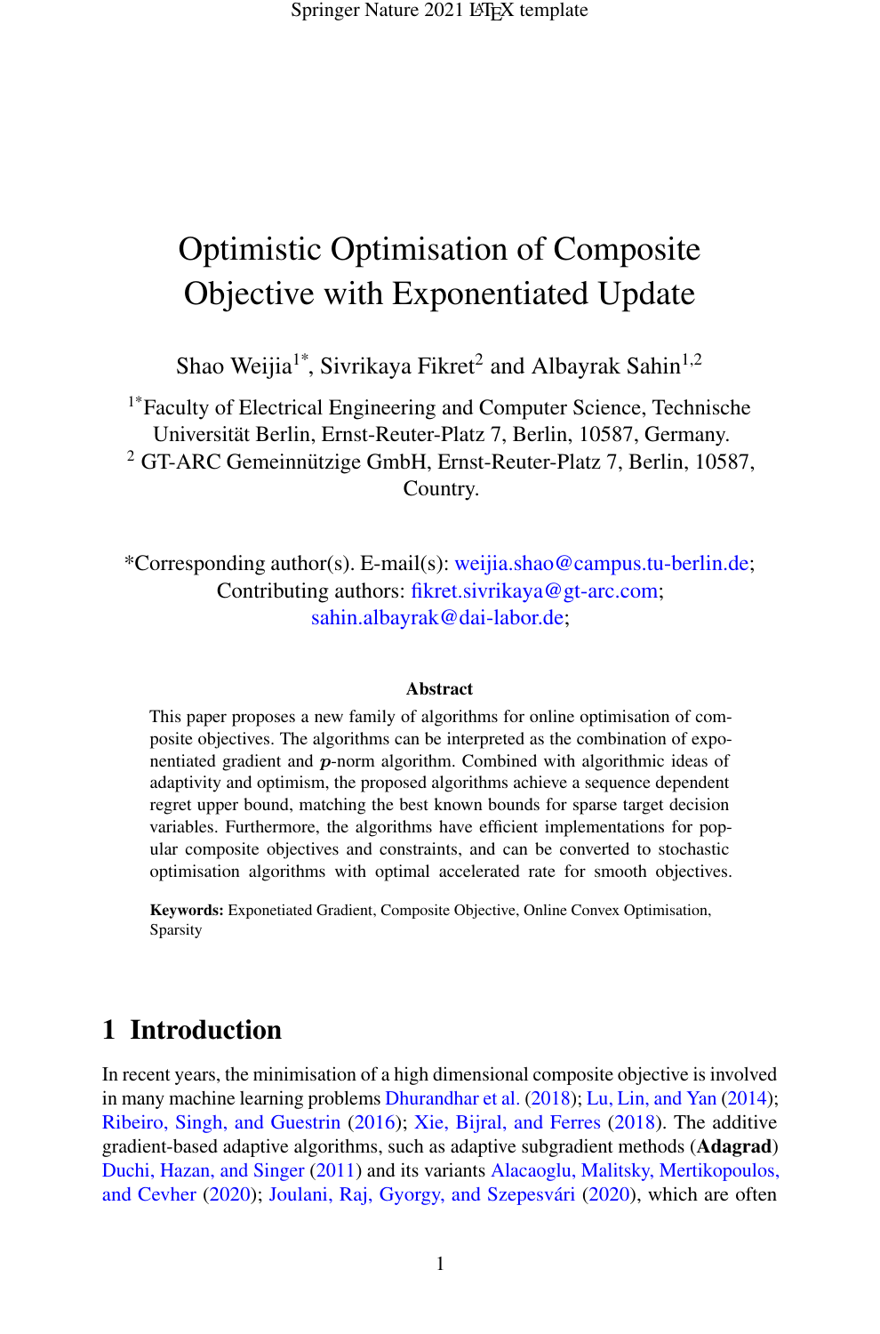# Optimistic Optimisation of Composite Objective with Exponentiated Update

Shao Weijia[1*], Sivrikaya Fikret[2] and Albayrak Sahin[1,2]

[1*]Faculty of Electrical Engineering and Computer Science, Technische Universität Berlin, Ernst-Reuter-Platz 7, Berlin, 10587, Germany.
[2] GT-ARC Gemeinnützige GmbH, Ernst-Reuter-Platz 7, Berlin, 10587, Country.

*Corresponding author(s). E-mail(s): weijia.shao@campus.tu-berlin.de;
Contributing authors: fikret.sivrikaya@gt-arc.com; sahin.albayrak@dai-labor.de;

### Abstract

This paper proposes a new family of algorithms for online optimisation of composite objectives. The algorithms can be interpreted as the combination of exponentiated gradient and $p$-norm algorithm. Combined with algorithmic ideas of adaptivity and optimism, the proposed algorithms achieve a sequence dependent regret upper bound, matching the best known bounds for sparse target decision variables. Furthermore, the algorithms have efficient implementations for popular composite objectives and constraints, and can be converted to stochastic optimisation algorithms with optimal accelerated rate for smooth objectives.

**Keywords:** Exponetiated Gradient, Composite Objective, Online Convex Optimisation, Sparsity

## 1 Introduction

In recent years, the minimisation of a high dimensional composite objective is involved in many machine learning problems Dhurandhar et al. (2018); Lu, Lin, and Yan (2014); Ribeiro, Singh, and Guestrin (2016); Xie, Bijral, and Ferres (2018). The additive gradient-based adaptive algorithms, such as adaptive subgradient methods (**Adagrad**) Duchi, Hazan, and Singer (2011) and its variants Alacaoglu, Malitsky, Mertikopoulos, and Cevher (2020); Joulani, Raj, Gyorgy, and Szepesvári (2020), which are often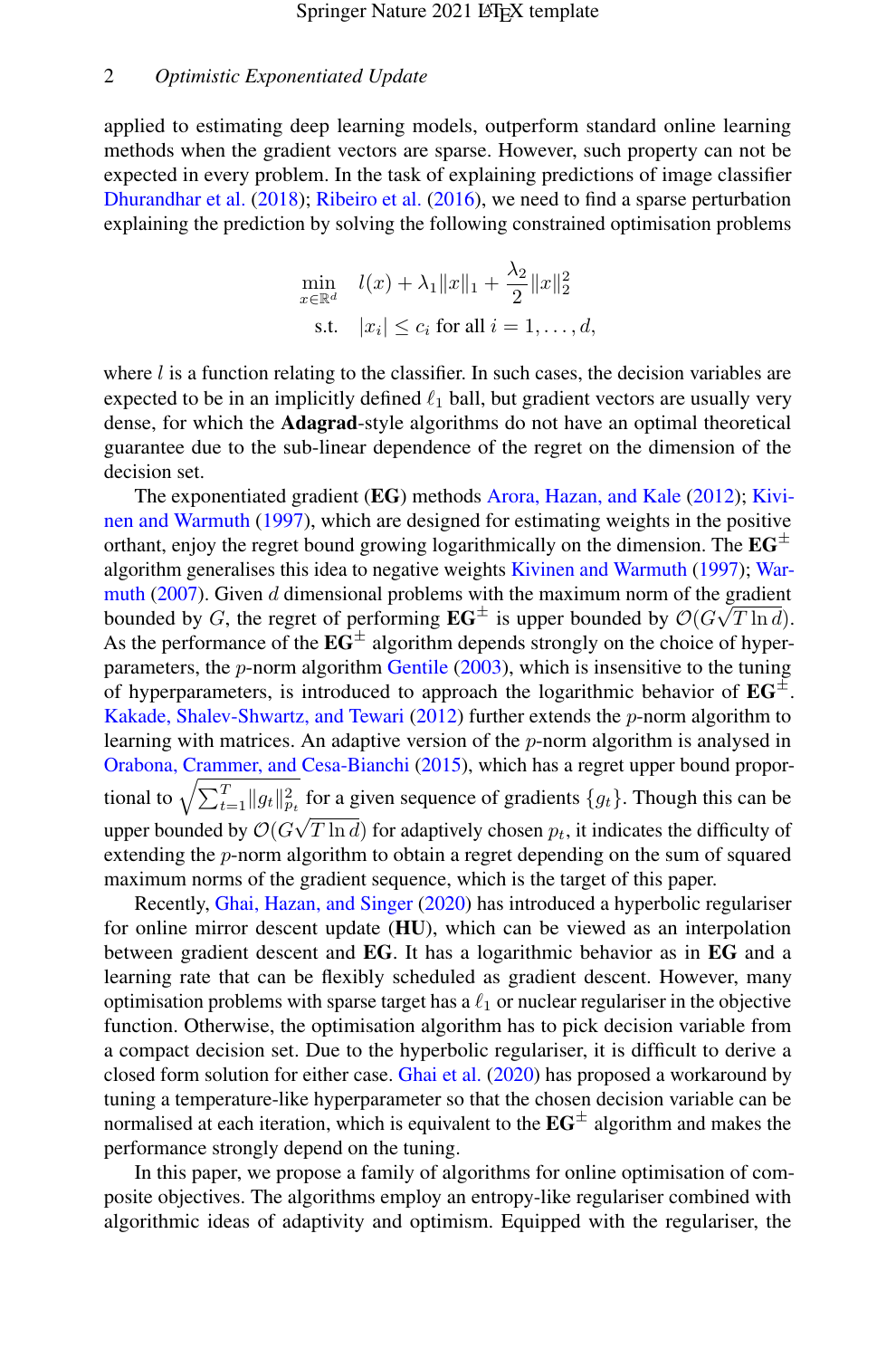applied to estimating deep learning models, outperform standard online learning methods when the gradient vectors are sparse. However, such property can not be expected in every problem. In the task of explaining predictions of image classifier Dhurandhar et al. (2018); Ribeiro et al. (2016), we need to find a sparse perturbation explaining the prediction by solving the following constrained optimisation problems

$$\begin{aligned} \min_{x \in \mathbb{R}^d} \quad & l(x) + \lambda_1 \|x\|_1 + \frac{\lambda_2}{2}\|x\|_2^2 \\ \text{s.t.} \quad & |x_i| \leq c_i \text{ for all } i = 1, \ldots, d, \end{aligned}$$

where $l$ is a function relating to the classifier. In such cases, the decision variables are expected to be in an implicitly defined $\ell_1$ ball, but gradient vectors are usually very dense, for which the **Adagrad**-style algorithms do not have an optimal theoretical guarantee due to the sub-linear dependence of the regret on the dimension of the decision set.

The exponentiated gradient (**EG**) methods Arora, Hazan, and Kale (2012); Kivinen and Warmuth (1997), which are designed for estimating weights in the positive orthant, enjoy the regret bound growing logarithmically on the dimension. The $\mathbf{EG}^{\pm}$ algorithm generalises this idea to negative weights Kivinen and Warmuth (1997); Warmuth (2007). Given $d$ dimensional problems with the maximum norm of the gradient bounded by $G$, the regret of performing $\mathbf{EG}^{\pm}$ is upper bounded by $\mathcal{O}(G\sqrt{T \ln d})$. As the performance of the $\mathbf{EG}^{\pm}$ algorithm depends strongly on the choice of hyperparameters, the $p$-norm algorithm Gentile (2003), which is insensitive to the tuning of hyperparameters, is introduced to approach the logarithmic behavior of $\mathbf{EG}^{\pm}$. Kakade, Shalev-Shwartz, and Tewari (2012) further extends the $p$-norm algorithm to learning with matrices. An adaptive version of the $p$-norm algorithm is analysed in Orabona, Crammer, and Cesa-Bianchi (2015), which has a regret upper bound proportional to $\sqrt{\sum_{t=1}^{T} \|g_t\|_{p_t}^2}$ for a given sequence of gradients $\{g_t\}$. Though this can be upper bounded by $\mathcal{O}(G\sqrt{T \ln d})$ for adaptively chosen $p_t$, it indicates the difficulty of extending the $p$-norm algorithm to obtain a regret depending on the sum of squared maximum norms of the gradient sequence, which is the target of this paper.

Recently, Ghai, Hazan, and Singer (2020) has introduced a hyperbolic regulariser for online mirror descent update (**HU**), which can be viewed as an interpolation between gradient descent and **EG**. It has a logarithmic behavior as in **EG** and a learning rate that can be flexibly scheduled as gradient descent. However, many optimisation problems with sparse target has a $\ell_1$ or nuclear regulariser in the objective function. Otherwise, the optimisation algorithm has to pick decision variable from a compact decision set. Due to the hyperbolic regulariser, it is difficult to derive a closed form solution for either case. Ghai et al. (2020) has proposed a workaround by tuning a temperature-like hyperparameter so that the chosen decision variable can be normalised at each iteration, which is equivalent to the $\mathbf{EG}^{\pm}$ algorithm and makes the performance strongly depend on the tuning.

In this paper, we propose a family of algorithms for online optimisation of composite objectives. The algorithms employ an entropy-like regulariser combined with algorithmic ideas of adaptivity and optimism. Equipped with the regulariser, the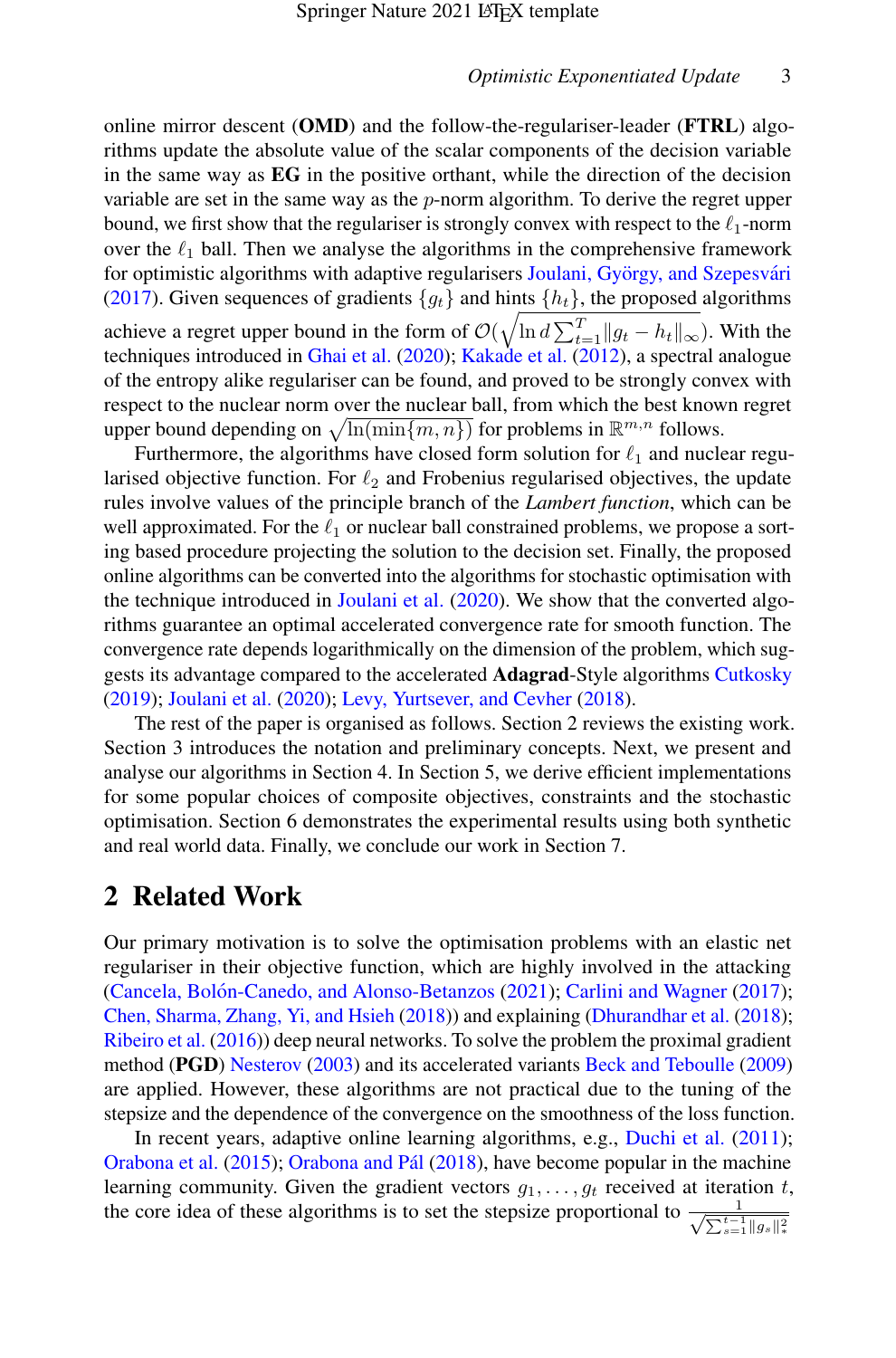online mirror descent (**OMD**) and the follow-the-regulariser-leader (**FTRL**) algorithms update the absolute value of the scalar components of the decision variable in the same way as **EG** in the positive orthant, while the direction of the decision variable are set in the same way as the $p$-norm algorithm. To derive the regret upper bound, we first show that the regulariser is strongly convex with respect to the $\ell_1$-norm over the $\ell_1$ ball. Then we analyse the algorithms in the comprehensive framework for optimistic algorithms with adaptive regularisers Joulani, György, and Szepesvári (2017). Given sequences of gradients $\{g_t\}$ and hints $\{h_t\}$, the proposed algorithms achieve a regret upper bound in the form of $\mathcal{O}(\sqrt{\ln d \sum_{t=1}^{T} \|g_t - h_t\|_\infty})$. With the techniques introduced in Ghai et al. (2020); Kakade et al. (2012), a spectral analogue of the entropy alike regulariser can be found, and proved to be strongly convex with respect to the nuclear norm over the nuclear ball, from which the best known regret upper bound depending on $\sqrt{\ln(\min\{m, n\})}$ for problems in $\mathbb{R}^{m,n}$ follows.

Furthermore, the algorithms have closed form solution for $\ell_1$ and nuclear regularised objective function. For $\ell_2$ and Frobenius regularised objectives, the update rules involve values of the principle branch of the *Lambert function*, which can be well approximated. For the $\ell_1$ or nuclear ball constrained problems, we propose a sorting based procedure projecting the solution to the decision set. Finally, the proposed online algorithms can be converted into the algorithms for stochastic optimisation with the technique introduced in Joulani et al. (2020). We show that the converted algorithms guarantee an optimal accelerated convergence rate for smooth function. The convergence rate depends logarithmically on the dimension of the problem, which suggests its advantage compared to the accelerated **Adagrad**-Style algorithms Cutkosky (2019); Joulani et al. (2020); Levy, Yurtsever, and Cevher (2018).

The rest of the paper is organised as follows. Section 2 reviews the existing work. Section 3 introduces the notation and preliminary concepts. Next, we present and analyse our algorithms in Section 4. In Section 5, we derive efficient implementations for some popular choices of composite objectives, constraints and the stochastic optimisation. Section 6 demonstrates the experimental results using both synthetic and real world data. Finally, we conclude our work in Section 7.

## 2 Related Work

Our primary motivation is to solve the optimisation problems with an elastic net regulariser in their objective function, which are highly involved in the attacking (Cancela, Bolón-Canedo, and Alonso-Betanzos (2021); Carlini and Wagner (2017); Chen, Sharma, Zhang, Yi, and Hsieh (2018)) and explaining (Dhurandhar et al. (2018); Ribeiro et al. (2016)) deep neural networks. To solve the problem the proximal gradient method (**PGD**) Nesterov (2003) and its accelerated variants Beck and Teboulle (2009) are applied. However, these algorithms are not practical due to the tuning of the stepsize and the dependence of the convergence on the smoothness of the loss function.

In recent years, adaptive online learning algorithms, e.g., Duchi et al. (2011); Orabona et al. (2015); Orabona and Pál (2018), have become popular in the machine learning community. Given the gradient vectors $g_1, \ldots, g_t$ received at iteration $t$, the core idea of these algorithms is to set the stepsize proportional to $\frac{1}{\sqrt{\sum_{s=1}^{t-1} \|g_s\|_*^2}}$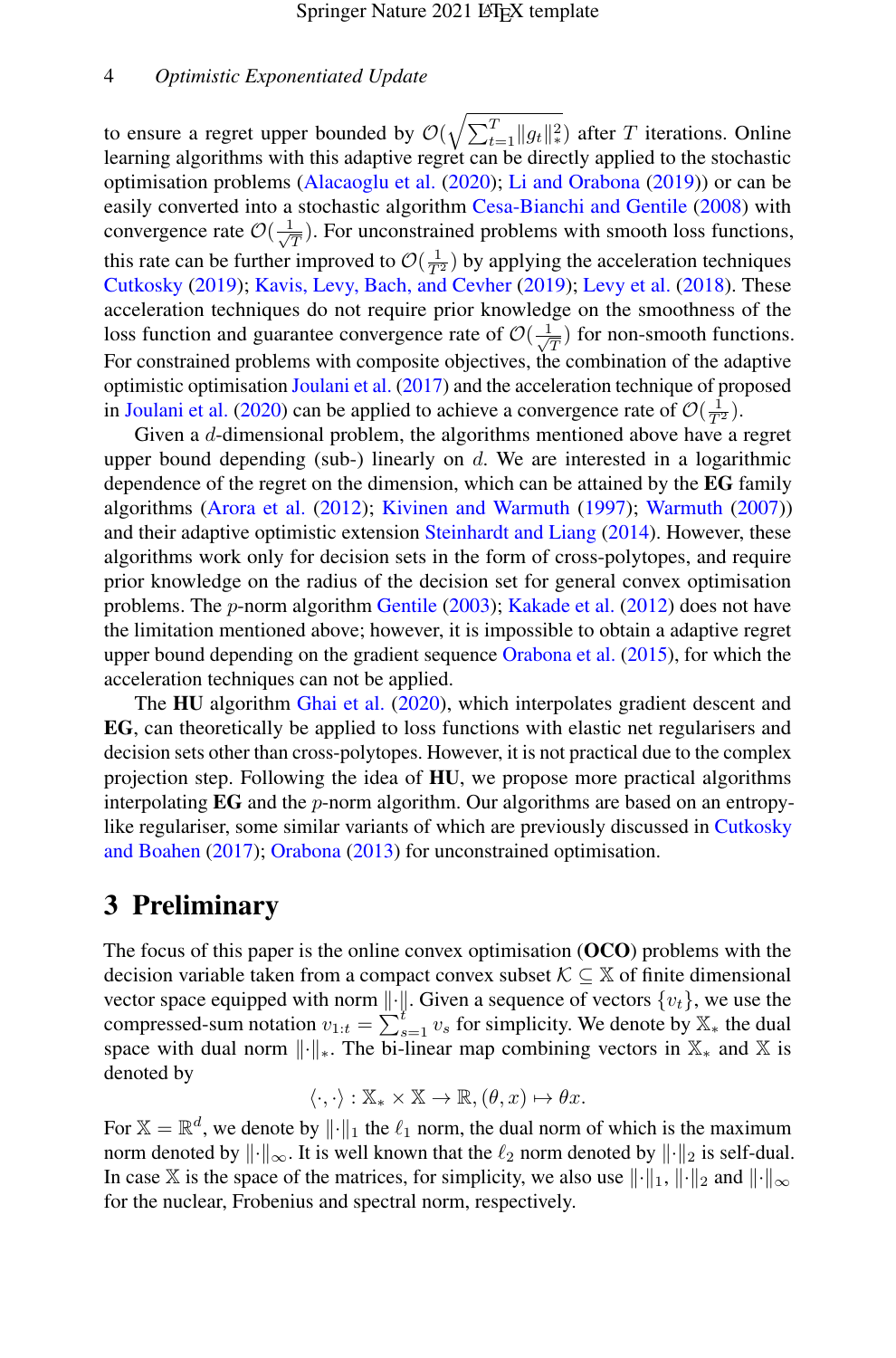to ensure a regret upper bounded by $\mathcal{O}(\sqrt{\sum_{t=1}^{T}\|g_t\|_*^2})$ after $T$ iterations. Online learning algorithms with this adaptive regret can be directly applied to the stochastic optimisation problems (Alacaoglu et al. (2020); Li and Orabona (2019)) or can be easily converted into a stochastic algorithm Cesa-Bianchi and Gentile (2008) with convergence rate $\mathcal{O}(\frac{1}{\sqrt{T}})$. For unconstrained problems with smooth loss functions, this rate can be further improved to $\mathcal{O}(\frac{1}{T^2})$ by applying the acceleration techniques Cutkosky (2019); Kavis, Levy, Bach, and Cevher (2019); Levy et al. (2018). These acceleration techniques do not require prior knowledge on the smoothness of the loss function and guarantee convergence rate of $\mathcal{O}(\frac{1}{\sqrt{T}})$ for non-smooth functions. For constrained problems with composite objectives, the combination of the adaptive optimistic optimisation Joulani et al. (2017) and the acceleration technique of proposed in Joulani et al. (2020) can be applied to achieve a convergence rate of $\mathcal{O}(\frac{1}{T^2})$.

Given a $d$-dimensional problem, the algorithms mentioned above have a regret upper bound depending (sub-) linearly on $d$. We are interested in a logarithmic dependence of the regret on the dimension, which can be attained by the **EG** family algorithms (Arora et al. (2012); Kivinen and Warmuth (1997); Warmuth (2007)) and their adaptive optimistic extension Steinhardt and Liang (2014). However, these algorithms work only for decision sets in the form of cross-polytopes, and require prior knowledge on the radius of the decision set for general convex optimisation problems. The $p$-norm algorithm Gentile (2003); Kakade et al. (2012) does not have the limitation mentioned above; however, it is impossible to obtain a adaptive regret upper bound depending on the gradient sequence Orabona et al. (2015), for which the acceleration techniques can not be applied.

The **HU** algorithm Ghai et al. (2020), which interpolates gradient descent and **EG**, can theoretically be applied to loss functions with elastic net regularisers and decision sets other than cross-polytopes. However, it is not practical due to the complex projection step. Following the idea of **HU**, we propose more practical algorithms interpolating **EG** and the $p$-norm algorithm. Our algorithms are based on an entropy-like regulariser, some similar variants of which are previously discussed in Cutkosky and Boahen (2017); Orabona (2013) for unconstrained optimisation.

# 3 Preliminary

The focus of this paper is the online convex optimisation (**OCO**) problems with the decision variable taken from a compact convex subset $\mathcal{K} \subseteq \mathbb{X}$ of finite dimensional vector space equipped with norm $\|\cdot\|$. Given a sequence of vectors $\{v_t\}$, we use the compressed-sum notation $v_{1:t} = \sum_{s=1}^{t} v_s$ for simplicity. We denote by $\mathbb{X}_*$ the dual space with dual norm $\|\cdot\|_*$. The bi-linear map combining vectors in $\mathbb{X}_*$ and $\mathbb{X}$ is denoted by

$$\langle \cdot, \cdot \rangle : \mathbb{X}_* \times \mathbb{X} \to \mathbb{R}, (\theta, x) \mapsto \theta x.$$

For $\mathbb{X} = \mathbb{R}^d$, we denote by $\|\cdot\|_1$ the $\ell_1$ norm, the dual norm of which is the maximum norm denoted by $\|\cdot\|_\infty$. It is well known that the $\ell_2$ norm denoted by $\|\cdot\|_2$ is self-dual. In case $\mathbb{X}$ is the space of the matrices, for simplicity, we also use $\|\cdot\|_1$, $\|\cdot\|_2$ and $\|\cdot\|_\infty$ for the nuclear, Frobenius and spectral norm, respectively.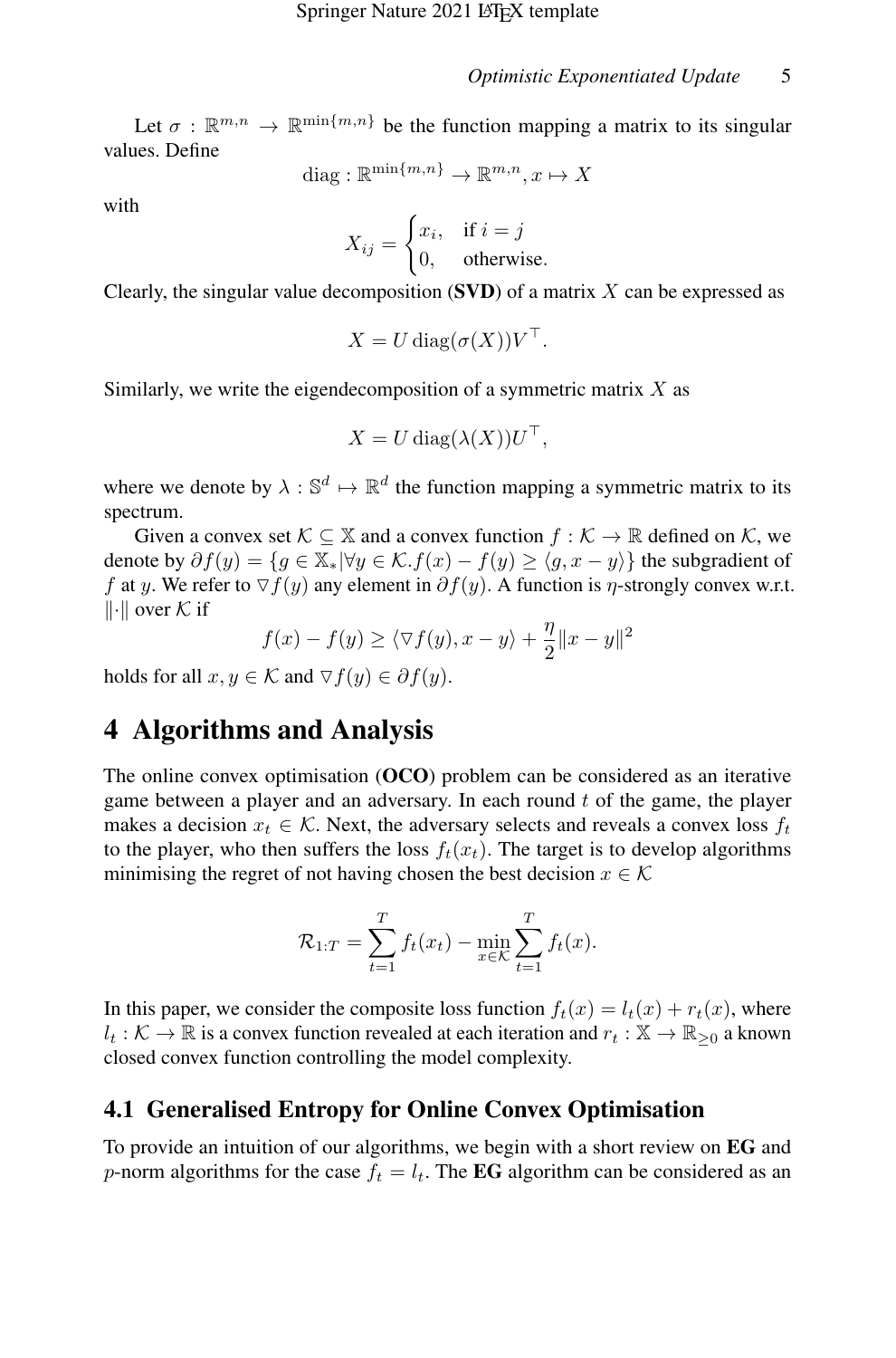Let $\sigma : \mathbb{R}^{m,n} \to \mathbb{R}^{\min\{m,n\}}$ be the function mapping a matrix to its singular values. Define

$$\operatorname{diag} : \mathbb{R}^{\min\{m,n\}} \to \mathbb{R}^{m,n}, x \mapsto X$$

with

$$X_{ij} = \begin{cases} x_i, & \text{if } i = j \\ 0, & \text{otherwise.} \end{cases}$$

Clearly, the singular value decomposition (**SVD**) of a matrix $X$ can be expressed as

$$X = U \operatorname{diag}(\sigma(X)) V^\top.$$

Similarly, we write the eigendecomposition of a symmetric matrix $X$ as

$$X = U \operatorname{diag}(\lambda(X)) U^\top,$$

where we denote by $\lambda : \mathbb{S}^d \mapsto \mathbb{R}^d$ the function mapping a symmetric matrix to its spectrum.

Given a convex set $\mathcal{K} \subseteq \mathbb{X}$ and a convex function $f : \mathcal{K} \to \mathbb{R}$ defined on $\mathcal{K}$, we denote by $\partial f(y) = \{g \in \mathbb{X}_* | \forall y \in \mathcal{K}. f(x) - f(y) \geq \langle g, x - y \rangle\}$ the subgradient of $f$ at $y$. We refer to $\triangledown f(y)$ any element in $\partial f(y)$. A function is $\eta$-strongly convex w.r.t. $\|\cdot\|$ over $\mathcal{K}$ if

$$f(x) - f(y) \geq \langle \triangledown f(y), x - y \rangle + \frac{\eta}{2} \|x - y\|^2$$

holds for all $x, y \in \mathcal{K}$ and $\triangledown f(y) \in \partial f(y)$.

# 4 Algorithms and Analysis

The online convex optimisation (**OCO**) problem can be considered as an iterative game between a player and an adversary. In each round $t$ of the game, the player makes a decision $x_t \in \mathcal{K}$. Next, the adversary selects and reveals a convex loss $f_t$ to the player, who then suffers the loss $f_t(x_t)$. The target is to develop algorithms minimising the regret of not having chosen the best decision $x \in \mathcal{K}$

$$\mathcal{R}_{1:T} = \sum_{t=1}^{T} f_t(x_t) - \min_{x \in \mathcal{K}} \sum_{t=1}^{T} f_t(x).$$

In this paper, we consider the composite loss function $f_t(x) = l_t(x) + r_t(x)$, where $l_t : \mathcal{K} \to \mathbb{R}$ is a convex function revealed at each iteration and $r_t : \mathbb{X} \to \mathbb{R}_{\geq 0}$ a known closed convex function controlling the model complexity.

## 4.1 Generalised Entropy for Online Convex Optimisation

To provide an intuition of our algorithms, we begin with a short review on **EG** and $p$-norm algorithms for the case $f_t = l_t$. The **EG** algorithm can be considered as an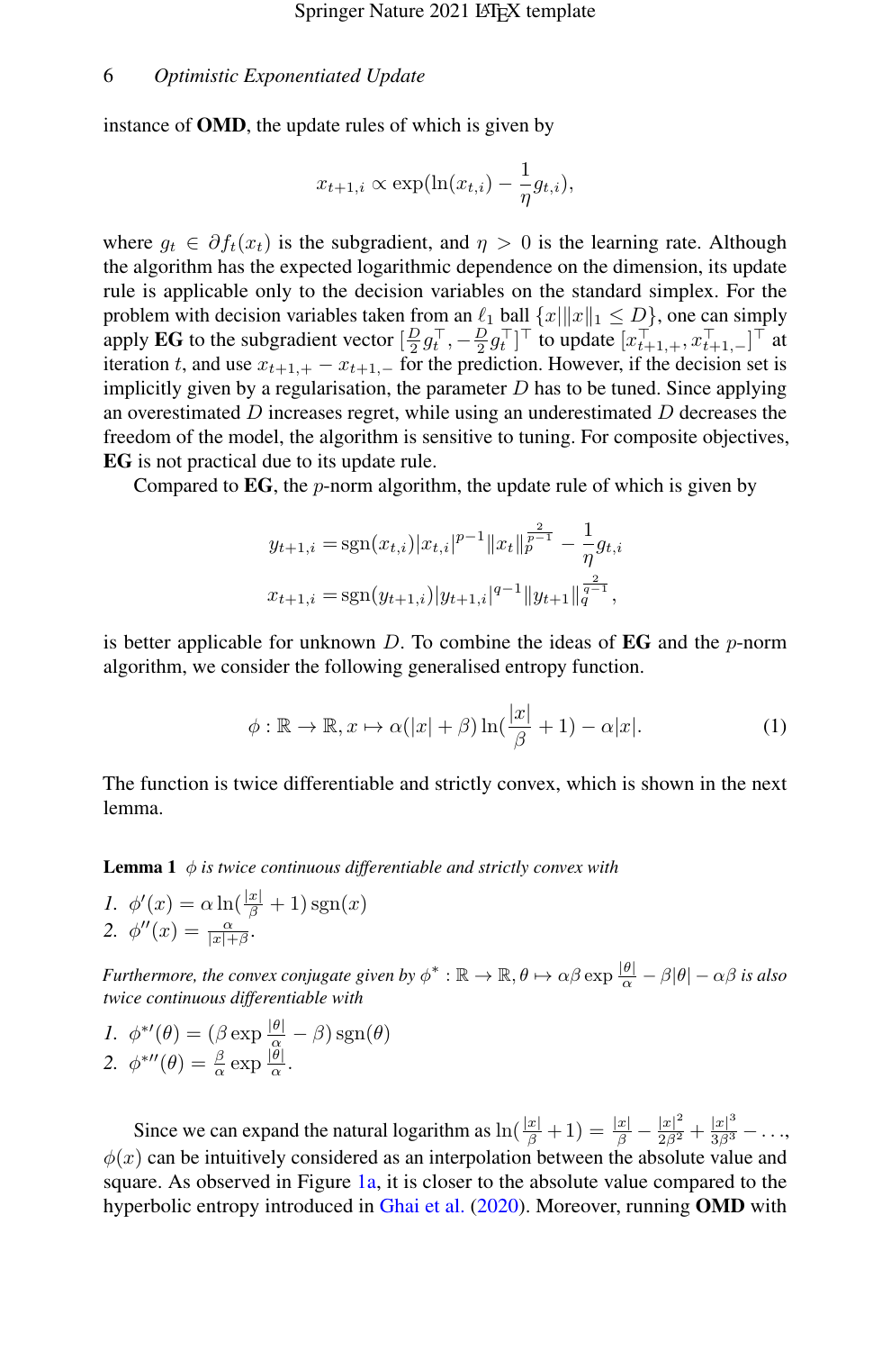instance of **OMD**, the update rules of which is given by

$$x_{t+1,i} \propto \exp(\ln(x_{t,i}) - \frac{1}{\eta} g_{t,i}),$$

where $g_t \in \partial f_t(x_t)$ is the subgradient, and $\eta > 0$ is the learning rate. Although the algorithm has the expected logarithmic dependence on the dimension, its update rule is applicable only to the decision variables on the standard simplex. For the problem with decision variables taken from an $\ell_1$ ball $\{x | \|x\|_1 \leq D\}$, one can simply apply **EG** to the subgradient vector $[\frac{D}{2} g_t^\top, -\frac{D}{2} g_t^\top]^\top$ to update $[x_{t+1,+}^\top, x_{t+1,-}^\top]^\top$ at iteration $t$, and use $x_{t+1,+} - x_{t+1,-}$ for the prediction. However, if the decision set is implicitly given by a regularisation, the parameter $D$ has to be tuned. Since applying an overestimated $D$ increases regret, while using an underestimated $D$ decreases the freedom of the model, the algorithm is sensitive to tuning. For composite objectives, **EG** is not practical due to its update rule.

Compared to **EG**, the $p$-norm algorithm, the update rule of which is given by

$$\begin{aligned}
y_{t+1,i} &= \operatorname{sgn}(x_{t,i}) |x_{t,i}|^{p-1} \|x_t\|_p^{\frac{2}{p-1}} - \frac{1}{\eta} g_{t,i} \\
x_{t+1,i} &= \operatorname{sgn}(y_{t+1,i}) |y_{t+1,i}|^{q-1} \|y_{t+1}\|_q^{\frac{2}{q-1}},
\end{aligned}$$

is better applicable for unknown $D$. To combine the ideas of **EG** and the $p$-norm algorithm, we consider the following generalised entropy function.

$$\phi : \mathbb{R} \to \mathbb{R}, x \mapsto \alpha(|x| + \beta) \ln(\frac{|x|}{\beta} + 1) - \alpha|x|. \tag{1}$$

The function is twice differentiable and strictly convex, which is shown in the next lemma.

**Lemma 1** *$\phi$ is twice continuous differentiable and strictly convex with*

1. $\phi'(x) = \alpha \ln(\frac{|x|}{\beta} + 1) \operatorname{sgn}(x)$
2. $\phi''(x) = \frac{\alpha}{|x| + \beta}$.

*Furthermore, the convex conjugate given by $\phi^* : \mathbb{R} \to \mathbb{R}, \theta \mapsto \alpha\beta \exp \frac{|\theta|}{\alpha} - \beta|\theta| - \alpha\beta$ is also twice continuous differentiable with*

1. $\phi^{*\prime}(\theta) = (\beta \exp \frac{|\theta|}{\alpha} - \beta) \operatorname{sgn}(\theta)$
2. $\phi^{*\prime\prime}(\theta) = \frac{\beta}{\alpha} \exp \frac{|\theta|}{\alpha}$.

Since we can expand the natural logarithm as $\ln(\frac{|x|}{\beta} + 1) = \frac{|x|}{\beta} - \frac{|x|^2}{2\beta^2} + \frac{|x|^3}{3\beta^3} - \ldots$, $\phi(x)$ can be intuitively considered as an interpolation between the absolute value and square. As observed in Figure 1a, it is closer to the absolute value compared to the hyperbolic entropy introduced in Ghai et al. (2020). Moreover, running **OMD** with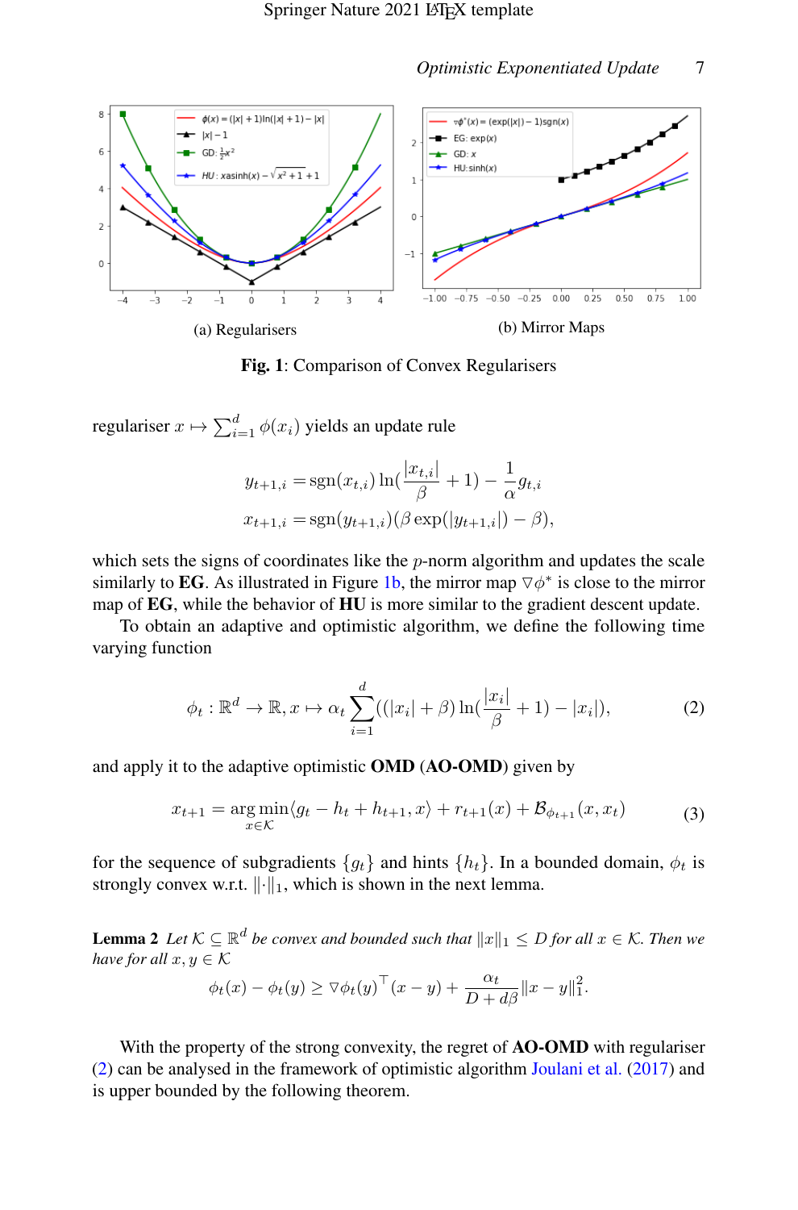(a) Regularisers

(b) Mirror Maps

**Fig. 1**: Comparison of Convex Regularisers

regulariser $x \mapsto \sum_{i=1}^{d} \phi(x_i)$ yields an update rule

$$
\begin{aligned}
y_{t+1,i} &= \operatorname{sgn}(x_{t,i}) \ln(\frac{|x_{t,i}|}{\beta} + 1) - \frac{1}{\alpha} g_{t,i} \\
x_{t+1,i} &= \operatorname{sgn}(y_{t+1,i})(\beta \exp(|y_{t+1,i}|) - \beta),
\end{aligned}
$$

which sets the signs of coordinates like the $p$-norm algorithm and updates the scale similarly to **EG**. As illustrated in Figure 1b, the mirror map $\nabla\phi^*$ is close to the mirror map of **EG**, while the behavior of **HU** is more similar to the gradient descent update.

To obtain an adaptive and optimistic algorithm, we define the following time varying function

$$
\phi_t : \mathbb{R}^d \to \mathbb{R}, x \mapsto \alpha_t \sum_{i=1}^{d} ((|x_i| + \beta) \ln(\frac{|x_i|}{\beta} + 1) - |x_i|), \tag{2}
$$

and apply it to the adaptive optimistic **OMD** (**AO-OMD**) given by

$$
x_{t+1} = \arg\min_{x \in \mathcal{K}} \langle g_t - h_t + h_{t+1}, x \rangle + r_{t+1}(x) + \mathcal{B}_{\phi_{t+1}}(x, x_t) \tag{3}
$$

for the sequence of subgradients $\{g_t\}$ and hints $\{h_t\}$. In a bounded domain, $\phi_t$ is strongly convex w.r.t. $\|\cdot\|_1$, which is shown in the next lemma.

**Lemma 2** *Let $\mathcal{K} \subseteq \mathbb{R}^d$ be convex and bounded such that $\|x\|_1 \leq D$ for all $x \in \mathcal{K}$. Then we have for all $x, y \in \mathcal{K}$*

$$
\phi_t(x) - \phi_t(y) \geq \nabla\phi_t(y)^\top (x - y) + \frac{\alpha_t}{D + d\beta} \|x - y\|_1^2.
$$

With the property of the strong convexity, the regret of **AO-OMD** with regulariser (2) can be analysed in the framework of optimistic algorithm Joulani et al. (2017) and is upper bounded by the following theorem.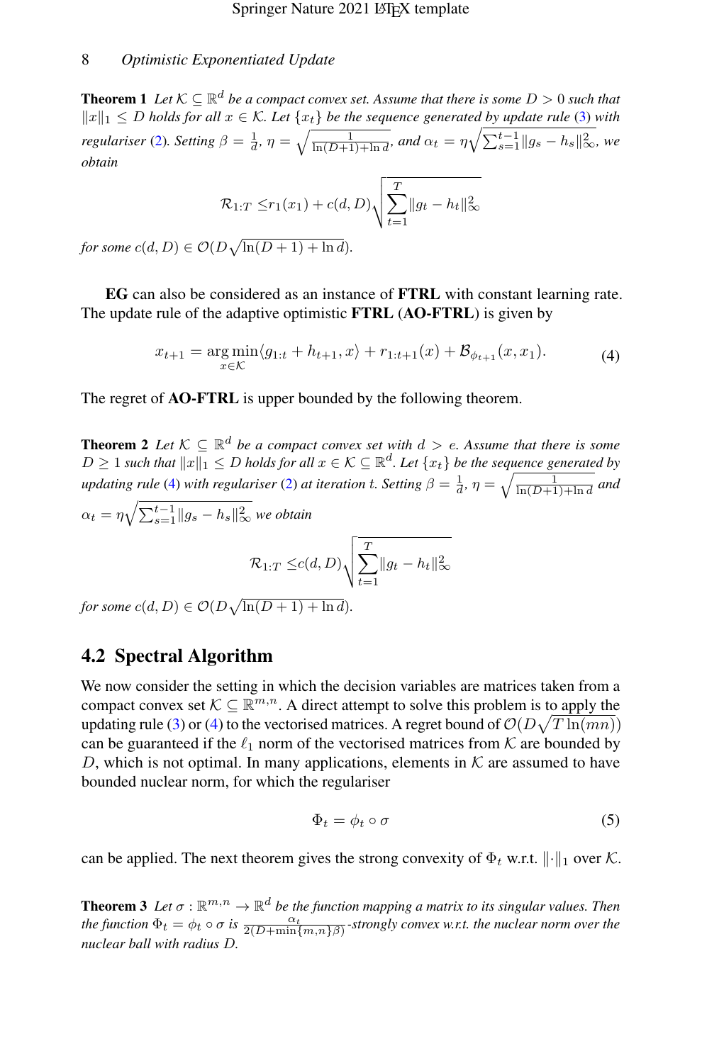**Theorem 1** *Let $\mathcal{K} \subseteq \mathbb{R}^d$ be a compact convex set. Assume that there is some $D > 0$ such that $\|x\|_1 \leq D$ holds for all $x \in \mathcal{K}$. Let $\{x_t\}$ be the sequence generated by update rule (3) with regulariser (2). Setting $\beta = \frac{1}{d}$, $\eta = \sqrt{\frac{1}{\ln(D+1)+\ln d}}$, and $\alpha_t = \eta\sqrt{\sum_{s=1}^{t-1}\|g_s - h_s\|_\infty^2}$, we obtain*

$$\mathcal{R}_{1:T} \leq r_1(x_1) + c(d, D)\sqrt{\sum_{t=1}^{T}\|g_t - h_t\|_\infty^2}$$

*for some $c(d, D) \in \mathcal{O}(D\sqrt{\ln(D+1) + \ln d})$.*

**EG** can also be considered as an instance of **FTRL** with constant learning rate. The update rule of the adaptive optimistic **FTRL** (**AO-FTRL**) is given by

$$x_{t+1} = \arg\min_{x \in \mathcal{K}} \langle g_{1:t} + h_{t+1}, x\rangle + r_{1:t+1}(x) + \mathcal{B}_{\phi_{t+1}}(x, x_1). \tag{4}$$

The regret of **AO-FTRL** is upper bounded by the following theorem.

**Theorem 2** *Let $\mathcal{K} \subseteq \mathbb{R}^d$ be a compact convex set with $d > e$. Assume that there is some $D \geq 1$ such that $\|x\|_1 \leq D$ holds for all $x \in \mathcal{K} \subseteq \mathbb{R}^d$. Let $\{x_t\}$ be the sequence generated by updating rule (4) with regulariser (2) at iteration $t$. Setting $\beta = \frac{1}{d}$, $\eta = \sqrt{\frac{1}{\ln(D+1)+\ln d}}$ and $\alpha_t = \eta\sqrt{\sum_{s=1}^{t-1}\|g_s - h_s\|_\infty^2}$ we obtain*

$$\mathcal{R}_{1:T} \leq c(d, D)\sqrt{\sum_{t=1}^{T}\|g_t - h_t\|_\infty^2}$$

*for some $c(d, D) \in \mathcal{O}(D\sqrt{\ln(D+1) + \ln d})$.*

## 4.2 Spectral Algorithm

We now consider the setting in which the decision variables are matrices taken from a compact convex set $\mathcal{K} \subseteq \mathbb{R}^{m,n}$. A direct attempt to solve this problem is to apply the updating rule (3) or (4) to the vectorised matrices. A regret bound of $\mathcal{O}(D\sqrt{T\ln(mn)})$ can be guaranteed if the $\ell_1$ norm of the vectorised matrices from $\mathcal{K}$ are bounded by $D$, which is not optimal. In many applications, elements in $\mathcal{K}$ are assumed to have bounded nuclear norm, for which the regulariser

$$\Phi_t = \phi_t \circ \sigma \tag{5}$$

can be applied. The next theorem gives the strong convexity of $\Phi_t$ w.r.t. $\|\cdot\|_1$ over $\mathcal{K}$.

**Theorem 3** *Let $\sigma : \mathbb{R}^{m,n} \to \mathbb{R}^d$ be the function mapping a matrix to its singular values. Then the function $\Phi_t = \phi_t \circ \sigma$ is $\frac{\alpha_t}{2(D+\min\{m,n\}\beta)}$-strongly convex w.r.t. the nuclear norm over the nuclear ball with radius $D$.*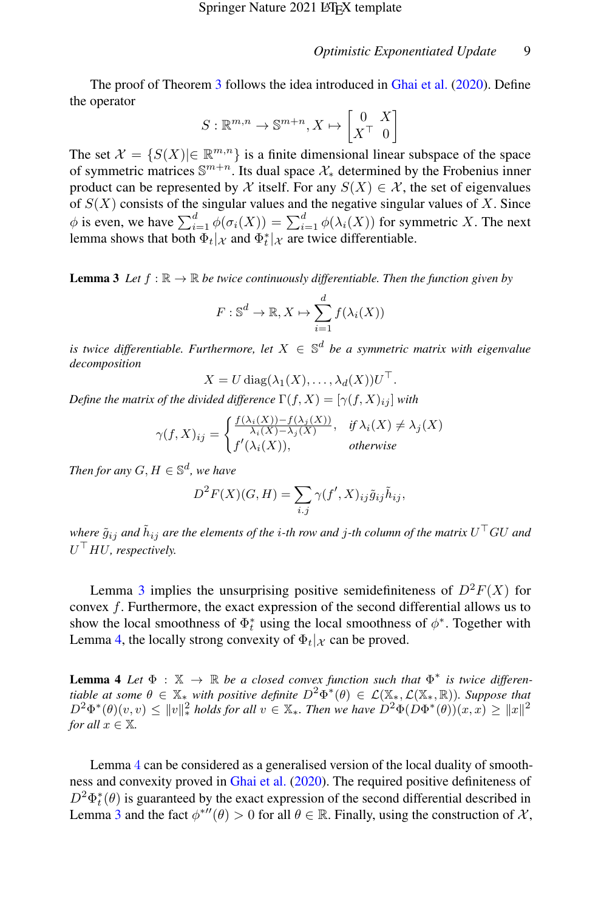The proof of Theorem 3 follows the idea introduced in Ghai et al. (2020). Define the operator

$$S : \mathbb{R}^{m,n} \to \mathbb{S}^{m+n}, X \mapsto \begin{bmatrix} 0 & X \\ X^\top & 0 \end{bmatrix}$$

The set $\mathcal{X} = \{S(X) | \in \mathbb{R}^{m,n}\}$ is a finite dimensional linear subspace of the space of symmetric matrices $\mathbb{S}^{m+n}$. Its dual space $\mathcal{X}_*$ determined by the Frobenius inner product can be represented by $\mathcal{X}$ itself. For any $S(X) \in \mathcal{X}$, the set of eigenvalues of $S(X)$ consists of the singular values and the negative singular values of $X$. Since $\phi$ is even, we have $\sum_{i=1}^d \phi(\sigma_i(X)) = \sum_{i=1}^d \phi(\lambda_i(X))$ for symmetric $X$. The next lemma shows that both $\Phi_t|_{\mathcal{X}}$ and $\Phi_t^*|_{\mathcal{X}}$ are twice differentiable.

**Lemma 3** *Let $f : \mathbb{R} \to \mathbb{R}$ be twice continuously differentiable. Then the function given by*

$$F : \mathbb{S}^d \to \mathbb{R}, X \mapsto \sum_{i=1}^d f(\lambda_i(X))$$

*is twice differentiable. Furthermore, let $X \in \mathbb{S}^d$ be a symmetric matrix with eigenvalue decomposition*

$$X = U \operatorname{diag}(\lambda_1(X), \ldots, \lambda_d(X)) U^\top.$$

*Define the matrix of the divided difference $\Gamma(f, X) = [\gamma(f, X)_{ij}]$ with*

$$\gamma(f, X)_{ij} = \begin{cases} \frac{f(\lambda_i(X)) - f(\lambda_j(X))}{\lambda_i(X) - \lambda_j(X)}, & \text{if } \lambda_i(X) \neq \lambda_j(X) \\ f'(\lambda_i(X)), & \text{otherwise} \end{cases}$$

*Then for any $G, H \in \mathbb{S}^d$, we have*

$$D^2 F(X)(G, H) = \sum_{i,j} \gamma(f', X)_{ij} \tilde{g}_{ij} \tilde{h}_{ij},$$

*where $\tilde{g}_{ij}$ and $\tilde{h}_{ij}$ are the elements of the $i$-th row and $j$-th column of the matrix $U^\top G U$ and $U^\top H U$, respectively.*

Lemma 3 implies the unsurprising positive semidefiniteness of $D^2 F(X)$ for convex $f$. Furthermore, the exact expression of the second differential allows us to show the local smoothness of $\Phi_t^*$ using the local smoothness of $\phi^*$. Together with Lemma 4, the locally strong convexity of $\Phi_t|_{\mathcal{X}}$ can be proved.

**Lemma 4** *Let $\Phi : \mathbb{X} \to \mathbb{R}$ be a closed convex function such that $\Phi^*$ is twice differentiable at some $\theta \in \mathbb{X}_*$ with positive definite $D^2 \Phi^*(\theta) \in \mathcal{L}(\mathbb{X}_*, \mathcal{L}(\mathbb{X}_*, \mathbb{R}))$. Suppose that $D^2 \Phi^*(\theta)(v, v) \leq \|v\|_*^2$ holds for all $v \in \mathbb{X}_*$. Then we have $D^2 \Phi(D\Phi^*(\theta))(x, x) \geq \|x\|^2$ for all $x \in \mathbb{X}$.*

Lemma 4 can be considered as a generalised version of the local duality of smoothness and convexity proved in Ghai et al. (2020). The required positive definiteness of $D^2 \Phi_t^*(\theta)$ is guaranteed by the exact expression of the second differential described in Lemma 3 and the fact $\phi^{*\prime\prime}(\theta) > 0$ for all $\theta \in \mathbb{R}$. Finally, using the construction of $\mathcal{X}$,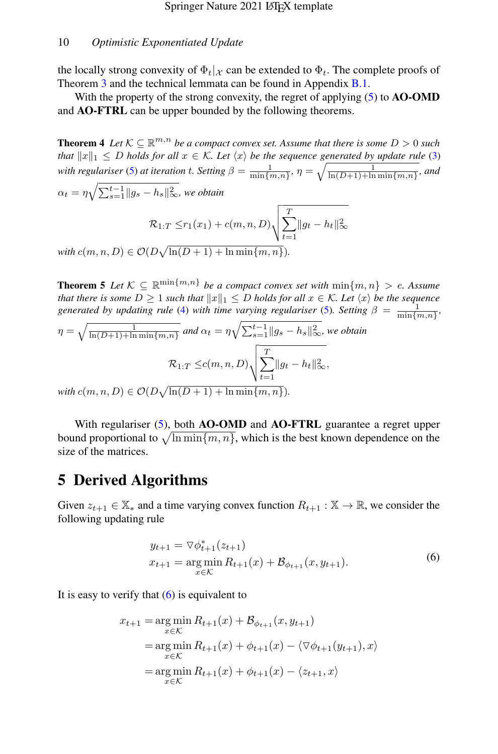the locally strong convexity of $\Phi_t|_{\mathcal{X}}$ can be extended to $\Phi_t$. The complete proofs of Theorem 3 and the technical lemmata can be found in Appendix B.1.

With the property of the strong convexity, the regret of applying (5) to **AO-OMD** and **AO-FTRL** can be upper bounded by the following theorems.

**Theorem 4** *Let $\mathcal{K} \subseteq \mathbb{R}^{m,n}$ be a compact convex set. Assume that there is some $D > 0$ such that $\|x\|_1 \leq D$ holds for all $x \in \mathcal{K}$. Let $\langle x \rangle$ be the sequence generated by update rule (3) with regulariser (5) at iteration $t$. Setting $\beta = \frac{1}{\min\{m,n\}}$, $\eta = \sqrt{\frac{1}{\ln(D+1)+\ln\min\{m,n\}}}$, and $\alpha_t = \eta\sqrt{\sum_{s=1}^{t-1}\|g_s - h_s\|_\infty^2}$, we obtain*

$$\mathcal{R}_{1:T} \leq r_1(x_1) + c(m,n,D)\sqrt{\sum_{t=1}^{T}\|g_t - h_t\|_\infty^2}$$

*with $c(m,n,D) \in \mathcal{O}(D\sqrt{\ln(D+1)+\ln\min\{m,n\}})$.*

**Theorem 5** *Let $\mathcal{K} \subseteq \mathbb{R}^{\min\{m,n\}}$ be a compact convex set with $\min\{m,n\} > e$. Assume that there is some $D \geq 1$ such that $\|x\|_1 \leq D$ holds for all $x \in \mathcal{K}$. Let $\langle x \rangle$ be the sequence generated by updating rule (4) with time varying regulariser (5). Setting $\beta = \frac{1}{\min\{m,n\}}$, $\eta = \sqrt{\frac{1}{\ln(D+1)+\ln\min\{m,n\}}}$ and $\alpha_t = \eta\sqrt{\sum_{s=1}^{t-1}\|g_s - h_s\|_\infty^2}$, we obtain*

$$\mathcal{R}_{1:T} \leq c(m,n,D)\sqrt{\sum_{t=1}^{T}\|g_t - h_t\|_\infty^2},$$

*with $c(m,n,D) \in \mathcal{O}(D\sqrt{\ln(D+1)+\ln\min\{m,n\}})$.*

With regulariser (5), both **AO-OMD** and **AO-FTRL** guarantee a regret upper bound proportional to $\sqrt{\ln\min\{m,n\}}$, which is the best known dependence on the size of the matrices.

# 5 Derived Algorithms

Given $z_{t+1} \in \mathbb{X}_*$ and a time varying convex function $R_{t+1} : \mathbb{X} \to \mathbb{R}$, we consider the following updating rule

$$\begin{aligned} y_{t+1} &= \nabla\phi_{t+1}^*(z_{t+1}) \\ x_{t+1} &= \arg\min_{x\in\mathcal{K}} R_{t+1}(x) + \mathcal{B}_{\phi_{t+1}}(x, y_{t+1}). \end{aligned} \tag{6}$$

It is easy to verify that (6) is equivalent to

$$\begin{aligned} x_{t+1} &= \arg\min_{x\in\mathcal{K}} R_{t+1}(x) + \mathcal{B}_{\phi_{t+1}}(x, y_{t+1}) \\ &= \arg\min_{x\in\mathcal{K}} R_{t+1}(x) + \phi_{t+1}(x) - \langle\nabla\phi_{t+1}(y_{t+1}), x\rangle \\ &= \arg\min_{x\in\mathcal{K}} R_{t+1}(x) + \phi_{t+1}(x) - \langle z_{t+1}, x\rangle \end{aligned}$$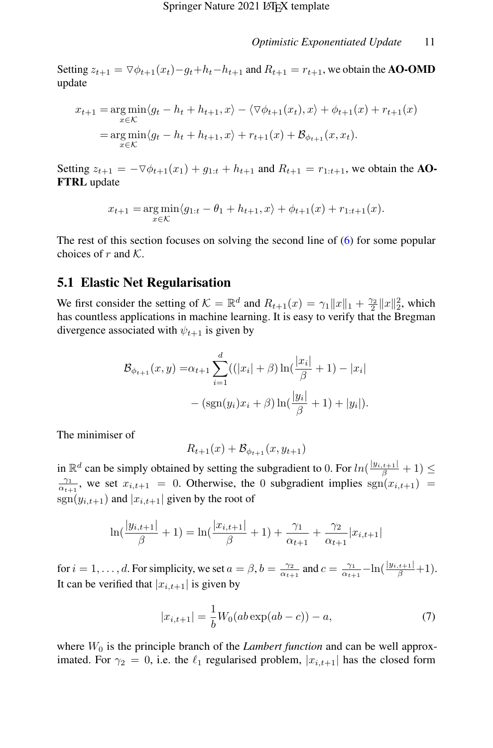Setting $z_{t+1} = \nabla\phi_{t+1}(x_t) - g_t + h_t - h_{t+1}$ and $R_{t+1} = r_{t+1}$, we obtain the **AO-OMD** update

$$
\begin{aligned}
x_{t+1} =& \arg\min_{x\in\mathcal{K}} \langle g_t - h_t + h_{t+1}, x\rangle - \langle \nabla\phi_{t+1}(x_t), x\rangle + \phi_{t+1}(x) + r_{t+1}(x) \\
=& \arg\min_{x\in\mathcal{K}} \langle g_t - h_t + h_{t+1}, x\rangle + r_{t+1}(x) + \mathcal{B}_{\phi_{t+1}}(x, x_t).
\end{aligned}
$$

Setting $z_{t+1} = -\nabla\phi_{t+1}(x_1) + g_{1:t} + h_{t+1}$ and $R_{t+1} = r_{1:t+1}$, we obtain the **AO-FTRL** update

$$
x_{t+1} = \arg\min_{x\in\mathcal{K}} \langle g_{1:t} - \theta_1 + h_{t+1}, x\rangle + \phi_{t+1}(x) + r_{1:t+1}(x).
$$

The rest of this section focuses on solving the second line of (6) for some popular choices of $r$ and $\mathcal{K}$.

## 5.1 Elastic Net Regularisation

We first consider the setting of $\mathcal{K} = \mathbb{R}^d$ and $R_{t+1}(x) = \gamma_1\|x\|_1 + \frac{\gamma_2}{2}\|x\|_2^2$, which has countless applications in machine learning. It is easy to verify that the Bregman divergence associated with $\psi_{t+1}$ is given by

$$
\begin{aligned}
\mathcal{B}_{\phi_{t+1}}(x, y) =& \alpha_{t+1}\sum_{i=1}^{d}((|x_i| + \beta)\ln(\frac{|x_i|}{\beta} + 1) - |x_i| \\
& - (\operatorname{sgn}(y_i)x_i + \beta)\ln(\frac{|y_i|}{\beta} + 1) + |y_i|).
\end{aligned}
$$

The minimiser of

$$
R_{t+1}(x) + \mathcal{B}_{\phi_{t+1}}(x, y_{t+1})
$$

in $\mathbb{R}^d$ can be simply obtained by setting the subgradient to 0. For $ln(\frac{|y_{i,t+1}|}{\beta} + 1) \leq \frac{\gamma_1}{\alpha_{t+1}}$, we set $x_{i,t+1} = 0$. Otherwise, the 0 subgradient implies $\operatorname{sgn}(x_{i,t+1}) = \operatorname{sgn}(y_{i,t+1})$ and $|x_{i,t+1}|$ given by the root of

$$
\ln(\frac{|y_{i,t+1}|}{\beta} + 1) = \ln(\frac{|x_{i,t+1}|}{\beta} + 1) + \frac{\gamma_1}{\alpha_{t+1}} + \frac{\gamma_2}{\alpha_{t+1}}|x_{i,t+1}|
$$

for $i = 1, \ldots, d$. For simplicity, we set $a = \beta$, $b = \frac{\gamma_2}{\alpha_{t+1}}$ and $c = \frac{\gamma_1}{\alpha_{t+1}} - \ln(\frac{|y_{i,t+1}|}{\beta} + 1)$. It can be verified that $|x_{i,t+1}|$ is given by

$$
|x_{i,t+1}| = \frac{1}{b}W_0(ab\exp(ab - c)) - a, \tag{7}
$$

where $W_0$ is the principle branch of the *Lambert function* and can be well approximated. For $\gamma_2 = 0$, i.e. the $\ell_1$ regularised problem, $|x_{i,t+1}|$ has the closed form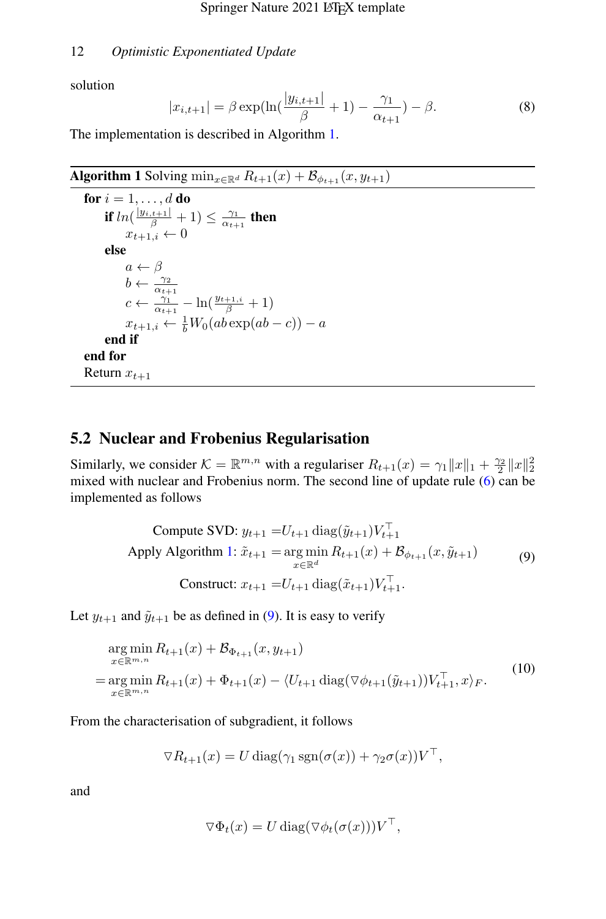solution

$$|x_{i,t+1}| = \beta \exp(\ln(\frac{|y_{i,t+1}|}{\beta} + 1) - \frac{\gamma_1}{\alpha_{t+1}}) - \beta. \tag{8}$$

The implementation is described in Algorithm 1.

---

**Algorithm 1** Solving $\min_{x \in \mathbb{R}^d} R_{t+1}(x) + \mathcal{B}_{\phi_{t+1}}(x, y_{t+1})$

---

**for** $i = 1, \dots, d$ **do**
&nbsp;&nbsp;&nbsp;&nbsp;**if** $ln(\frac{|y_{i,t+1}|}{\beta} + 1) \leq \frac{\gamma_1}{\alpha_{t+1}}$ **then**
&nbsp;&nbsp;&nbsp;&nbsp;&nbsp;&nbsp;&nbsp;&nbsp;$x_{t+1,i} \leftarrow 0$
&nbsp;&nbsp;&nbsp;&nbsp;**else**
&nbsp;&nbsp;&nbsp;&nbsp;&nbsp;&nbsp;&nbsp;&nbsp;$a \leftarrow \beta$
&nbsp;&nbsp;&nbsp;&nbsp;&nbsp;&nbsp;&nbsp;&nbsp;$b \leftarrow \frac{\gamma_2}{\alpha_{t+1}}$
&nbsp;&nbsp;&nbsp;&nbsp;&nbsp;&nbsp;&nbsp;&nbsp;$c \leftarrow \frac{\gamma_1}{\alpha_{t+1}} - \ln(\frac{y_{t+1,i}}{\beta} + 1)$
&nbsp;&nbsp;&nbsp;&nbsp;&nbsp;&nbsp;&nbsp;&nbsp;$x_{t+1,i} \leftarrow \frac{1}{b} W_0(ab \exp(ab - c)) - a$
&nbsp;&nbsp;&nbsp;&nbsp;**end if**
**end for**
Return $x_{t+1}$

---

## 5.2 Nuclear and Frobenius Regularisation

Similarly, we consider $\mathcal{K} = \mathbb{R}^{m,n}$ with a regulariser $R_{t+1}(x) = \gamma_1 \|x\|_1 + \frac{\gamma_2}{2}\|x\|_2^2$ mixed with nuclear and Frobenius norm. The second line of update rule (6) can be implemented as follows

$$\begin{aligned}
\text{Compute SVD: } y_{t+1} &= U_{t+1} \operatorname{diag}(\tilde{y}_{t+1}) V_{t+1}^\top \\
\text{Apply Algorithm 1: } \tilde{x}_{t+1} &= \arg\min_{x \in \mathbb{R}^d} R_{t+1}(x) + \mathcal{B}_{\phi_{t+1}}(x, \tilde{y}_{t+1}) \\
\text{Construct: } x_{t+1} &= U_{t+1} \operatorname{diag}(\tilde{x}_{t+1}) V_{t+1}^\top .
\end{aligned} \tag{9}$$

Let $y_{t+1}$ and $\tilde{y}_{t+1}$ be as defined in (9). It is easy to verify

$$\begin{aligned}
&\arg\min_{x \in \mathbb{R}^{m,n}} R_{t+1}(x) + \mathcal{B}_{\Phi_{t+1}}(x, y_{t+1}) \\
=& \arg\min_{x \in \mathbb{R}^{m,n}} R_{t+1}(x) + \Phi_{t+1}(x) - \langle U_{t+1} \operatorname{diag}(\nabla \phi_{t+1}(\tilde{y}_{t+1})) V_{t+1}^\top, x \rangle_F .
\end{aligned} \tag{10}$$

From the characterisation of subgradient, it follows

$$\nabla R_{t+1}(x) = U \operatorname{diag}(\gamma_1 \operatorname{sgn}(\sigma(x)) + \gamma_2 \sigma(x)) V^\top,$$

and

$$\nabla \Phi_t(x) = U \operatorname{diag}(\nabla \phi_t(\sigma(x))) V^\top,$$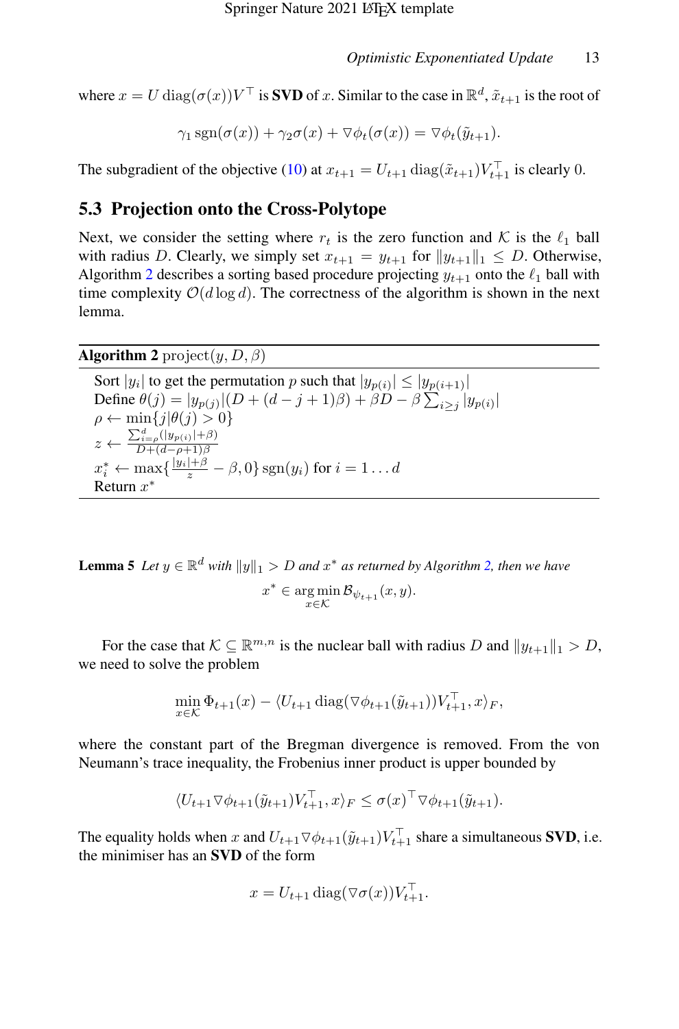where $x = U \operatorname{diag}(\sigma(x))V^\top$ is **SVD** of $x$. Similar to the case in $\mathbb{R}^d$, $\tilde{x}_{t+1}$ is the root of

$$\gamma_1 \operatorname{sgn}(\sigma(x)) + \gamma_2 \sigma(x) + \nabla\phi_t(\sigma(x)) = \nabla\phi_t(\tilde{y}_{t+1}).$$

The subgradient of the objective (10) at $x_{t+1} = U_{t+1} \operatorname{diag}(\tilde{x}_{t+1})V_{t+1}^\top$ is clearly 0.

## 5.3 Projection onto the Cross-Polytope

Next, we consider the setting where $r_t$ is the zero function and $\mathcal{K}$ is the $\ell_1$ ball with radius $D$. Clearly, we simply set $x_{t+1} = y_{t+1}$ for $\|y_{t+1}\|_1 \leq D$. Otherwise, Algorithm 2 describes a sorting based procedure projecting $y_{t+1}$ onto the $\ell_1$ ball with time complexity $\mathcal{O}(d \log d)$. The correctness of the algorithm is shown in the next lemma.

**Algorithm 2** $\operatorname{project}(y, D, \beta)$

```
Sort |y_i| to get the permutation p such that |y_{p(i)}| ≤ |y_{p(i+1)}|
Define θ(j) = |y_{p(j)}|(D + (d − j + 1)β) + βD − β Σ_{i≥j} |y_{p(i)}|
ρ ← min{j | θ(j) > 0}
z ← Σ_{i=ρ}^{d} (|y_{p(i)}| + β) / (D + (d − ρ + 1)β)
x*_i ← max{(|y_i| + β)/z − β, 0} sgn(y_i) for i = 1 . . . d
Return x*
```

- Sort $|y_i|$ to get the permutation $p$ such that $|y_{p(i)}| \leq |y_{p(i+1)}|$
- Define $\theta(j) = |y_{p(j)}|(D + (d-j+1)\beta) + \beta D - \beta \sum_{i \geq j} |y_{p(i)}|$
- $\rho \leftarrow \min\{j | \theta(j) > 0\}$
- $z \leftarrow \frac{\sum_{i=\rho}^{d}(|y_{p(i)}| + \beta)}{D + (d-\rho+1)\beta}$
- $x_i^* \leftarrow \max\{\frac{|y_i| + \beta}{z} - \beta, 0\} \operatorname{sgn}(y_i)$ for $i = 1 \ldots d$
- Return $x^*$

**Lemma 5** *Let $y \in \mathbb{R}^d$ with $\|y\|_1 > D$ and $x^*$ as returned by Algorithm 2, then we have*

$$x^* \in \operatorname*{arg\,min}_{x \in \mathcal{K}} \mathcal{B}_{\psi_{t+1}}(x, y).$$

For the case that $\mathcal{K} \subseteq \mathbb{R}^{m,n}$ is the nuclear ball with radius $D$ and $\|y_{t+1}\|_1 > D$, we need to solve the problem

$$\min_{x \in \mathcal{K}} \Phi_{t+1}(x) - \langle U_{t+1} \operatorname{diag}(\nabla\phi_{t+1}(\tilde{y}_{t+1}))V_{t+1}^\top, x\rangle_F,$$

where the constant part of the Bregman divergence is removed. From the von Neumann's trace inequality, the Frobenius inner product is upper bounded by

$$\langle U_{t+1} \nabla\phi_{t+1}(\tilde{y}_{t+1})V_{t+1}^\top, x\rangle_F \leq \sigma(x)^\top \nabla\phi_{t+1}(\tilde{y}_{t+1}).$$

The equality holds when $x$ and $U_{t+1} \nabla\phi_{t+1}(\tilde{y}_{t+1})V_{t+1}^\top$ share a simultaneous **SVD**, i.e. the minimiser has an **SVD** of the form

$$x = U_{t+1} \operatorname{diag}(\nabla\sigma(x))V_{t+1}^\top.$$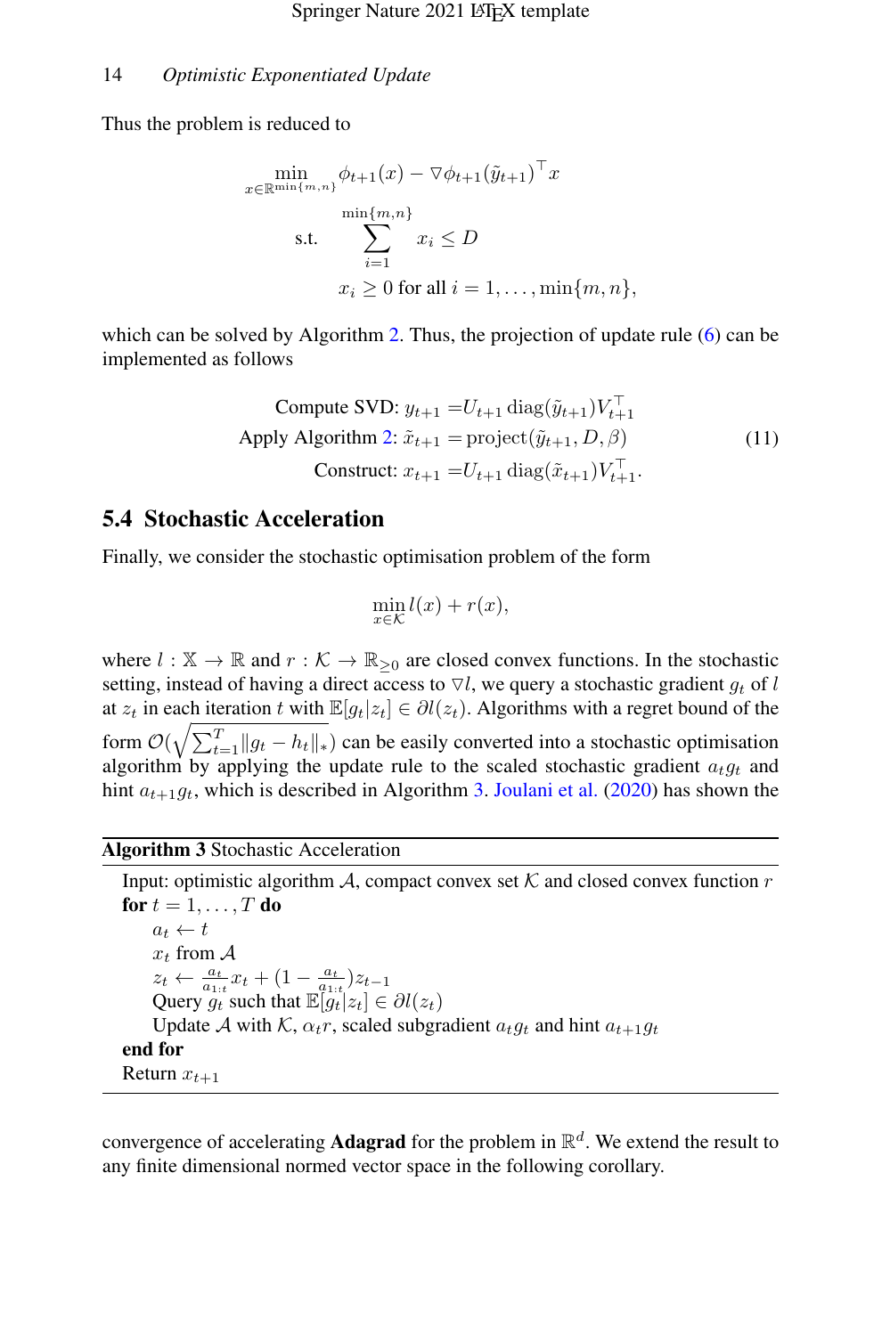Thus the problem is reduced to

$$
\begin{aligned}
\min_{x\in\mathbb{R}^{\min\{m,n\}}} \ & \phi_{t+1}(x) - \nabla\phi_{t+1}(\tilde{y}_{t+1})^\top x \\
\text{s.t.} \ & \sum_{i=1}^{\min\{m,n\}} x_i \leq D \\
& x_i \geq 0 \text{ for all } i = 1,\dots,\min\{m,n\},
\end{aligned}
$$

which can be solved by Algorithm 2. Thus, the projection of update rule (6) can be implemented as follows

$$
\begin{aligned}
\text{Compute SVD: } y_{t+1} &= U_{t+1}\operatorname{diag}(\tilde{y}_{t+1})V_{t+1}^\top \\
\text{Apply Algorithm 2: } \tilde{x}_{t+1} &= \operatorname{project}(\tilde{y}_{t+1}, D, \beta) \\
\text{Construct: } x_{t+1} &= U_{t+1}\operatorname{diag}(\tilde{x}_{t+1})V_{t+1}^\top.
\end{aligned} \tag{11}
$$

## 5.4 Stochastic Acceleration

Finally, we consider the stochastic optimisation problem of the form

$$
\min_{x\in\mathcal{K}} l(x) + r(x),
$$

where $l : \mathbb{X} \to \mathbb{R}$ and $r : \mathcal{K} \to \mathbb{R}_{\geq 0}$ are closed convex functions. In the stochastic setting, instead of having a direct access to $\nabla l$, we query a stochastic gradient $g_t$ of $l$ at $z_t$ in each iteration $t$ with $\mathbb{E}[g_t|z_t] \in \partial l(z_t)$. Algorithms with a regret bound of the form $\mathcal{O}(\sqrt{\sum_{t=1}^T \|g_t - h_t\|_*})$ can be easily converted into a stochastic optimisation algorithm by applying the update rule to the scaled stochastic gradient $a_t g_t$ and hint $a_{t+1}g_t$, which is described in Algorithm 3. Joulani et al. (2020) has shown the

**Algorithm 3** Stochastic Acceleration

Input: optimistic algorithm $\mathcal{A}$, compact convex set $\mathcal{K}$ and closed convex function $r$
**for** $t = 1,\dots,T$ **do**
  $a_t \leftarrow t$
  $x_t$ from $\mathcal{A}$
  $z_t \leftarrow \frac{a_t}{a_{1:t}} x_t + (1 - \frac{a_t}{a_{1:t}}) z_{t-1}$
  Query $g_t$ such that $\mathbb{E}[g_t|z_t] \in \partial l(z_t)$
  Update $\mathcal{A}$ with $\mathcal{K}$, $\alpha_t r$, scaled subgradient $a_t g_t$ and hint $a_{t+1} g_t$
**end for**
Return $x_{t+1}$

convergence of accelerating **Adagrad** for the problem in $\mathbb{R}^d$. We extend the result to any finite dimensional normed vector space in the following corollary.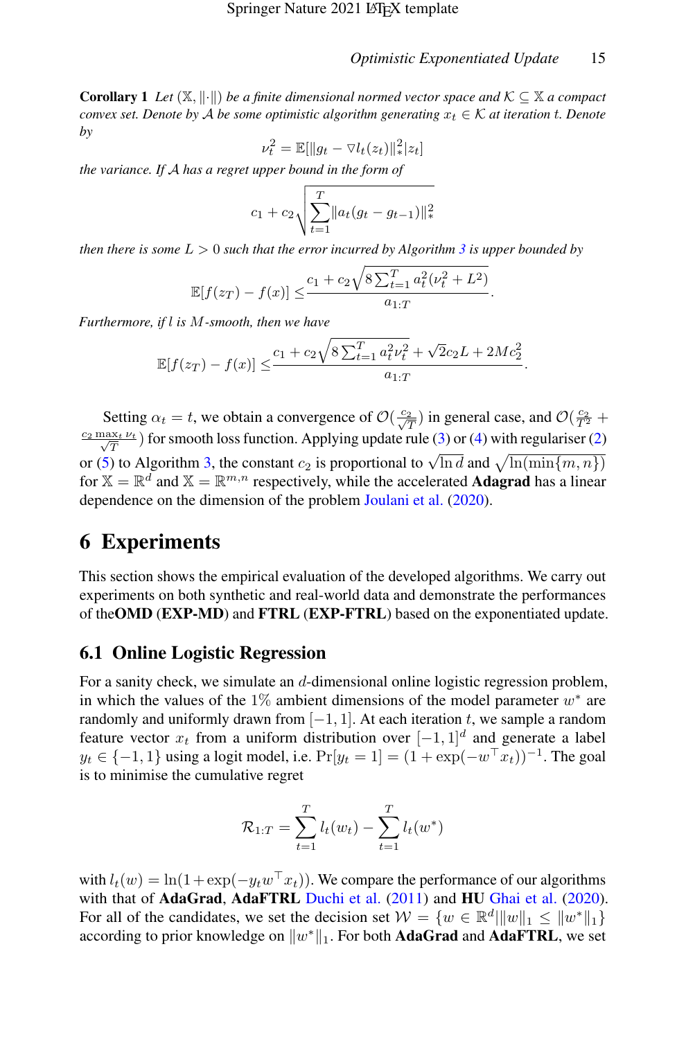**Corollary 1** *Let $(\mathbb{X}, \|\cdot\|)$ be a finite dimensional normed vector space and $\mathcal{K} \subseteq \mathbb{X}$ a compact convex set. Denote by $\mathcal{A}$ be some optimistic algorithm generating $x_t \in \mathcal{K}$ at iteration $t$. Denote by*

$$\nu_t^2 = \mathbb{E}[\|g_t - \nabla l_t(z_t)\|_*^2 | z_t]$$

*the variance. If $\mathcal{A}$ has a regret upper bound in the form of*

$$c_1 + c_2 \sqrt{\sum_{t=1}^{T} \|a_t(g_t - g_{t-1})\|_*^2}$$

*then there is some $L > 0$ such that the error incurred by Algorithm 3 is upper bounded by*

$$\mathbb{E}[f(z_T) - f(x)] \leq \frac{c_1 + c_2\sqrt{8\sum_{t=1}^{T} a_t^2(\nu_t^2 + L^2)}}{a_{1:T}}.$$

*Furthermore, if $l$ is $M$-smooth, then we have*

$$\mathbb{E}[f(z_T) - f(x)] \leq \frac{c_1 + c_2\sqrt{8\sum_{t=1}^{T} a_t^2 \nu_t^2} + \sqrt{2}c_2 L + 2Mc_2^2}{a_{1:T}}.$$

Setting $\alpha_t = t$, we obtain a convergence of $\mathcal{O}(\frac{c_2}{\sqrt{T}})$ in general case, and $\mathcal{O}(\frac{c_2}{T^2} + \frac{c_2 \max_t \nu_t}{\sqrt{T}})$ for smooth loss function. Applying update rule (3) or (4) with regulariser (2) or (5) to Algorithm 3, the constant $c_2$ is proportional to $\sqrt{\ln d}$ and $\sqrt{\ln(\min\{m, n\})}$ for $\mathbb{X} = \mathbb{R}^d$ and $\mathbb{X} = \mathbb{R}^{m,n}$ respectively, while the accelerated **Adagrad** has a linear dependence on the dimension of the problem Joulani et al. (2020).

# 6 Experiments

This section shows the empirical evaluation of the developed algorithms. We carry out experiments on both synthetic and real-world data and demonstrate the performances of the**OMD** (**EXP-MD**) and **FTRL** (**EXP-FTRL**) based on the exponentiated update.

## 6.1 Online Logistic Regression

For a sanity check, we simulate an $d$-dimensional online logistic regression problem, in which the values of the $1\%$ ambient dimensions of the model parameter $w^*$ are randomly and uniformly drawn from $[-1, 1]$. At each iteration $t$, we sample a random feature vector $x_t$ from a uniform distribution over $[-1, 1]^d$ and generate a label $y_t \in \{-1, 1\}$ using a logit model, i.e. $\Pr[y_t = 1] = (1 + \exp(-w^\top x_t))^{-1}$. The goal is to minimise the cumulative regret

$$\mathcal{R}_{1:T} = \sum_{t=1}^{T} l_t(w_t) - \sum_{t=1}^{T} l_t(w^*)$$

with $l_t(w) = \ln(1 + \exp(-y_t w^\top x_t))$. We compare the performance of our algorithms with that of **AdaGrad**, **AdaFTRL** Duchi et al. (2011) and **HU** Ghai et al. (2020). For all of the candidates, we set the decision set $\mathcal{W} = \{w \in \mathbb{R}^d | \|w\|_1 \leq \|w^*\|_1\}$ according to prior knowledge on $\|w^*\|_1$. For both **AdaGrad** and **AdaFTRL**, we set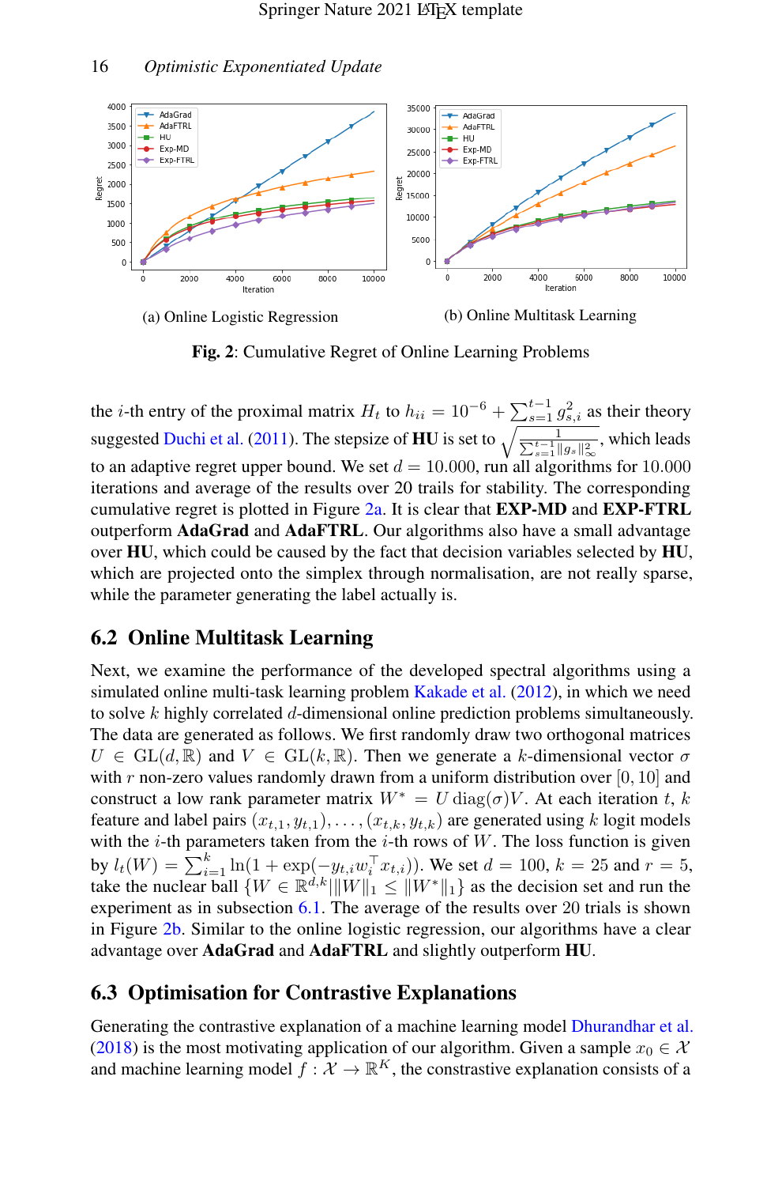(a) Online Logistic Regression

(b) Online Multitask Learning

**Fig. 2**: Cumulative Regret of Online Learning Problems

the $i$-th entry of the proximal matrix $H_t$ to $h_{ii} = 10^{-6} + \sum_{s=1}^{t-1} g_{s,i}^2$ as their theory suggested Duchi et al. (2011). The stepsize of **HU** is set to $\sqrt{\frac{1}{\sum_{s=1}^{t-1} \|g_s\|_\infty^2}}$, which leads to an adaptive regret upper bound. We set $d = 10.000$, run all algorithms for 10.000 iterations and average of the results over 20 trails for stability. The corresponding cumulative regret is plotted in Figure 2a. It is clear that **EXP-MD** and **EXP-FTRL** outperform **AdaGrad** and **AdaFTRL**. Our algorithms also have a small advantage over **HU**, which could be caused by the fact that decision variables selected by **HU**, which are projected onto the simplex through normalisation, are not really sparse, while the parameter generating the label actually is.

## 6.2 Online Multitask Learning

Next, we examine the performance of the developed spectral algorithms using a simulated online multi-task learning problem Kakade et al. (2012), in which we need to solve $k$ highly correlated $d$-dimensional online prediction problems simultaneously. The data are generated as follows. We first randomly draw two orthogonal matrices $U \in \mathrm{GL}(d, \mathbb{R})$ and $V \in \mathrm{GL}(k, \mathbb{R})$. Then we generate a $k$-dimensional vector $\sigma$ with $r$ non-zero values randomly drawn from a uniform distribution over $[0, 10]$ and construct a low rank parameter matrix $W^* = U \operatorname{diag}(\sigma)V$. At each iteration $t$, $k$ feature and label pairs $(x_{t,1}, y_{t,1}), \ldots, (x_{t,k}, y_{t,k})$ are generated using $k$ logit models with the $i$-th parameters taken from the $i$-th rows of $W$. The loss function is given by $l_t(W) = \sum_{i=1}^{k} \ln(1 + \exp(-y_{t,i} w_i^\top x_{t,i}))$. We set $d = 100$, $k = 25$ and $r = 5$, take the nuclear ball $\{W \in \mathbb{R}^{d,k} | \|W\|_1 \leq \|W^*\|_1\}$ as the decision set and run the experiment as in subsection 6.1. The average of the results over 20 trials is shown in Figure 2b. Similar to the online logistic regression, our algorithms have a clear advantage over **AdaGrad** and **AdaFTRL** and slightly outperform **HU**.

## 6.3 Optimisation for Contrastive Explanations

Generating the contrastive explanation of a machine learning model Dhurandhar et al. (2018) is the most motivating application of our algorithm. Given a sample $x_0 \in \mathcal{X}$ and machine learning model $f : \mathcal{X} \to \mathbb{R}^K$, the constrastive explanation consists of a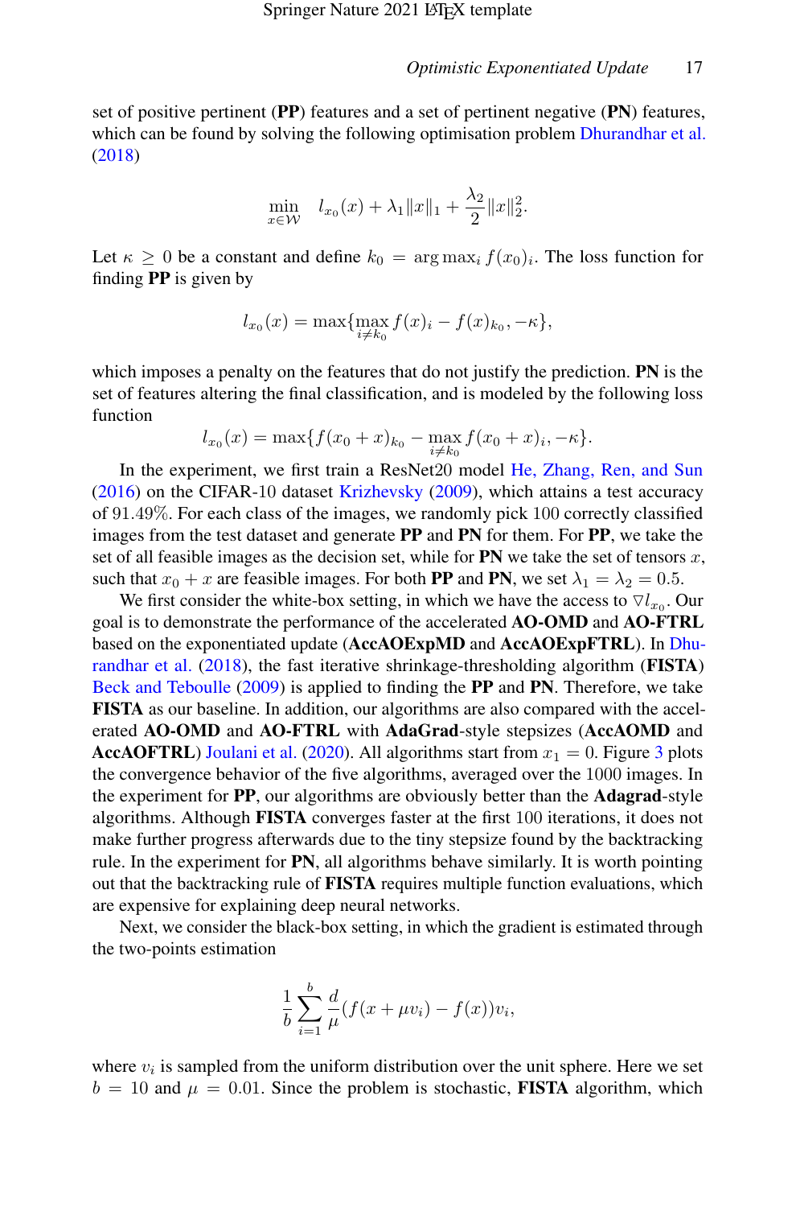set of positive pertinent (**PP**) features and a set of pertinent negative (**PN**) features, which can be found by solving the following optimisation problem Dhurandhar et al. (2018)

$$\min_{x \in \mathcal{W}} \quad l_{x_0}(x) + \lambda_1 \|x\|_1 + \frac{\lambda_2}{2}\|x\|_2^2.$$

Let $\kappa \geq 0$ be a constant and define $k_0 = \arg\max_i f(x_0)_i$. The loss function for finding **PP** is given by

$$l_{x_0}(x) = \max\{\max_{i \neq k_0} f(x)_i - f(x)_{k_0}, -\kappa\},$$

which imposes a penalty on the features that do not justify the prediction. **PN** is the set of features altering the final classification, and is modeled by the following loss function

$$l_{x_0}(x) = \max\{f(x_0 + x)_{k_0} - \max_{i \neq k_0} f(x_0 + x)_i, -\kappa\}.$$

In the experiment, we first train a ResNet20 model He, Zhang, Ren, and Sun (2016) on the CIFAR-10 dataset Krizhevsky (2009), which attains a test accuracy of $91.49\%$. For each class of the images, we randomly pick 100 correctly classified images from the test dataset and generate **PP** and **PN** for them. For **PP**, we take the set of all feasible images as the decision set, while for **PN** we take the set of tensors $x$, such that $x_0 + x$ are feasible images. For both **PP** and **PN**, we set $\lambda_1 = \lambda_2 = 0.5$.

We first consider the white-box setting, in which we have the access to $\nabla l_{x_0}$. Our goal is to demonstrate the performance of the accelerated **AO-OMD** and **AO-FTRL** based on the exponentiated update (**AccAOExpMD** and **AccAOExpFTRL**). In Dhurandhar et al. (2018), the fast iterative shrinkage-thresholding algorithm (**FISTA**) Beck and Teboulle (2009) is applied to finding the **PP** and **PN**. Therefore, we take **FISTA** as our baseline. In addition, our algorithms are also compared with the accelerated **AO-OMD** and **AO-FTRL** with **AdaGrad**-style stepsizes (**AccAOMD** and **AccAOFTRL**) Joulani et al. (2020). All algorithms start from $x_1 = 0$. Figure 3 plots the convergence behavior of the five algorithms, averaged over the 1000 images. In the experiment for **PP**, our algorithms are obviously better than the **Adagrad**-style algorithms. Although **FISTA** converges faster at the first 100 iterations, it does not make further progress afterwards due to the tiny stepsize found by the backtracking rule. In the experiment for **PN**, all algorithms behave similarly. It is worth pointing out that the backtracking rule of **FISTA** requires multiple function evaluations, which are expensive for explaining deep neural networks.

Next, we consider the black-box setting, in which the gradient is estimated through the two-points estimation

$$\frac{1}{b}\sum_{i=1}^{b} \frac{d}{\mu}(f(x + \mu v_i) - f(x))v_i,$$

where $v_i$ is sampled from the uniform distribution over the unit sphere. Here we set $b = 10$ and $\mu = 0.01$. Since the problem is stochastic, **FISTA** algorithm, which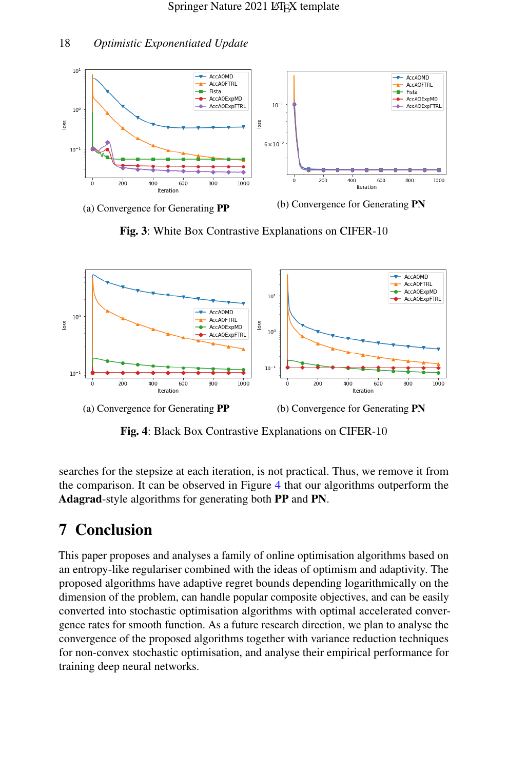(a) Convergence for Generating **PP**

(b) Convergence for Generating **PN**

**Fig. 3**: White Box Contrastive Explanations on CIFER-10

(a) Convergence for Generating **PP**

(b) Convergence for Generating **PN**

**Fig. 4**: Black Box Contrastive Explanations on CIFER-10

searches for the stepsize at each iteration, is not practical. Thus, we remove it from the comparison. It can be observed in Figure 4 that our algorithms outperform the **Adagrad**-style algorithms for generating both **PP** and **PN**.

# 7 Conclusion

This paper proposes and analyses a family of online optimisation algorithms based on an entropy-like regulariser combined with the ideas of optimism and adaptivity. The proposed algorithms have adaptive regret bounds depending logarithmically on the dimension of the problem, can handle popular composite objectives, and can be easily converted into stochastic optimisation algorithms with optimal accelerated convergence rates for smooth function. As a future research direction, we plan to analyse the convergence of the proposed algorithms together with variance reduction techniques for non-convex stochastic optimisation, and analyse their empirical performance for training deep neural networks.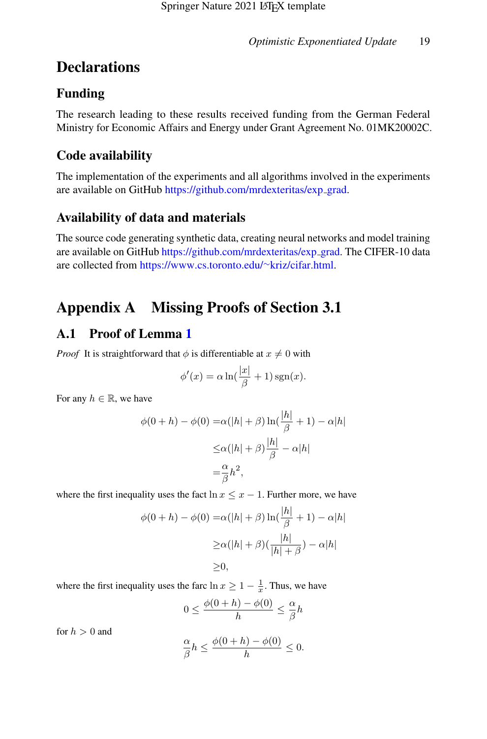# Declarations

## Funding

The research leading to these results received funding from the German Federal Ministry for Economic Affairs and Energy under Grant Agreement No. 01MK20002C.

## Code availability

The implementation of the experiments and all algorithms involved in the experiments are available on GitHub https://github.com/mrdexteritas/exp_grad.

## Availability of data and materials

The source code generating synthetic data, creating neural networks and model training are available on GitHub https://github.com/mrdexteritas/exp_grad. The CIFER-10 data are collected from https://www.cs.toronto.edu/~kriz/cifar.html.

# Appendix A Missing Proofs of Section 3.1

## A.1 Proof of Lemma 1

*Proof* It is straightforward that $\phi$ is differentiable at $x \neq 0$ with

$$\phi'(x) = \alpha \ln(\frac{|x|}{\beta} + 1) \operatorname{sgn}(x).$$

For any $h \in \mathbb{R}$, we have

$$\begin{aligned}
\phi(0+h) - \phi(0) =& \alpha(|h| + \beta) \ln(\frac{|h|}{\beta} + 1) - \alpha|h| \\
\leq& \alpha(|h| + \beta) \frac{|h|}{\beta} - \alpha|h| \\
=& \frac{\alpha}{\beta} h^2,
\end{aligned}$$

where the first inequality uses the fact $\ln x \leq x - 1$. Further more, we have

$$\begin{aligned}
\phi(0+h) - \phi(0) =& \alpha(|h| + \beta) \ln(\frac{|h|}{\beta} + 1) - \alpha|h| \\
\geq& \alpha(|h| + \beta)(\frac{|h|}{|h| + \beta}) - \alpha|h| \\
\geq& 0,
\end{aligned}$$

where the first inequality uses the farc $\ln x \geq 1 - \frac{1}{x}$. Thus, we have

$$0 \leq \frac{\phi(0+h) - \phi(0)}{h} \leq \frac{\alpha}{\beta} h$$

for $h > 0$ and

$$\frac{\alpha}{\beta} h \leq \frac{\phi(0+h) - \phi(0)}{h} \leq 0.$$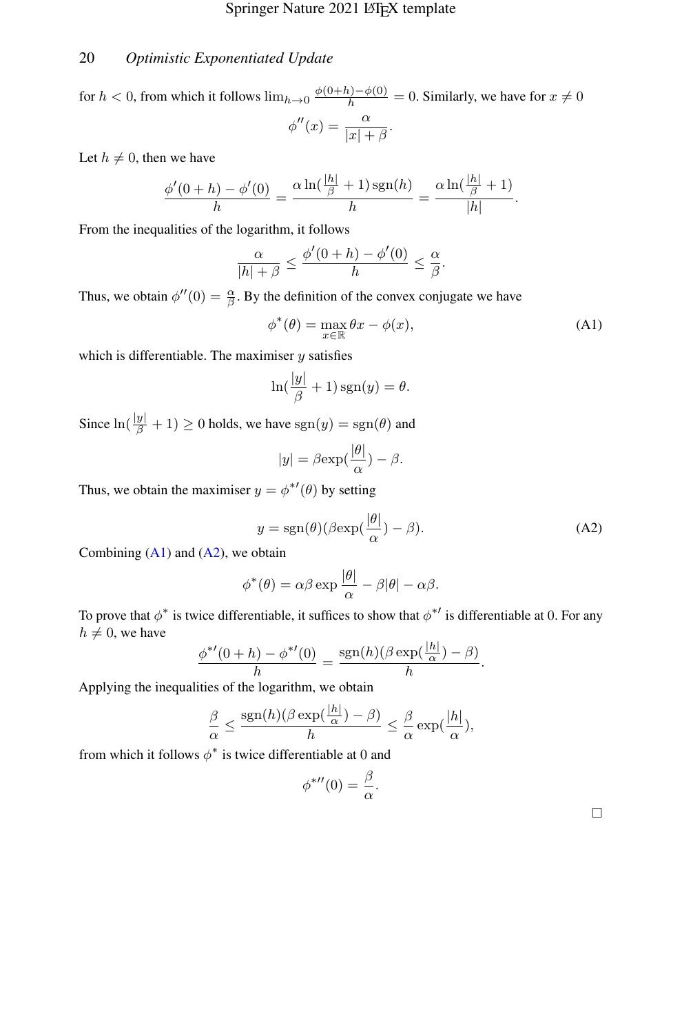for $h < 0$, from which it follows $\lim_{h \to 0} \frac{\phi(0+h)-\phi(0)}{h} = 0$. Similarly, we have for $x \neq 0$

$$\phi''(x) = \frac{\alpha}{|x| + \beta}.$$

Let $h \neq 0$, then we have

$$\frac{\phi'(0+h) - \phi'(0)}{h} = \frac{\alpha \ln(\frac{|h|}{\beta} + 1) \operatorname{sgn}(h)}{h} = \frac{\alpha \ln(\frac{|h|}{\beta} + 1)}{|h|}.$$

From the inequalities of the logarithm, it follows

$$\frac{\alpha}{|h| + \beta} \leq \frac{\phi'(0+h) - \phi'(0)}{h} \leq \frac{\alpha}{\beta}.$$

Thus, we obtain $\phi''(0) = \frac{\alpha}{\beta}$. By the definition of the convex conjugate we have

$$\phi^*(\theta) = \max_{x \in \mathbb{R}} \theta x - \phi(x), \tag{A1}$$

which is differentiable. The maximiser $y$ satisfies

$$\ln(\frac{|y|}{\beta} + 1) \operatorname{sgn}(y) = \theta.$$

Since $\ln(\frac{|y|}{\beta} + 1) \geq 0$ holds, we have $\operatorname{sgn}(y) = \operatorname{sgn}(\theta)$ and

$$|y| = \beta \exp(\frac{|\theta|}{\alpha}) - \beta.$$

Thus, we obtain the maximiser $y = \phi^{*\prime}(\theta)$ by setting

$$y = \operatorname{sgn}(\theta)(\beta \exp(\frac{|\theta|}{\alpha}) - \beta). \tag{A2}$$

Combining (A1) and (A2), we obtain

$$\phi^*(\theta) = \alpha\beta \exp \frac{|\theta|}{\alpha} - \beta|\theta| - \alpha\beta.$$

To prove that $\phi^*$ is twice differentiable, it suffices to show that $\phi^{*\prime}$ is differentiable at 0. For any $h \neq 0$, we have

$$\frac{\phi^{*\prime}(0+h) - \phi^{*\prime}(0)}{h} = \frac{\operatorname{sgn}(h)(\beta \exp(\frac{|h|}{\alpha}) - \beta)}{h}.$$

Applying the inequalities of the logarithm, we obtain

$$\frac{\beta}{\alpha} \leq \frac{\operatorname{sgn}(h)(\beta \exp(\frac{|h|}{\alpha}) - \beta)}{h} \leq \frac{\beta}{\alpha} \exp(\frac{|h|}{\alpha}),$$

from which it follows $\phi^*$ is twice differentiable at 0 and

$$\phi^{*\prime\prime}(0) = \frac{\beta}{\alpha}.$$

□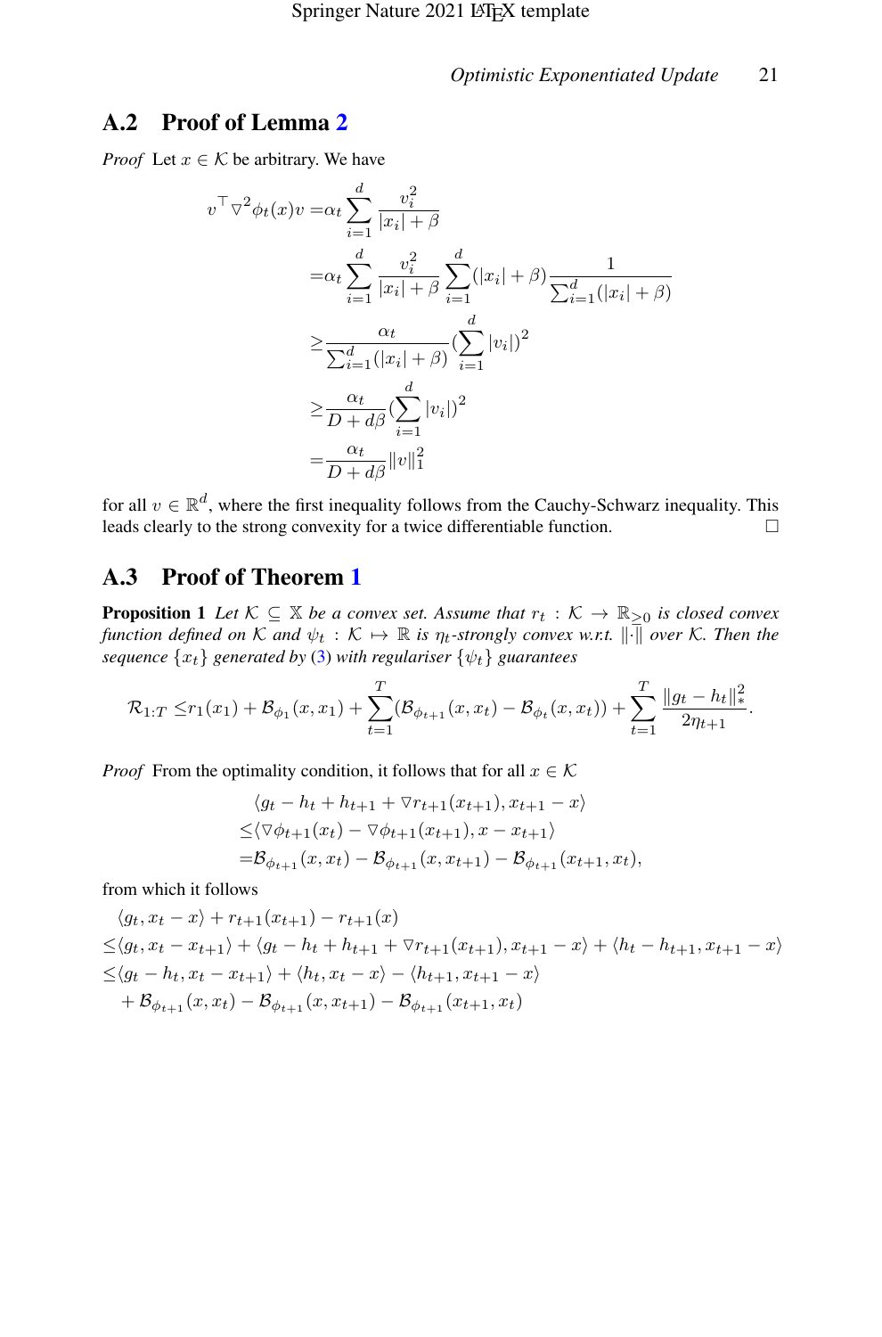## A.2 Proof of Lemma 2

*Proof* Let $x \in \mathcal{K}$ be arbitrary. We have

$$
\begin{aligned}
v^\top \nabla^2 \phi_t(x) v =& \alpha_t \sum_{i=1}^d \frac{v_i^2}{|x_i| + \beta} \\
=& \alpha_t \sum_{i=1}^d \frac{v_i^2}{|x_i| + \beta} \sum_{i=1}^d (|x_i| + \beta) \frac{1}{\sum_{i=1}^d (|x_i| + \beta)} \\
\geq & \frac{\alpha_t}{\sum_{i=1}^d (|x_i| + \beta)} (\sum_{i=1}^d |v_i|)^2 \\
\geq & \frac{\alpha_t}{D + d\beta} (\sum_{i=1}^d |v_i|)^2 \\
=& \frac{\alpha_t}{D + d\beta} \|v\|_1^2
\end{aligned}
$$

for all $v \in \mathbb{R}^d$, where the first inequality follows from the Cauchy-Schwarz inequality. This leads clearly to the strong convexity for a twice differentiable function. □

## A.3 Proof of Theorem 1

**Proposition 1** *Let $\mathcal{K} \subseteq \mathbb{X}$ be a convex set. Assume that $r_t : \mathcal{K} \to \mathbb{R}_{\geq 0}$ is closed convex function defined on $\mathcal{K}$ and $\psi_t : \mathcal{K} \mapsto \mathbb{R}$ is $\eta_t$-strongly convex w.r.t. $\|\cdot\|$ over $\mathcal{K}$. Then the sequence $\{x_t\}$ generated by (3) with regulariser $\{\psi_t\}$ guarantees*

$$
\mathcal{R}_{1:T} \leq r_1(x_1) + \mathcal{B}_{\phi_1}(x, x_1) + \sum_{t=1}^T (\mathcal{B}_{\phi_{t+1}}(x, x_t) - \mathcal{B}_{\phi_t}(x, x_t)) + \sum_{t=1}^T \frac{\|g_t - h_t\|_*^2}{2\eta_{t+1}}.
$$

*Proof* From the optimality condition, it follows that for all $x \in \mathcal{K}$

$$
\begin{aligned}
& \langle g_t - h_t + h_{t+1} + \triangledown r_{t+1}(x_{t+1}), x_{t+1} - x \rangle \\
\leq & \langle \triangledown \phi_{t+1}(x_t) - \triangledown \phi_{t+1}(x_{t+1}), x - x_{t+1} \rangle \\
= & \mathcal{B}_{\phi_{t+1}}(x, x_t) - \mathcal{B}_{\phi_{t+1}}(x, x_{t+1}) - \mathcal{B}_{\phi_{t+1}}(x_{t+1}, x_t),
\end{aligned}
$$

from which it follows

$$
\begin{aligned}
& \langle g_t, x_t - x \rangle + r_{t+1}(x_{t+1}) - r_{t+1}(x) \\
\leq & \langle g_t, x_t - x_{t+1} \rangle + \langle g_t - h_t + h_{t+1} + \triangledown r_{t+1}(x_{t+1}), x_{t+1} - x \rangle + \langle h_t - h_{t+1}, x_{t+1} - x \rangle \\
\leq & \langle g_t - h_t, x_t - x_{t+1} \rangle + \langle h_t, x_t - x \rangle - \langle h_{t+1}, x_{t+1} - x \rangle \\
& + \mathcal{B}_{\phi_{t+1}}(x, x_t) - \mathcal{B}_{\phi_{t+1}}(x, x_{t+1}) - \mathcal{B}_{\phi_{t+1}}(x_{t+1}, x_t)
\end{aligned}
$$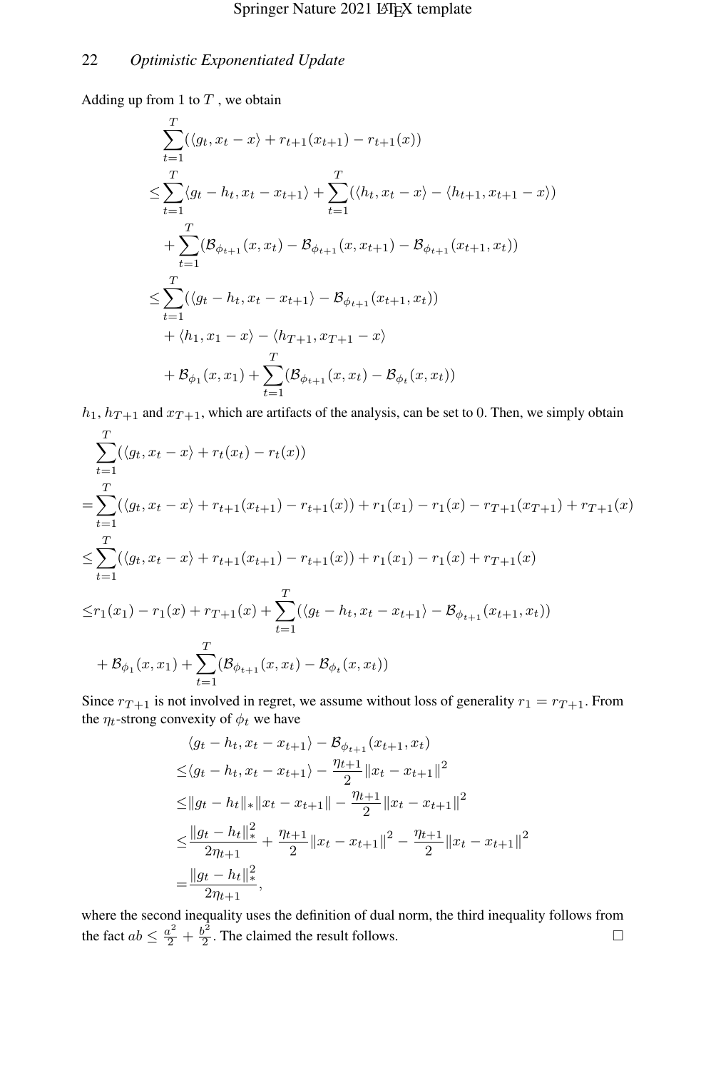Adding up from 1 to $T$ , we obtain

$$
\begin{aligned}
&\sum_{t=1}^{T}(\langle g_t, x_t - x\rangle + r_{t+1}(x_{t+1}) - r_{t+1}(x)) \\
\leq &\sum_{t=1}^{T}\langle g_t - h_t, x_t - x_{t+1}\rangle + \sum_{t=1}^{T}(\langle h_t, x_t - x\rangle - \langle h_{t+1}, x_{t+1} - x\rangle) \\
&+ \sum_{t=1}^{T}(\mathcal{B}_{\phi_{t+1}}(x, x_t) - \mathcal{B}_{\phi_{t+1}}(x, x_{t+1}) - \mathcal{B}_{\phi_{t+1}}(x_{t+1}, x_t)) \\
\leq &\sum_{t=1}^{T}(\langle g_t - h_t, x_t - x_{t+1}\rangle - \mathcal{B}_{\phi_{t+1}}(x_{t+1}, x_t)) \\
&+ \langle h_1, x_1 - x\rangle - \langle h_{T+1}, x_{T+1} - x\rangle \\
&+ \mathcal{B}_{\phi_1}(x, x_1) + \sum_{t=1}^{T}(\mathcal{B}_{\phi_{t+1}}(x, x_t) - \mathcal{B}_{\phi_t}(x, x_t))
\end{aligned}
$$

$h_1$, $h_{T+1}$ and $x_{T+1}$, which are artifacts of the analysis, can be set to 0. Then, we simply obtain

$$
\begin{aligned}
&\sum_{t=1}^{T}(\langle g_t, x_t - x\rangle + r_t(x_t) - r_t(x)) \\
=&\sum_{t=1}^{T}(\langle g_t, x_t - x\rangle + r_{t+1}(x_{t+1}) - r_{t+1}(x)) + r_1(x_1) - r_1(x) - r_{T+1}(x_{T+1}) + r_{T+1}(x) \\
\leq&\sum_{t=1}^{T}(\langle g_t, x_t - x\rangle + r_{t+1}(x_{t+1}) - r_{t+1}(x)) + r_1(x_1) - r_1(x) + r_{T+1}(x) \\
\leq& r_1(x_1) - r_1(x) + r_{T+1}(x) + \sum_{t=1}^{T}(\langle g_t - h_t, x_t - x_{t+1}\rangle - \mathcal{B}_{\phi_{t+1}}(x_{t+1}, x_t)) \\
&+ \mathcal{B}_{\phi_1}(x, x_1) + \sum_{t=1}^{T}(\mathcal{B}_{\phi_{t+1}}(x, x_t) - \mathcal{B}_{\phi_t}(x, x_t))
\end{aligned}
$$

Since $r_{T+1}$ is not involved in regret, we assume without loss of generality $r_1 = r_{T+1}$. From the $\eta_t$-strong convexity of $\phi_t$ we have

$$
\begin{aligned}
&\langle g_t - h_t, x_t - x_{t+1}\rangle - \mathcal{B}_{\phi_{t+1}}(x_{t+1}, x_t) \\
\leq&\langle g_t - h_t, x_t - x_{t+1}\rangle - \frac{\eta_{t+1}}{2}\|x_t - x_{t+1}\|^2 \\
\leq&\|g_t - h_t\|_*\|x_t - x_{t+1}\| - \frac{\eta_{t+1}}{2}\|x_t - x_{t+1}\|^2 \\
\leq&\frac{\|g_t - h_t\|_*^2}{2\eta_{t+1}} + \frac{\eta_{t+1}}{2}\|x_t - x_{t+1}\|^2 - \frac{\eta_{t+1}}{2}\|x_t - x_{t+1}\|^2 \\
=&\frac{\|g_t - h_t\|_*^2}{2\eta_{t+1}},
\end{aligned}
$$

where the second inequality uses the definition of dual norm, the third inequality follows from the fact $ab \leq \frac{a^2}{2} + \frac{b^2}{2}$. The claimed the result follows. $\square$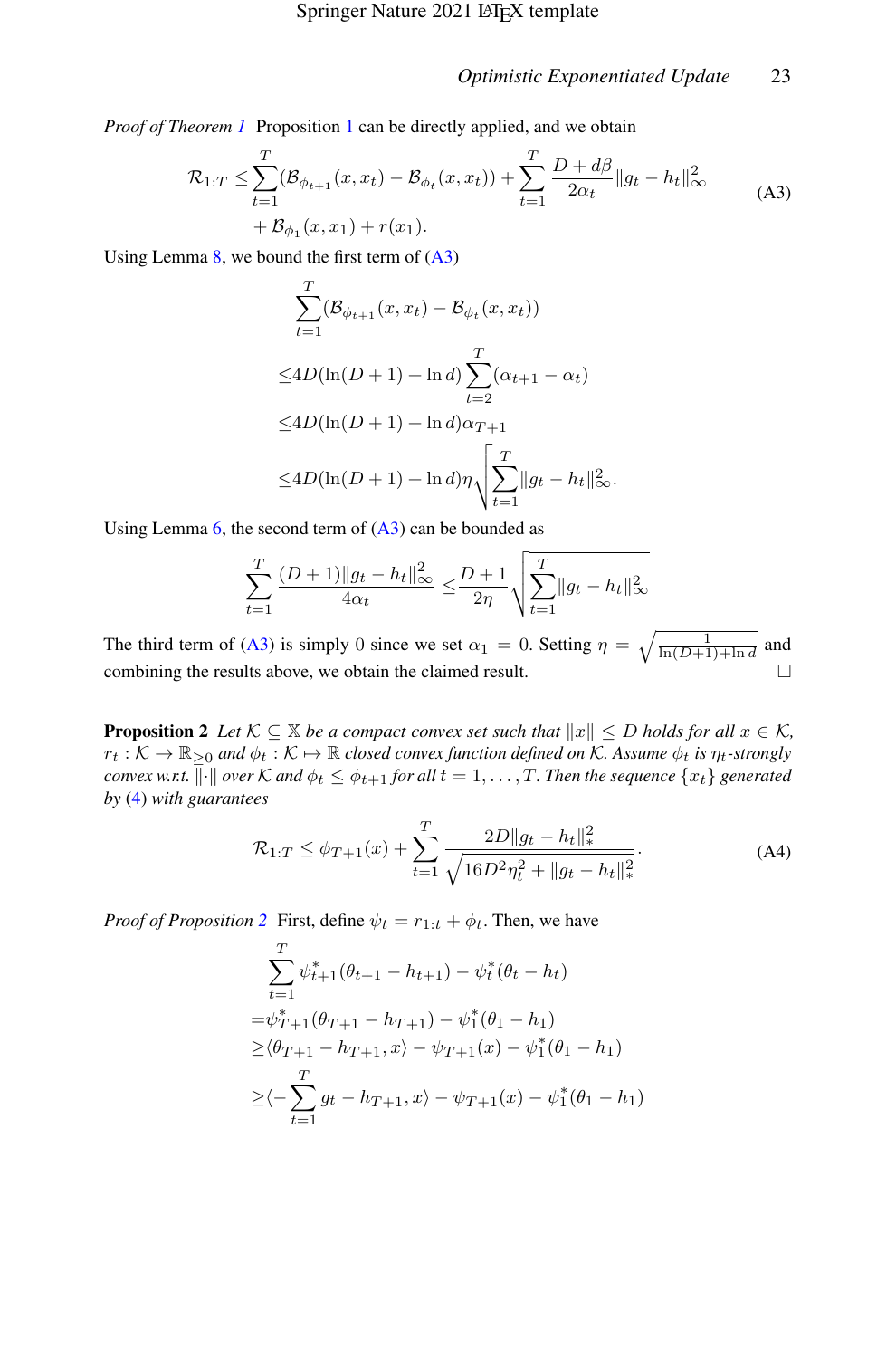*Proof of Theorem 1* Proposition 1 can be directly applied, and we obtain

$$\mathcal{R}_{1:T} \leq \sum_{t=1}^{T} (\mathcal{B}_{\phi_{t+1}}(x, x_t) - \mathcal{B}_{\phi_t}(x, x_t)) + \sum_{t=1}^{T} \frac{D + d\beta}{2\alpha_t} \|g_t - h_t\|_\infty^2 + \mathcal{B}_{\phi_1}(x, x_1) + r(x_1). \tag{A3}$$

Using Lemma 8, we bound the first term of (A3)

$$\begin{aligned}
&\sum_{t=1}^{T} (\mathcal{B}_{\phi_{t+1}}(x, x_t) - \mathcal{B}_{\phi_t}(x, x_t)) \\
\leq & 4D(\ln(D+1) + \ln d) \sum_{t=2}^{T} (\alpha_{t+1} - \alpha_t) \\
\leq & 4D(\ln(D+1) + \ln d)\alpha_{T+1} \\
\leq & 4D(\ln(D+1) + \ln d)\eta \sqrt{\sum_{t=1}^{T} \|g_t - h_t\|_\infty^2}.
\end{aligned}$$

Using Lemma 6, the second term of (A3) can be bounded as

$$\sum_{t=1}^{T} \frac{(D+1)\|g_t - h_t\|_\infty^2}{4\alpha_t} \leq \frac{D+1}{2\eta} \sqrt{\sum_{t=1}^{T} \|g_t - h_t\|_\infty^2}$$

The third term of (A3) is simply 0 since we set $\alpha_1 = 0$. Setting $\eta = \sqrt{\frac{1}{\ln(D+1) + \ln d}}$ and combining the results above, we obtain the claimed result. □

**Proposition 2** *Let $\mathcal{K} \subseteq \mathbb{X}$ be a compact convex set such that $\|x\| \leq D$ holds for all $x \in \mathcal{K}$, $r_t : \mathcal{K} \to \mathbb{R}_{\geq 0}$ and $\phi_t : \mathcal{K} \mapsto \mathbb{R}$ closed convex function defined on $\mathcal{K}$. Assume $\phi_t$ is $\eta_t$-strongly convex w.r.t. $\|\cdot\|$ over $\mathcal{K}$ and $\phi_t \leq \phi_{t+1}$ for all $t = 1, \ldots, T$. Then the sequence $\{x_t\}$ generated by (4) with guarantees*

$$\mathcal{R}_{1:T} \leq \phi_{T+1}(x) + \sum_{t=1}^{T} \frac{2D\|g_t - h_t\|_*^2}{\sqrt{16D^2\eta_t^2 + \|g_t - h_t\|_*^2}}. \tag{A4}$$

*Proof of Proposition 2* First, define $\psi_t = r_{1:t} + \phi_t$. Then, we have

$$\begin{aligned}
&\sum_{t=1}^{T} \psi_{t+1}^*(\theta_{t+1} - h_{t+1}) - \psi_t^*(\theta_t - h_t) \\
=&\psi_{T+1}^*(\theta_{T+1} - h_{T+1}) - \psi_1^*(\theta_1 - h_1) \\
\geq&\langle \theta_{T+1} - h_{T+1}, x \rangle - \psi_{T+1}(x) - \psi_1^*(\theta_1 - h_1) \\
\geq&\langle -\sum_{t=1}^{T} g_t - h_{T+1}, x \rangle - \psi_{T+1}(x) - \psi_1^*(\theta_1 - h_1)
\end{aligned}$$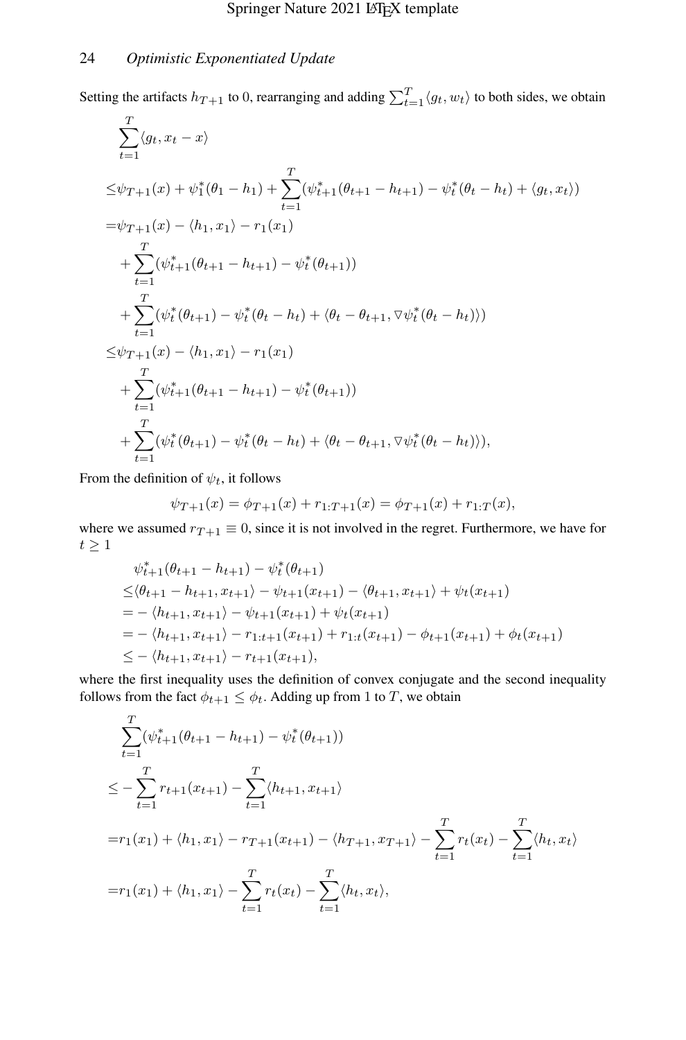Setting the artifacts $h_{T+1}$ to 0, rearranging and adding $\sum_{t=1}^{T}\langle g_t, w_t\rangle$ to both sides, we obtain

$$
\begin{aligned}
&\sum_{t=1}^{T}\langle g_t, x_t - x\rangle \\
\le&\psi_{T+1}(x) + \psi_1^*(\theta_1 - h_1) + \sum_{t=1}^{T}(\psi_{t+1}^*(\theta_{t+1} - h_{t+1}) - \psi_t^*(\theta_t - h_t) + \langle g_t, x_t\rangle) \\
=&\psi_{T+1}(x) - \langle h_1, x_1\rangle - r_1(x_1) \\
&+\sum_{t=1}^{T}(\psi_{t+1}^*(\theta_{t+1} - h_{t+1}) - \psi_t^*(\theta_{t+1})) \\
&+\sum_{t=1}^{T}(\psi_t^*(\theta_{t+1}) - \psi_t^*(\theta_t - h_t) + \langle \theta_t - \theta_{t+1}, \triangledown\psi_t^*(\theta_t - h_t)\rangle) \\
\le&\psi_{T+1}(x) - \langle h_1, x_1\rangle - r_1(x_1) \\
&+\sum_{t=1}^{T}(\psi_{t+1}^*(\theta_{t+1} - h_{t+1}) - \psi_t^*(\theta_{t+1})) \\
&+\sum_{t=1}^{T}(\psi_t^*(\theta_{t+1}) - \psi_t^*(\theta_t - h_t) + \langle \theta_t - \theta_{t+1}, \triangledown\psi_t^*(\theta_t - h_t)\rangle),
\end{aligned}
$$

From the definition of $\psi_t$, it follows

$$
\psi_{T+1}(x) = \phi_{T+1}(x) + r_{1:T+1}(x) = \phi_{T+1}(x) + r_{1:T}(x),
$$

where we assumed $r_{T+1} \equiv 0$, since it is not involved in the regret. Furthermore, we have for $t \ge 1$

$$
\begin{aligned}
&\psi_{t+1}^*(\theta_{t+1} - h_{t+1}) - \psi_t^*(\theta_{t+1}) \\
\le&\langle \theta_{t+1} - h_{t+1}, x_{t+1}\rangle - \psi_{t+1}(x_{t+1}) - \langle \theta_{t+1}, x_{t+1}\rangle + \psi_t(x_{t+1}) \\
=&-\langle h_{t+1}, x_{t+1}\rangle - \psi_{t+1}(x_{t+1}) + \psi_t(x_{t+1}) \\
=&-\langle h_{t+1}, x_{t+1}\rangle - r_{1:t+1}(x_{t+1}) + r_{1:t}(x_{t+1}) - \phi_{t+1}(x_{t+1}) + \phi_t(x_{t+1}) \\
\le&-\langle h_{t+1}, x_{t+1}\rangle - r_{t+1}(x_{t+1}),
\end{aligned}
$$

where the first inequality uses the definition of convex conjugate and the second inequality follows from the fact $\phi_{t+1} \le \phi_t$. Adding up from 1 to $T$, we obtain

$$
\begin{aligned}
&\sum_{t=1}^{T}(\psi_{t+1}^*(\theta_{t+1} - h_{t+1}) - \psi_t^*(\theta_{t+1})) \\
\le&-\sum_{t=1}^{T} r_{t+1}(x_{t+1}) - \sum_{t=1}^{T}\langle h_{t+1}, x_{t+1}\rangle \\
=&r_1(x_1) + \langle h_1, x_1\rangle - r_{T+1}(x_{t+1}) - \langle h_{T+1}, x_{T+1}\rangle - \sum_{t=1}^{T} r_t(x_t) - \sum_{t=1}^{T}\langle h_t, x_t\rangle \\
=&r_1(x_1) + \langle h_1, x_1\rangle - \sum_{t=1}^{T} r_t(x_t) - \sum_{t=1}^{T}\langle h_t, x_t\rangle,
\end{aligned}
$$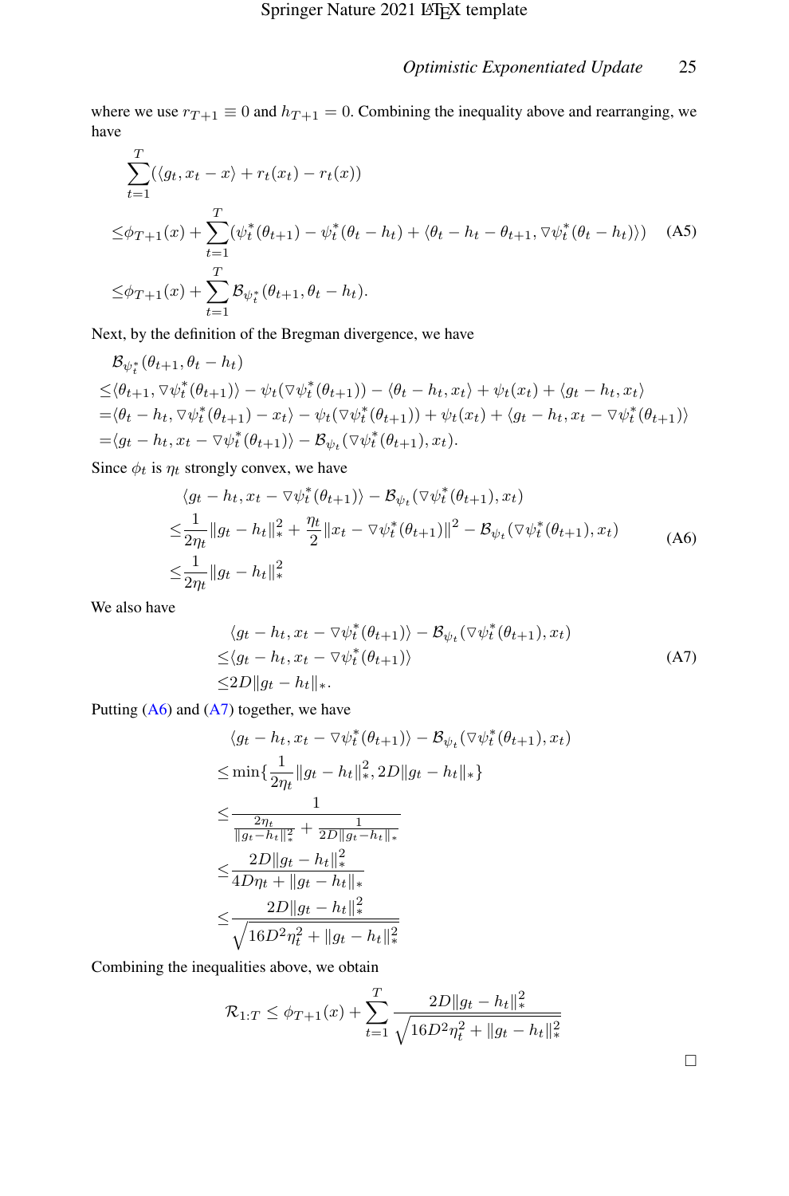where we use $r_{T+1} \equiv 0$ and $h_{T+1} = 0$. Combining the inequality above and rearranging, we have

$$
\begin{aligned}
&\sum_{t=1}^{T}(\langle g_t, x_t - x\rangle + r_t(x_t) - r_t(x)) \\
\leq &\phi_{T+1}(x) + \sum_{t=1}^{T}(\psi_t^*(\theta_{t+1}) - \psi_t^*(\theta_t - h_t) + \langle \theta_t - h_t - \theta_{t+1}, \triangledown \psi_t^*(\theta_t - h_t)\rangle) \\
\leq &\phi_{T+1}(x) + \sum_{t=1}^{T}\mathcal{B}_{\psi_t^*}(\theta_{t+1}, \theta_t - h_t).
\end{aligned}
\tag{A5}
$$

Next, by the definition of the Bregman divergence, we have

$$
\begin{aligned}
&\mathcal{B}_{\psi_t^*}(\theta_{t+1}, \theta_t - h_t) \\
\leq &\langle \theta_{t+1}, \triangledown\psi_t^*(\theta_{t+1})\rangle - \psi_t(\triangledown\psi_t^*(\theta_{t+1})) - \langle \theta_t - h_t, x_t\rangle + \psi_t(x_t) + \langle g_t - h_t, x_t\rangle \\
= &\langle \theta_t - h_t, \triangledown\psi_t^*(\theta_{t+1}) - x_t\rangle - \psi_t(\triangledown\psi_t^*(\theta_{t+1})) + \psi_t(x_t) + \langle g_t - h_t, x_t - \triangledown\psi_t^*(\theta_{t+1})\rangle \\
= &\langle g_t - h_t, x_t - \triangledown\psi_t^*(\theta_{t+1})\rangle - \mathcal{B}_{\psi_t}(\triangledown\psi_t^*(\theta_{t+1}), x_t).
\end{aligned}
$$

Since $\phi_t$ is $\eta_t$ strongly convex, we have

$$
\begin{aligned}
&\langle g_t - h_t, x_t - \triangledown\psi_t^*(\theta_{t+1})\rangle - \mathcal{B}_{\psi_t}(\triangledown\psi_t^*(\theta_{t+1}), x_t) \\
\leq &\frac{1}{2\eta_t}\|g_t - h_t\|_*^2 + \frac{\eta_t}{2}\|x_t - \triangledown\psi_t^*(\theta_{t+1})\|^2 - \mathcal{B}_{\psi_t}(\triangledown\psi_t^*(\theta_{t+1}), x_t) \\
\leq &\frac{1}{2\eta_t}\|g_t - h_t\|_*^2
\end{aligned}
\tag{A6}
$$

We also have

$$
\begin{aligned}
&\langle g_t - h_t, x_t - \triangledown\psi_t^*(\theta_{t+1})\rangle - \mathcal{B}_{\psi_t}(\triangledown\psi_t^*(\theta_{t+1}), x_t) \\
\leq &\langle g_t - h_t, x_t - \triangledown\psi_t^*(\theta_{t+1})\rangle \\
\leq &2D\|g_t - h_t\|_*.
\end{aligned}
\tag{A7}
$$

Putting (A6) and (A7) together, we have

$$
\begin{aligned}
&\langle g_t - h_t, x_t - \triangledown\psi_t^*(\theta_{t+1})\rangle - \mathcal{B}_{\psi_t}(\triangledown\psi_t^*(\theta_{t+1}), x_t) \\
\leq &\min\{\frac{1}{2\eta_t}\|g_t - h_t\|_*^2, 2D\|g_t - h_t\|_*\} \\
\leq &\frac{1}{\frac{2\eta_t}{\|g_t - h_t\|_*^2} + \frac{1}{2D\|g_t - h_t\|_*}} \\
\leq &\frac{2D\|g_t - h_t\|_*^2}{4D\eta_t + \|g_t - h_t\|_*} \\
\leq &\frac{2D\|g_t - h_t\|_*^2}{\sqrt{16D^2\eta_t^2 + \|g_t - h_t\|_*^2}}
\end{aligned}
$$

Combining the inequalities above, we obtain

$$
\mathcal{R}_{1:T} \leq \phi_{T+1}(x) + \sum_{t=1}^{T}\frac{2D\|g_t - h_t\|_*^2}{\sqrt{16D^2\eta_t^2 + \|g_t - h_t\|_*^2}}
$$

□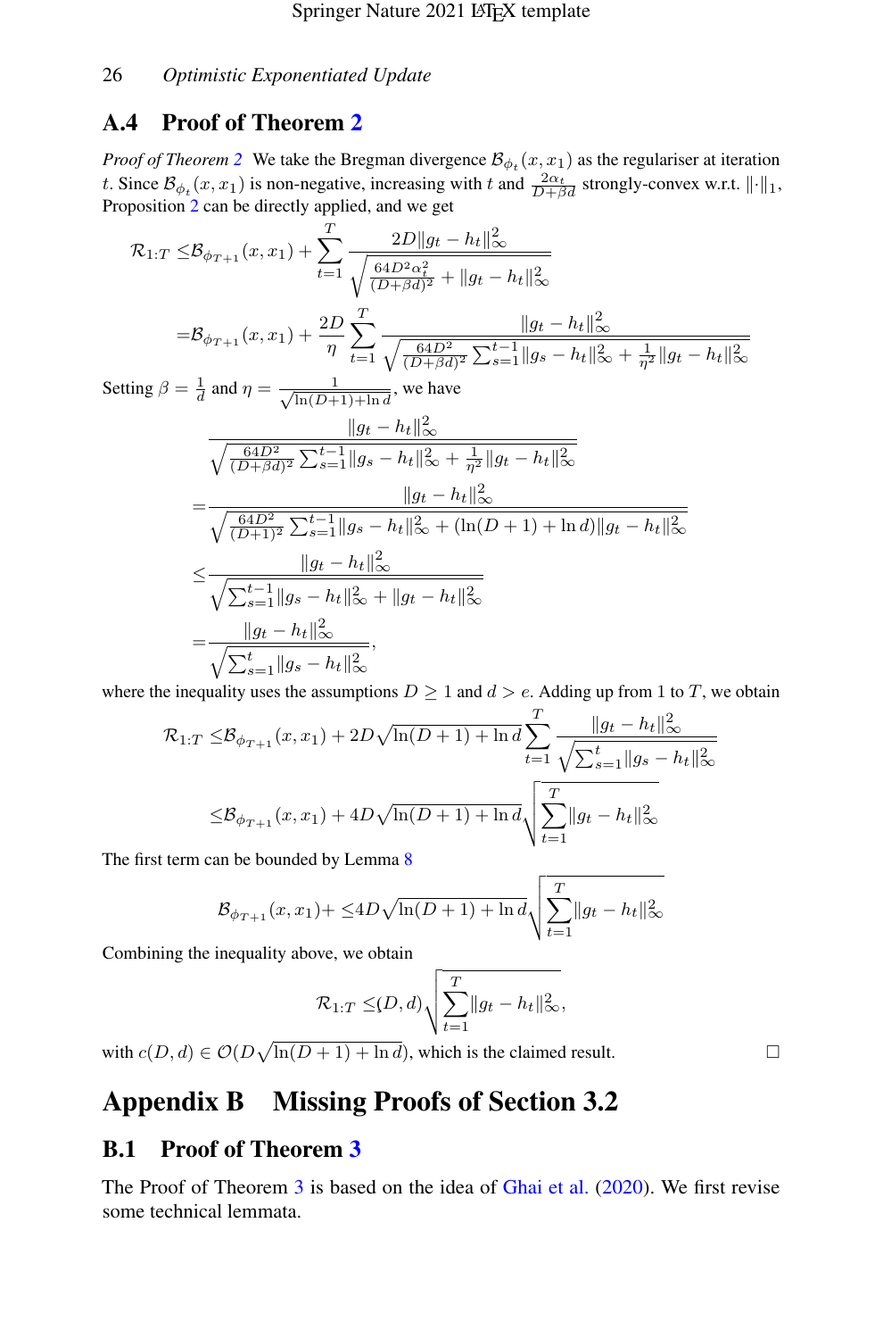## A.4 Proof of Theorem 2

*Proof of Theorem 2* We take the Bregman divergence $\mathcal{B}_{\phi_t}(x, x_1)$ as the regulariser at iteration $t$. Since $\mathcal{B}_{\phi_t}(x, x_1)$ is non-negative, increasing with $t$ and $\frac{2\alpha_t}{D+\beta d}$ strongly-convex w.r.t. $\|\cdot\|_1$, Proposition 2 can be directly applied, and we get

$$
\begin{aligned}
\mathcal{R}_{1:T} \leq& \mathcal{B}_{\phi_{T+1}}(x, x_1) + \sum_{t=1}^{T} \frac{2D\|g_t - h_t\|_\infty^2}{\sqrt{\frac{64D^2\alpha_t^2}{(D+\beta d)^2} + \|g_t - h_t\|_\infty^2}} \\
=& \mathcal{B}_{\phi_{T+1}}(x, x_1) + \frac{2D}{\eta} \sum_{t=1}^{T} \frac{\|g_t - h_t\|_\infty^2}{\sqrt{\frac{64D^2}{(D+\beta d)^2} \sum_{s=1}^{t-1} \|g_s - h_t\|_\infty^2 + \frac{1}{\eta^2}\|g_t - h_t\|_\infty^2}}
\end{aligned}
$$

Setting $\beta = \frac{1}{d}$ and $\eta = \frac{1}{\sqrt{\ln(D+1) + \ln d}}$, we have

$$
\begin{aligned}
& \frac{\|g_t - h_t\|_\infty^2}{\sqrt{\frac{64D^2}{(D+\beta d)^2} \sum_{s=1}^{t-1} \|g_s - h_t\|_\infty^2 + \frac{1}{\eta^2}\|g_t - h_t\|_\infty^2}} \\
=& \frac{\|g_t - h_t\|_\infty^2}{\sqrt{\frac{64D^2}{(D+1)^2} \sum_{s=1}^{t-1} \|g_s - h_t\|_\infty^2 + (\ln(D+1) + \ln d)\|g_t - h_t\|_\infty^2}} \\
\leq& \frac{\|g_t - h_t\|_\infty^2}{\sqrt{\sum_{s=1}^{t-1} \|g_s - h_t\|_\infty^2 + \|g_t - h_t\|_\infty^2}} \\
=& \frac{\|g_t - h_t\|_\infty^2}{\sqrt{\sum_{s=1}^{t} \|g_s - h_t\|_\infty^2}},
\end{aligned}
$$

where the inequality uses the assumptions $D \geq 1$ and $d > e$. Adding up from 1 to $T$, we obtain

$$
\begin{aligned}
\mathcal{R}_{1:T} \leq& \mathcal{B}_{\phi_{T+1}}(x, x_1) + 2D\sqrt{\ln(D+1) + \ln d} \sum_{t=1}^{T} \frac{\|g_t - h_t\|_\infty^2}{\sqrt{\sum_{s=1}^{t} \|g_s - h_t\|_\infty^2}} \\
\leq& \mathcal{B}_{\phi_{T+1}}(x, x_1) + 4D\sqrt{\ln(D+1) + \ln d} \sqrt{\sum_{t=1}^{T} \|g_t - h_t\|_\infty^2}
\end{aligned}
$$

The first term can be bounded by Lemma 8

$$
\mathcal{B}_{\phi_{T+1}}(x, x_1) + \leq 4D\sqrt{\ln(D+1) + \ln d} \sqrt{\sum_{t=1}^{T} \|g_t - h_t\|_\infty^2}
$$

Combining the inequality above, we obtain

$$
\mathcal{R}_{1:T} \leq (D, d) \sqrt{\sum_{t=1}^{T} \|g_t - h_t\|_\infty^2},
$$

with $c(D, d) \in \mathcal{O}(D\sqrt{\ln(D+1) + \ln d})$, which is the claimed result. □

# Appendix B Missing Proofs of Section 3.2

## B.1 Proof of Theorem 3

The Proof of Theorem 3 is based on the idea of Ghai et al. (2020). We first revise some technical lemmata.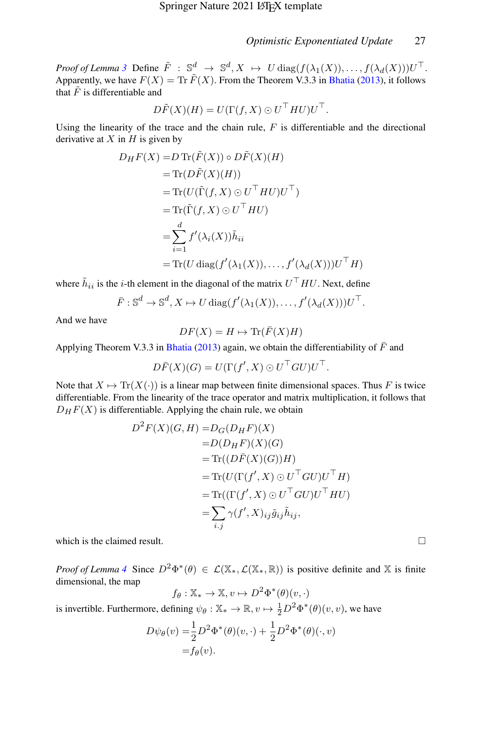*Proof of Lemma 3* Define $\tilde{F} : \mathbb{S}^d \to \mathbb{S}^d, X \mapsto U \operatorname{diag}(f(\lambda_1(X)), \dots, f(\lambda_d(X)))U^\top$. Apparently, we have $F(X) = \operatorname{Tr} \tilde{F}(X)$. From the Theorem V.3.3 in Bhatia (2013), it follows that $\tilde{F}$ is differentiable and

$$D\tilde{F}(X)(H) = U(\Gamma(f, X) \odot U^\top HU)U^\top.$$

Using the linearity of the trace and the chain rule, $F$ is differentiable and the directional derivative at $X$ in $H$ is given by

$$\begin{aligned}
D_H F(X) =& D \operatorname{Tr}(\tilde{F}(X)) \circ D\tilde{F}(X)(H) \\
=& \operatorname{Tr}(D\tilde{F}(X)(H)) \\
=& \operatorname{Tr}(U(\tilde{\Gamma}(f, X) \odot U^\top HU)U^\top) \\
=& \operatorname{Tr}(\tilde{\Gamma}(f, X) \odot U^\top HU) \\
=& \sum_{i=1}^{d} f'(\lambda_i(X))\tilde{h}_{ii} \\
=& \operatorname{Tr}(U \operatorname{diag}(f'(\lambda_1(X)), \dots, f'(\lambda_d(X)))U^\top H)
\end{aligned}$$

where $\tilde{h}_{ii}$ is the $i$-th element in the diagonal of the matrix $U^\top HU$. Next, define

$$\bar{F} : \mathbb{S}^d \to \mathbb{S}^d, X \mapsto U \operatorname{diag}(f'(\lambda_1(X)), \dots, f'(\lambda_d(X)))U^\top.$$

And we have

$$DF(X) = H \mapsto \operatorname{Tr}(\bar{F}(X)H)$$

Applying Theorem V.3.3 in Bhatia (2013) again, we obtain the differentiability of $\bar{F}$ and

$$D\bar{F}(X)(G) = U(\Gamma(f', X) \odot U^\top GU)U^\top.$$

Note that $X \mapsto \operatorname{Tr}(X(\cdot))$ is a linear map between finite dimensional spaces. Thus $F$ is twice differentiable. From the linearity of the trace operator and matrix multiplication, it follows that $D_H F(X)$ is differentiable. Applying the chain rule, we obtain

$$\begin{aligned}
D^2 F(X)(G, H) =& D_G(D_H F)(X) \\
=& D(D_H F)(X)(G) \\
=& \operatorname{Tr}((D\bar{F}(X)(G))H) \\
=& \operatorname{Tr}(U(\Gamma(f', X) \odot U^\top GU)U^\top H) \\
=& \operatorname{Tr}((\Gamma(f', X) \odot U^\top GU)U^\top HU) \\
=& \sum_{i.j} \gamma(f', X)_{ij}\tilde{g}_{ij}\tilde{h}_{ij},
\end{aligned}$$

which is the claimed result. □

*Proof of Lemma 4* Since $D^2\Phi^*(\theta) \in \mathcal{L}(\mathbb{X}_*, \mathcal{L}(\mathbb{X}_*, \mathbb{R}))$ is positive definite and $\mathbb{X}$ is finite dimensional, the map

$$f_\theta : \mathbb{X}_* \to \mathbb{X}, v \mapsto D^2\Phi^*(\theta)(v, \cdot)$$

is invertible. Furthermore, defining $\psi_\theta : \mathbb{X}_* \to \mathbb{R}, v \mapsto \frac{1}{2}D^2\Phi^*(\theta)(v, v)$, we have

$$\begin{aligned}
D\psi_\theta(v) =& \frac{1}{2}D^2\Phi^*(\theta)(v, \cdot) + \frac{1}{2}D^2\Phi^*(\theta)(\cdot, v) \\
=& f_\theta(v).
\end{aligned}$$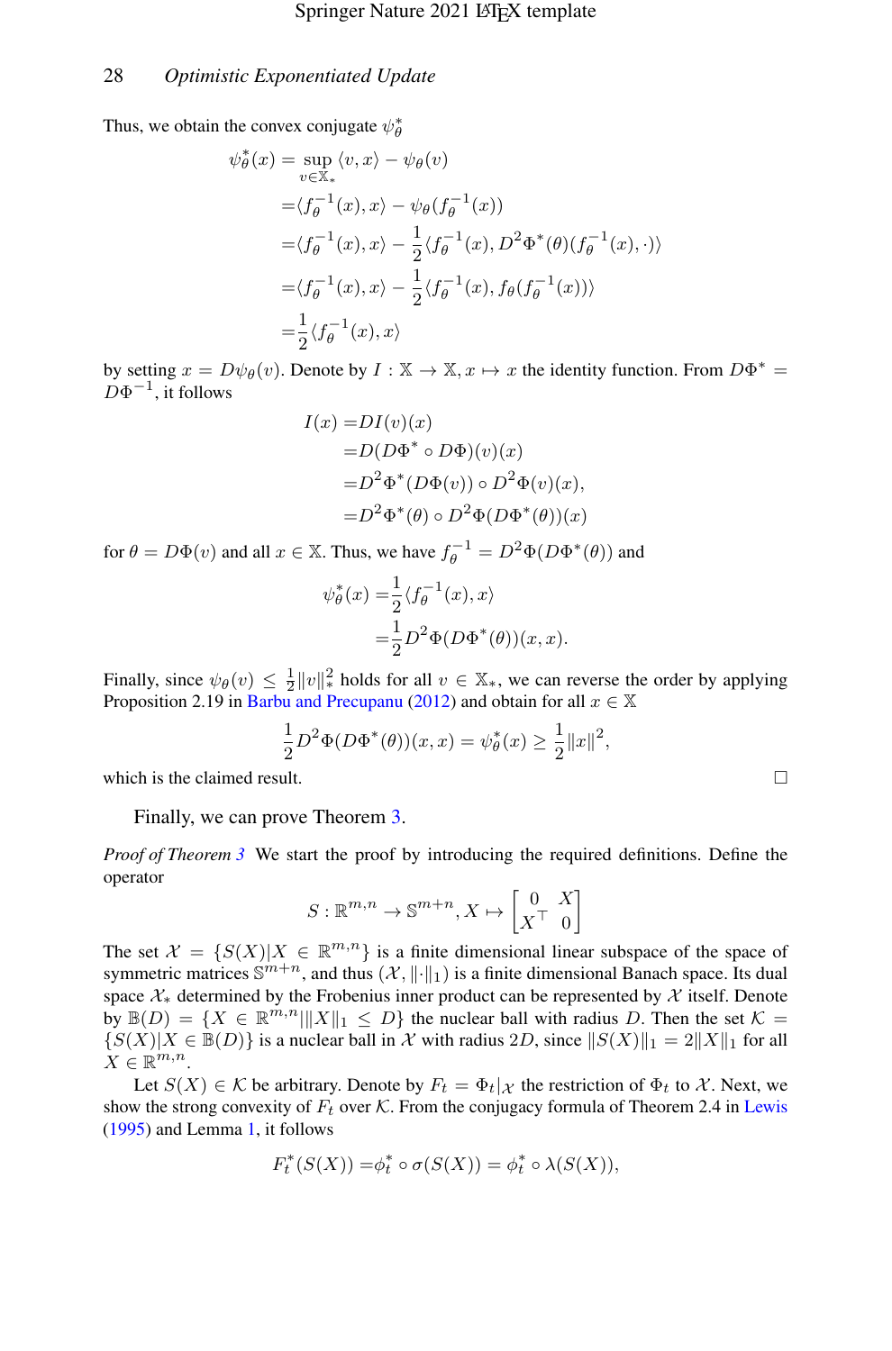Thus, we obtain the convex conjugate $\psi_\theta^*$

$$
\begin{aligned}
\psi_\theta^*(x) &= \sup_{v\in\mathbb{X}_*} \langle v, x\rangle - \psi_\theta(v) \\
&= \langle f_\theta^{-1}(x), x\rangle - \psi_\theta(f_\theta^{-1}(x)) \\
&= \langle f_\theta^{-1}(x), x\rangle - \frac{1}{2}\langle f_\theta^{-1}(x), D^2\Phi^*(\theta)(f_\theta^{-1}(x), \cdot)\rangle \\
&= \langle f_\theta^{-1}(x), x\rangle - \frac{1}{2}\langle f_\theta^{-1}(x), f_\theta(f_\theta^{-1}(x))\rangle \\
&= \frac{1}{2}\langle f_\theta^{-1}(x), x\rangle
\end{aligned}
$$

by setting $x = D\psi_\theta(v)$. Denote by $I : \mathbb{X} \to \mathbb{X}, x \mapsto x$ the identity function. From $D\Phi^* = D\Phi^{-1}$, it follows

$$
\begin{aligned}
I(x) &= DI(v)(x) \\
&= D(D\Phi^* \circ D\Phi)(v)(x) \\
&= D^2\Phi^*(D\Phi(v)) \circ D^2\Phi(v)(x), \\
&= D^2\Phi^*(\theta) \circ D^2\Phi(D\Phi^*(\theta))(x)
\end{aligned}
$$

for $\theta = D\Phi(v)$ and all $x \in \mathbb{X}$. Thus, we have $f_\theta^{-1} = D^2\Phi(D\Phi^*(\theta))$ and

$$
\begin{aligned}
\psi_\theta^*(x) &= \frac{1}{2}\langle f_\theta^{-1}(x), x\rangle \\
&= \frac{1}{2} D^2\Phi(D\Phi^*(\theta))(x, x).
\end{aligned}
$$

Finally, since $\psi_\theta(v) \le \frac{1}{2}\|v\|_*^2$ holds for all $v \in \mathbb{X}_*$, we can reverse the order by applying Proposition 2.19 in Barbu and Precupanu (2012) and obtain for all $x \in \mathbb{X}$

$$
\frac{1}{2} D^2\Phi(D\Phi^*(\theta))(x, x) = \psi_\theta^*(x) \ge \frac{1}{2}\|x\|^2,
$$

which is the claimed result. □

Finally, we can prove Theorem 3.

*Proof of Theorem 3* We start the proof by introducing the required definitions. Define the operator

$$
S : \mathbb{R}^{m,n} \to \mathbb{S}^{m+n}, X \mapsto \begin{bmatrix} 0 & X \\ X^\top & 0 \end{bmatrix}
$$

The set $\mathcal{X} = \{S(X) | X \in \mathbb{R}^{m,n}\}$ is a finite dimensional linear subspace of the space of symmetric matrices $\mathbb{S}^{m+n}$, and thus $(\mathcal{X}, \|\cdot\|_1)$ is a finite dimensional Banach space. Its dual space $\mathcal{X}_*$ determined by the Frobenius inner product can be represented by $\mathcal{X}$ itself. Denote by $\mathbb{B}(D) = \{X \in \mathbb{R}^{m,n} | \|X\|_1 \le D\}$ the nuclear ball with radius $D$. Then the set $\mathcal{K} = \{S(X) | X \in \mathbb{B}(D)\}$ is a nuclear ball in $\mathcal{X}$ with radius $2D$, since $\|S(X)\|_1 = 2\|X\|_1$ for all $X \in \mathbb{R}^{m,n}$.

Let $S(X) \in \mathcal{K}$ be arbitrary. Denote by $F_t = \Phi_t|_{\mathcal{X}}$ the restriction of $\Phi_t$ to $\mathcal{X}$. Next, we show the strong convexity of $F_t$ over $\mathcal{K}$. From the conjugacy formula of Theorem 2.4 in Lewis (1995) and Lemma 1, it follows

$$
F_t^*(S(X)) = \phi_t^* \circ \sigma(S(X)) = \phi_t^* \circ \lambda(S(X)),
$$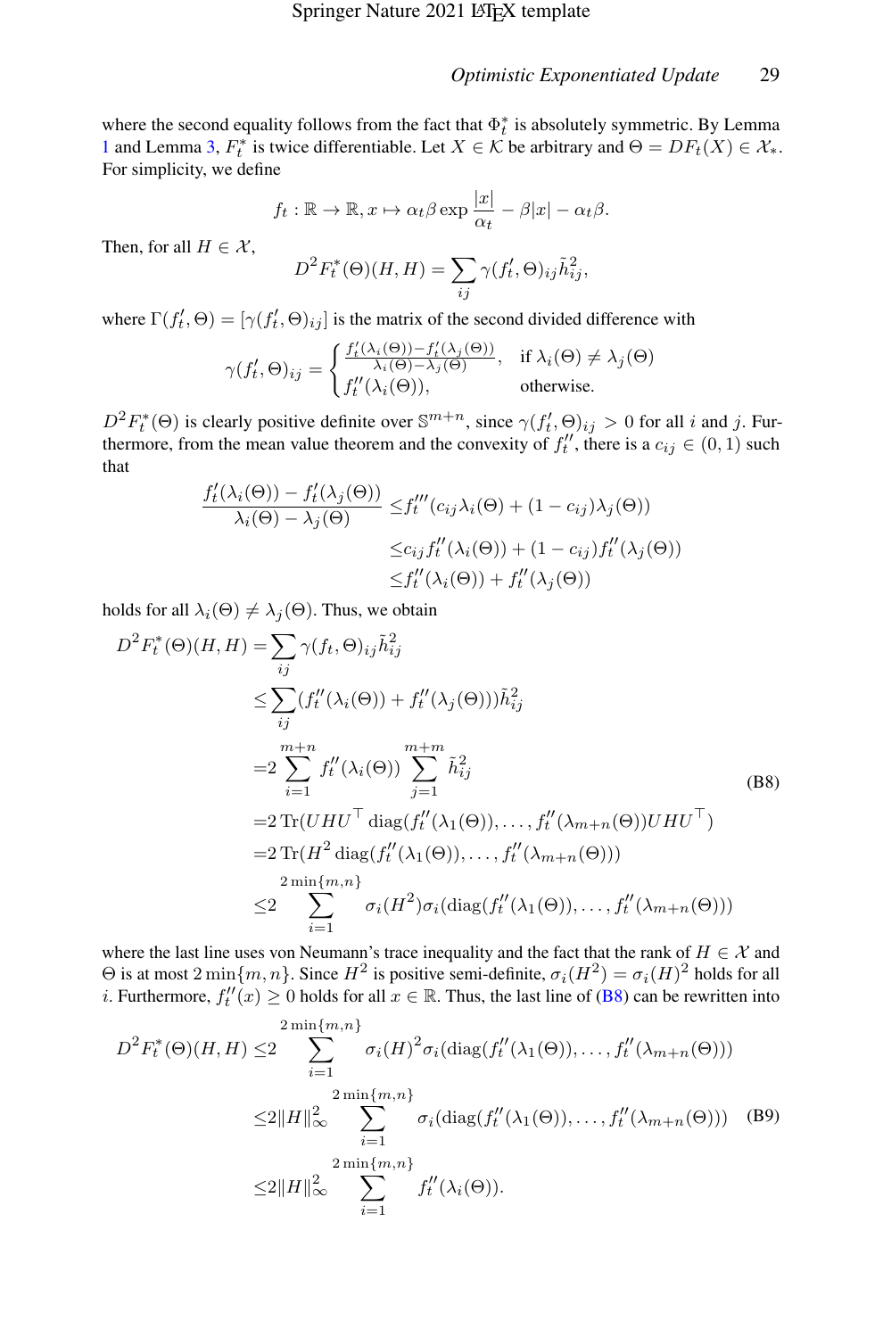where the second equality follows from the fact that $\Phi_t^*$ is absolutely symmetric. By Lemma 1 and Lemma 3, $F_t^*$ is twice differentiable. Let $X \in \mathcal{K}$ be arbitrary and $\Theta = DF_t(X) \in \mathcal{X}_*$. For simplicity, we define

$$f_t : \mathbb{R} \to \mathbb{R}, x \mapsto \alpha_t \beta \exp \frac{|x|}{\alpha_t} - \beta|x| - \alpha_t \beta.$$

Then, for all $H \in \mathcal{X}$,

$$D^2 F_t^*(\Theta)(H, H) = \sum_{ij} \gamma(f_t', \Theta)_{ij} \tilde{h}_{ij}^2,$$

where $\Gamma(f_t', \Theta) = [\gamma(f_t', \Theta)_{ij}]$ is the matrix of the second divided difference with

$$\gamma(f_t', \Theta)_{ij} = \begin{cases} \frac{f_t'(\lambda_i(\Theta)) - f_t'(\lambda_j(\Theta))}{\lambda_i(\Theta) - \lambda_j(\Theta)}, & \text{if } \lambda_i(\Theta) \neq \lambda_j(\Theta) \\ f_t''(\lambda_i(\Theta)), & \text{otherwise.} \end{cases}$$

$D^2 F_t^*(\Theta)$ is clearly positive definite over $\mathbb{S}^{m+n}$, since $\gamma(f_t', \Theta)_{ij} > 0$ for all $i$ and $j$. Furthermore, from the mean value theorem and the convexity of $f_t''$, there is a $c_{ij} \in (0, 1)$ such that

$$\begin{aligned}
\frac{f_t'(\lambda_i(\Theta)) - f_t'(\lambda_j(\Theta))}{\lambda_i(\Theta) - \lambda_j(\Theta)} \leq & f_t'''(c_{ij}\lambda_i(\Theta) + (1 - c_{ij})\lambda_j(\Theta)) \\
\leq & c_{ij} f_t''(\lambda_i(\Theta)) + (1 - c_{ij}) f_t''(\lambda_j(\Theta)) \\
\leq & f_t''(\lambda_i(\Theta)) + f_t''(\lambda_j(\Theta))
\end{aligned}$$

holds for all $\lambda_i(\Theta) \neq \lambda_j(\Theta)$. Thus, we obtain

$$\begin{aligned}
D^2 F_t^*(\Theta)(H, H) =& \sum_{ij} \gamma(f_t, \Theta)_{ij} \tilde{h}_{ij}^2 \\
\leq & \sum_{ij} (f_t''(\lambda_i(\Theta)) + f_t''(\lambda_j(\Theta))) \tilde{h}_{ij}^2 \\
=& 2 \sum_{i=1}^{m+n} f_t''(\lambda_i(\Theta)) \sum_{j=1}^{m+m} \tilde{h}_{ij}^2 \\
=& 2 \operatorname{Tr}(UHU^\top \operatorname{diag}(f_t''(\lambda_1(\Theta)), \ldots, f_t''(\lambda_{m+n}(\Theta)) UHU^\top) \\
=& 2 \operatorname{Tr}(H^2 \operatorname{diag}(f_t''(\lambda_1(\Theta)), \ldots, f_t''(\lambda_{m+n}(\Theta))) \\
\leq & 2 \sum_{i=1}^{2\min\{m,n\}} \sigma_i(H^2) \sigma_i(\operatorname{diag}(f_t''(\lambda_1(\Theta)), \ldots, f_t''(\lambda_{m+n}(\Theta)))
\end{aligned} \tag{B8}$$

where the last line uses von Neumann's trace inequality and the fact that the rank of $H \in \mathcal{X}$ and $\Theta$ is at most $2\min\{m, n\}$. Since $H^2$ is positive semi-definite, $\sigma_i(H^2) = \sigma_i(H)^2$ holds for all $i$. Furthermore, $f_t''(x) \geq 0$ holds for all $x \in \mathbb{R}$. Thus, the last line of (B8) can be rewritten into

$$\begin{aligned}
D^2 F_t^*(\Theta)(H, H) \leq & 2 \sum_{i=1}^{2\min\{m,n\}} \sigma_i(H)^2 \sigma_i(\operatorname{diag}(f_t''(\lambda_1(\Theta)), \ldots, f_t''(\lambda_{m+n}(\Theta))) \\
\leq & 2\|H\|_\infty^2 \sum_{i=1}^{2\min\{m,n\}} \sigma_i(\operatorname{diag}(f_t''(\lambda_1(\Theta)), \ldots, f_t''(\lambda_{m+n}(\Theta))) \\
\leq & 2\|H\|_\infty^2 \sum_{i=1}^{2\min\{m,n\}} f_t''(\lambda_i(\Theta)).
\end{aligned} \tag{B9}$$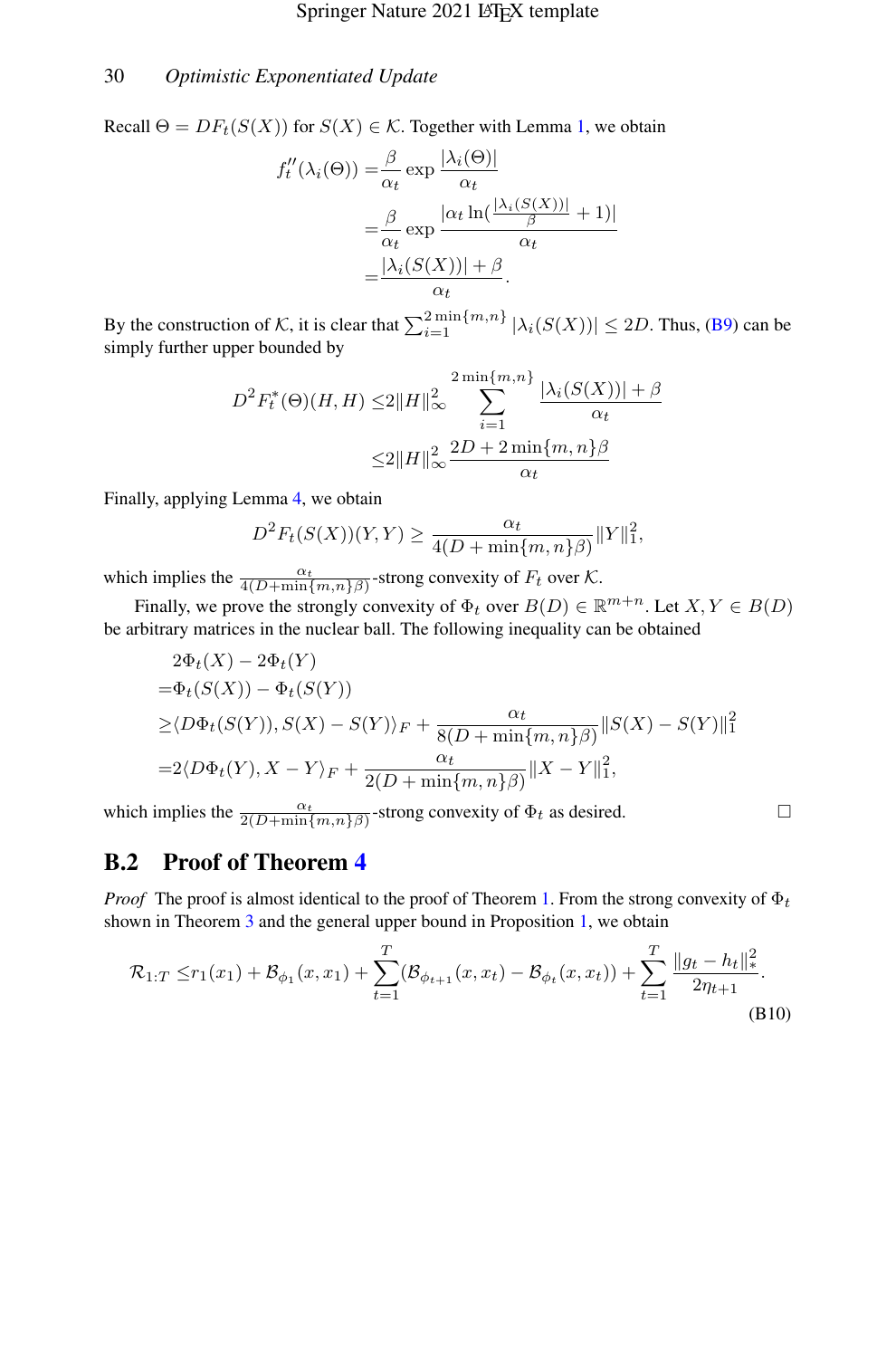Recall $\Theta = DF_t(S(X))$ for $S(X) \in \mathcal{K}$. Together with Lemma 1, we obtain

$$
\begin{aligned}
f_t''(\lambda_i(\Theta)) =& \frac{\beta}{\alpha_t} \exp \frac{|\lambda_i(\Theta)|}{\alpha_t} \\
=& \frac{\beta}{\alpha_t} \exp \frac{|\alpha_t \ln(\frac{|\lambda_i(S(X))|}{\beta} + 1)|}{\alpha_t} \\
=& \frac{|\lambda_i(S(X))| + \beta}{\alpha_t}.
\end{aligned}
$$

By the construction of $\mathcal{K}$, it is clear that $\sum_{i=1}^{2\min\{m,n\}} |\lambda_i(S(X))| \leq 2D$. Thus, (B9) can be simply further upper bounded by

$$
\begin{aligned}
D^2 F_t^*(\Theta)(H, H) \leq& 2\|H\|_\infty^2 \sum_{i=1}^{2\min\{m,n\}} \frac{|\lambda_i(S(X))| + \beta}{\alpha_t} \\
\leq& 2\|H\|_\infty^2 \frac{2D + 2\min\{m,n\}\beta}{\alpha_t}
\end{aligned}
$$

Finally, applying Lemma 4, we obtain

$$
D^2 F_t(S(X))(Y, Y) \geq \frac{\alpha_t}{4(D + \min\{m,n\}\beta)} \|Y\|_1^2,
$$

which implies the $\frac{\alpha_t}{4(D+\min\{m,n\}\beta)}$-strong convexity of $F_t$ over $\mathcal{K}$.

Finally, we prove the strongly convexity of $\Phi_t$ over $B(D) \in \mathbb{R}^{m+n}$. Let $X, Y \in B(D)$ be arbitrary matrices in the nuclear ball. The following inequality can be obtained

$$
\begin{aligned}
&2\Phi_t(X) - 2\Phi_t(Y) \\
=&\Phi_t(S(X)) - \Phi_t(S(Y)) \\
\geq&\langle D\Phi_t(S(Y)), S(X) - S(Y)\rangle_F + \frac{\alpha_t}{8(D + \min\{m,n\}\beta)} \|S(X) - S(Y)\|_1^2 \\
=&2\langle D\Phi_t(Y), X - Y\rangle_F + \frac{\alpha_t}{2(D + \min\{m,n\}\beta)} \|X - Y\|_1^2,
\end{aligned}
$$

which implies the $\frac{\alpha_t}{2(D+\min\{m,n\}\beta)}$-strong convexity of $\Phi_t$ as desired. □

## B.2 Proof of Theorem 4

*Proof* The proof is almost identical to the proof of Theorem 1. From the strong convexity of $\Phi_t$ shown in Theorem 3 and the general upper bound in Proposition 1, we obtain

$$
\mathcal{R}_{1:T} \leq r_1(x_1) + \mathcal{B}_{\phi_1}(x, x_1) + \sum_{t=1}^{T} (\mathcal{B}_{\phi_{t+1}}(x, x_t) - \mathcal{B}_{\phi_t}(x, x_t)) + \sum_{t=1}^{T} \frac{\|g_t - h_t\|_*^2}{2\eta_{t+1}}. \tag{B10}
$$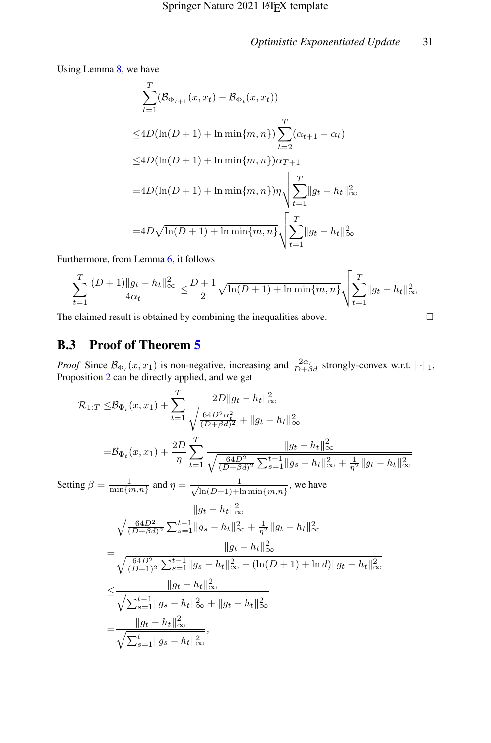Using Lemma 8, we have

$$
\begin{aligned}
&\sum_{t=1}^{T}(\mathcal{B}_{\Phi_{t+1}}(x,x_t)-\mathcal{B}_{\Phi_t}(x,x_t))\\
\leq &4D(\ln(D+1)+\ln\min\{m,n\})\sum_{t=2}^{T}(\alpha_{t+1}-\alpha_t)\\
\leq &4D(\ln(D+1)+\ln\min\{m,n\})\alpha_{T+1}\\
= &4D(\ln(D+1)+\ln\min\{m,n\})\eta\sqrt{\sum_{t=1}^{T}\|g_t-h_t\|_\infty^2}\\
= &4D\sqrt{\ln(D+1)+\ln\min\{m,n\}}\sqrt{\sum_{t=1}^{T}\|g_t-h_t\|_\infty^2}
\end{aligned}
$$

Furthermore, from Lemma 6, it follows

$$
\sum_{t=1}^{T}\frac{(D+1)\|g_t-h_t\|_\infty^2}{4\alpha_t}\leq \frac{D+1}{2}\sqrt{\ln(D+1)+\ln\min\{m,n\}}\sqrt{\sum_{t=1}^{T}\|g_t-h_t\|_\infty^2}
$$

The claimed result is obtained by combining the inequalities above. □

## B.3 Proof of Theorem 5

*Proof* Since $\mathcal{B}_{\Phi_t}(x,x_1)$ is non-negative, increasing and $\frac{2\alpha_t}{D+\beta d}$ strongly-convex w.r.t. $\|\cdot\|_1$, Proposition 2 can be directly applied, and we get

$$
\begin{aligned}
\mathcal{R}_{1:T}\leq &\mathcal{B}_{\Phi_t}(x,x_1)+\sum_{t=1}^{T}\frac{2D\|g_t-h_t\|_\infty^2}{\sqrt{\frac{64D^2\alpha_t^2}{(D+\beta d)^2}+\|g_t-h_t\|_\infty^2}}\\
= &\mathcal{B}_{\Phi_t}(x,x_1)+\frac{2D}{\eta}\sum_{t=1}^{T}\frac{\|g_t-h_t\|_\infty^2}{\sqrt{\frac{64D^2}{(D+\beta d)^2}\sum_{s=1}^{t-1}\|g_s-h_s\|_\infty^2+\frac{1}{\eta^2}\|g_t-h_t\|_\infty^2}}
\end{aligned}
$$

Setting $\beta=\frac{1}{\min\{m,n\}}$ and $\eta=\frac{1}{\sqrt{\ln(D+1)+\ln\min\{m,n\}}}$, we have

$$
\begin{aligned}
&\frac{\|g_t-h_t\|_\infty^2}{\sqrt{\frac{64D^2}{(D+\beta d)^2}\sum_{s=1}^{t-1}\|g_s-h_s\|_\infty^2+\frac{1}{\eta^2}\|g_t-h_t\|_\infty^2}}\\
= &\frac{\|g_t-h_t\|_\infty^2}{\sqrt{\frac{64D^2}{(D+1)^2}\sum_{s=1}^{t-1}\|g_s-h_s\|_\infty^2+(\ln(D+1)+\ln d)\|g_t-h_t\|_\infty^2}}\\
\leq &\frac{\|g_t-h_t\|_\infty^2}{\sqrt{\sum_{s=1}^{t-1}\|g_s-h_s\|_\infty^2+\|g_t-h_t\|_\infty^2}}\\
= &\frac{\|g_t-h_t\|_\infty^2}{\sqrt{\sum_{s=1}^{t}\|g_s-h_s\|_\infty^2}},
\end{aligned}
$$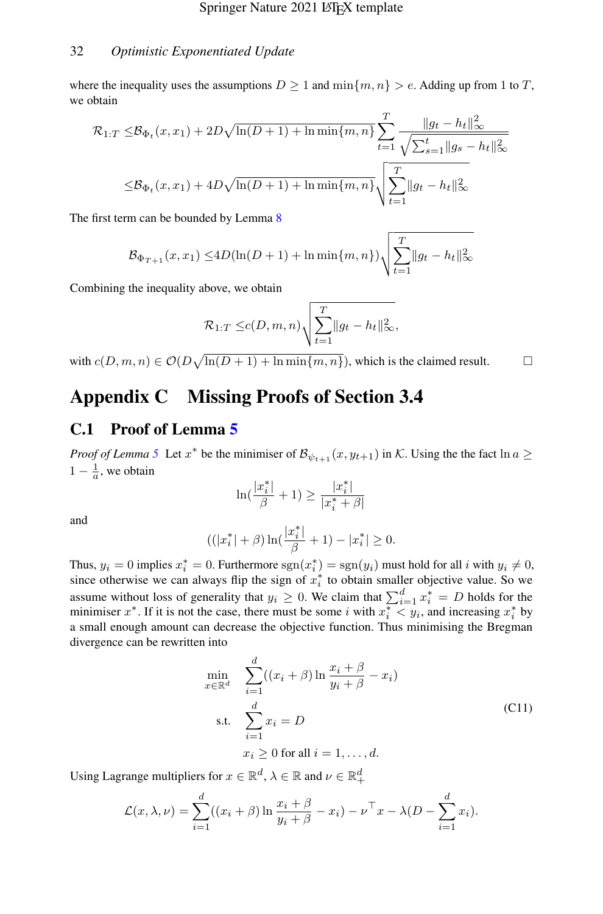where the inequality uses the assumptions $D \geq 1$ and $\min\{m, n\} > e$. Adding up from 1 to $T$, we obtain

$$
\begin{aligned}
\mathcal{R}_{1:T} \leq& \mathcal{B}_{\Phi_t}(x, x_1) + 2D\sqrt{\ln(D+1) + \ln\min\{m,n\}} \sum_{t=1}^{T} \frac{\|g_t - h_t\|_\infty^2}{\sqrt{\sum_{s=1}^{t} \|g_s - h_t\|_\infty^2}} \\
\leq& \mathcal{B}_{\Phi_t}(x, x_1) + 4D\sqrt{\ln(D+1) + \ln\min\{m,n\}} \sqrt{\sum_{t=1}^{T} \|g_t - h_t\|_\infty^2}
\end{aligned}
$$

The first term can be bounded by Lemma 8

$$
\mathcal{B}_{\Phi_{T+1}}(x, x_1) \leq 4D(\ln(D+1) + \ln\min\{m,n\}) \sqrt{\sum_{t=1}^{T} \|g_t - h_t\|_\infty^2}
$$

Combining the inequality above, we obtain

$$
\mathcal{R}_{1:T} \leq c(D, m, n) \sqrt{\sum_{t=1}^{T} \|g_t - h_t\|_\infty^2},
$$

with $c(D, m, n) \in \mathcal{O}(D\sqrt{\ln(D+1) + \ln\min\{m,n\}})$, which is the claimed result. $\square$

# Appendix C Missing Proofs of Section 3.4

## C.1 Proof of Lemma 5

*Proof of Lemma 5* Let $x^*$ be the minimiser of $\mathcal{B}_{\psi_{t+1}}(x, y_{t+1})$ in $\mathcal{K}$. Using the the fact $\ln a \geq 1 - \frac{1}{a}$, we obtain

$$
\ln(\frac{|x_i^*|}{\beta} + 1) \geq \frac{|x_i^*|}{|x_i^* + \beta|}
$$

and

$$
((|x_i^*| + \beta)\ln(\frac{|x_i^*|}{\beta} + 1) - |x_i^*| \geq 0.
$$

Thus, $y_i = 0$ implies $x_i^* = 0$. Furthermore $\operatorname{sgn}(x_i^*) = \operatorname{sgn}(y_i)$ must hold for all $i$ with $y_i \neq 0$, since otherwise we can always flip the sign of $x_i^*$ to obtain smaller objective value. So we assume without loss of generality that $y_i \geq 0$. We claim that $\sum_{i=1}^{d} x_i^* = D$ holds for the minimiser $x^*$. If it is not the case, there must be some $i$ with $x_i^* < y_i$, and increasing $x_i^*$ by a small enough amount can decrease the objective function. Thus minimising the Bregman divergence can be rewritten into

$$
\begin{aligned}
\min_{x \in \mathbb{R}^d} \quad & \sum_{i=1}^{d} ((x_i + \beta)\ln\frac{x_i + \beta}{y_i + \beta} - x_i) \\
\text{s.t.} \quad & \sum_{i=1}^{d} x_i = D \\
& x_i \geq 0 \text{ for all } i = 1, \ldots, d.
\end{aligned}
\tag{C11}
$$

Using Lagrange multipliers for $x \in \mathbb{R}^d$, $\lambda \in \mathbb{R}$ and $\nu \in \mathbb{R}_+^d$

$$
\mathcal{L}(x, \lambda, \nu) = \sum_{i=1}^{d} ((x_i + \beta)\ln\frac{x_i + \beta}{y_i + \beta} - x_i) - \nu^\top x - \lambda(D - \sum_{i=1}^{d} x_i).
$$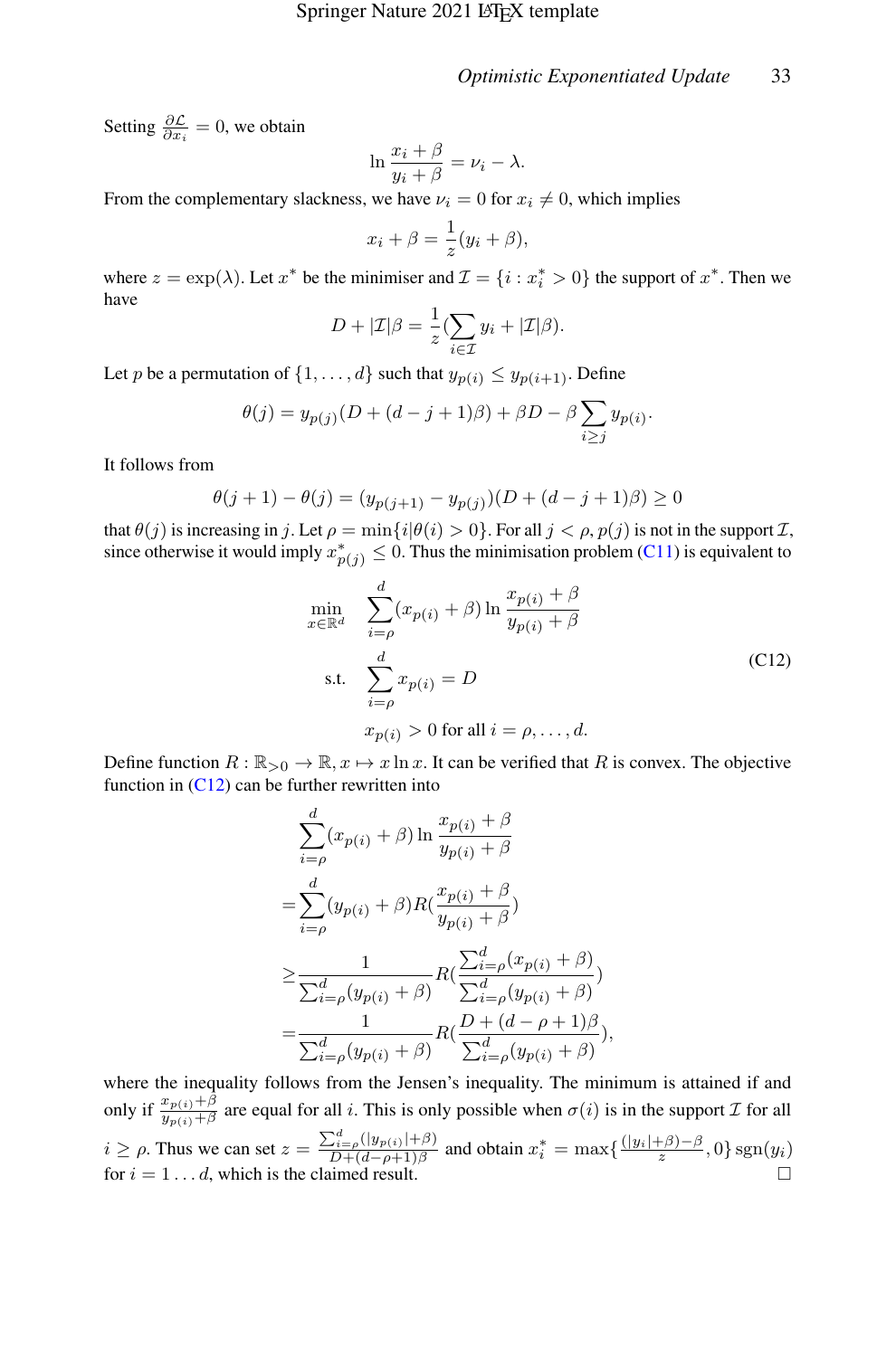Setting $\frac{\partial \mathcal{L}}{\partial x_i} = 0$, we obtain

$$\ln \frac{x_i + \beta}{y_i + \beta} = \nu_i - \lambda.$$

From the complementary slackness, we have $\nu_i = 0$ for $x_i \neq 0$, which implies

$$x_i + \beta = \frac{1}{z}(y_i + \beta),$$

where $z = \exp(\lambda)$. Let $x^*$ be the minimiser and $\mathcal{I} = \{i : x_i^* > 0\}$ the support of $x^*$. Then we have

$$D + |\mathcal{I}|\beta = \frac{1}{z}(\sum_{i \in \mathcal{I}} y_i + |\mathcal{I}|\beta).$$

Let $p$ be a permutation of $\{1, \ldots, d\}$ such that $y_{p(i)} \leq y_{p(i+1)}$. Define

$$\theta(j) = y_{p(j)}(D + (d - j + 1)\beta) + \beta D - \beta \sum_{i \geq j} y_{p(i)}.$$

It follows from

$$\theta(j+1) - \theta(j) = (y_{p(j+1)} - y_{p(j)})(D + (d - j + 1)\beta) \geq 0$$

that $\theta(j)$ is increasing in $j$. Let $\rho = \min\{i | \theta(i) > 0\}$. For all $j < \rho$, $p(j)$ is not in the support $\mathcal{I}$, since otherwise it would imply $x^*_{p(j)} \leq 0$. Thus the minimisation problem (C11) is equivalent to

$$\begin{aligned}
\min_{x \in \mathbb{R}^d} \quad & \sum_{i=\rho}^{d} (x_{p(i)} + \beta) \ln \frac{x_{p(i)} + \beta}{y_{p(i)} + \beta} \\
\text{s.t.} \quad & \sum_{i=\rho}^{d} x_{p(i)} = D \\
& x_{p(i)} > 0 \text{ for all } i = \rho, \ldots, d.
\end{aligned} \tag{C12}$$

Define function $R : \mathbb{R}_{>0} \to \mathbb{R}, x \mapsto x \ln x$. It can be verified that $R$ is convex. The objective function in (C12) can be further rewritten into

$$\begin{aligned}
& \sum_{i=\rho}^{d} (x_{p(i)} + \beta) \ln \frac{x_{p(i)} + \beta}{y_{p(i)} + \beta} \\
= & \sum_{i=\rho}^{d} (y_{p(i)} + \beta) R(\frac{x_{p(i)} + \beta}{y_{p(i)} + \beta}) \\
\geq & \frac{1}{\sum_{i=\rho}^{d} (y_{p(i)} + \beta)} R(\frac{\sum_{i=\rho}^{d} (x_{p(i)} + \beta)}{\sum_{i=\rho}^{d} (y_{p(i)} + \beta)}) \\
= & \frac{1}{\sum_{i=\rho}^{d} (y_{p(i)} + \beta)} R(\frac{D + (d - \rho + 1)\beta}{\sum_{i=\rho}^{d} (y_{p(i)} + \beta)}),
\end{aligned}$$

where the inequality follows from the Jensen's inequality. The minimum is attained if and only if $\frac{x_{p(i)} + \beta}{y_{p(i)} + \beta}$ are equal for all $i$. This is only possible when $\sigma(i)$ is in the support $\mathcal{I}$ for all $i \geq \rho$. Thus we can set $z = \frac{\sum_{i=\rho}^{d} (|y_{p(i)}| + \beta)}{D + (d - \rho + 1)\beta}$ and obtain $x_i^* = \max\{\frac{(|y_i| + \beta) - \beta}{z}, 0\} \operatorname{sgn}(y_i)$ for $i = 1 \ldots d$, which is the claimed result. □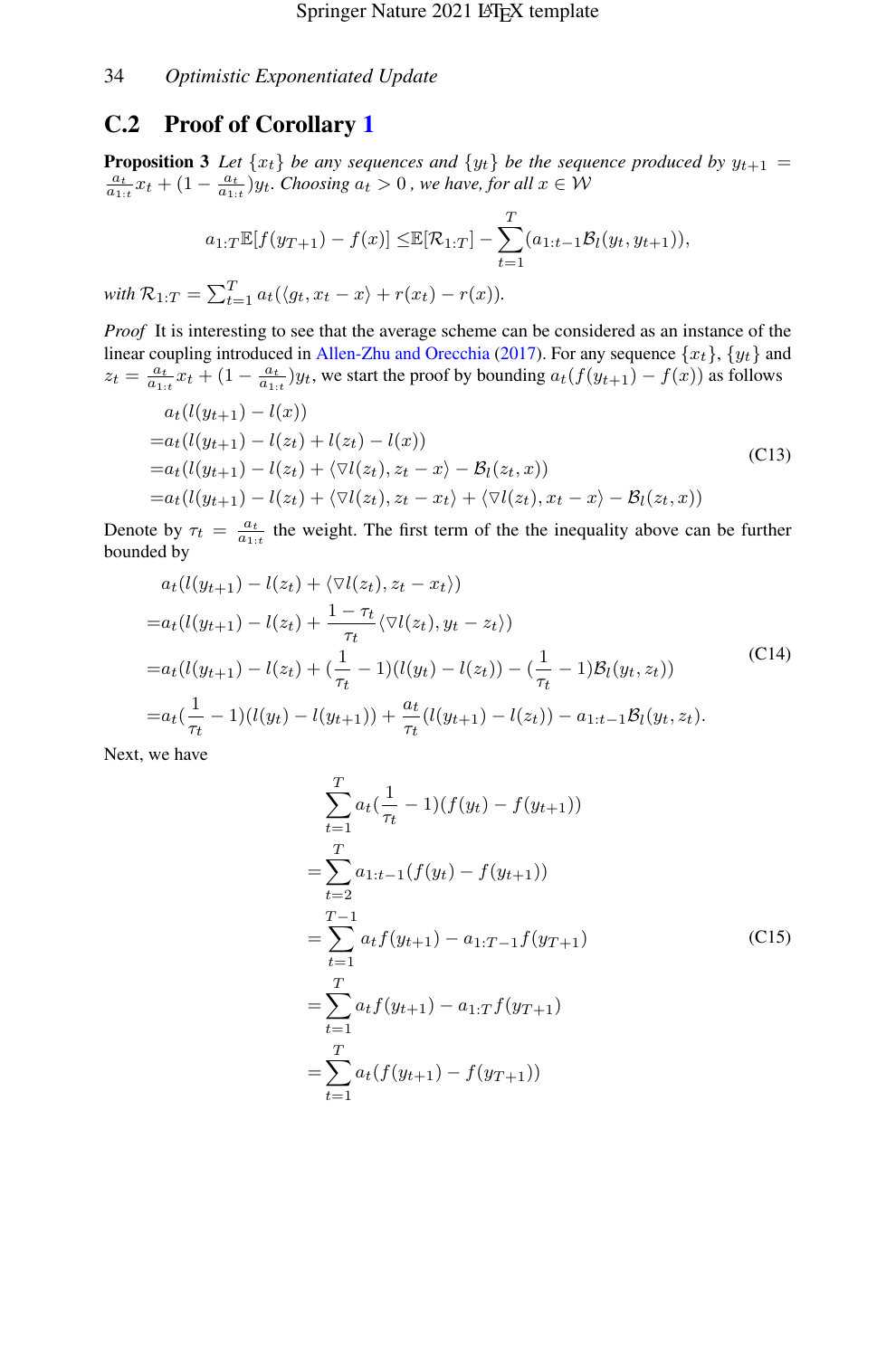## C.2 Proof of Corollary 1

**Proposition 3** *Let $\{x_t\}$ be any sequences and $\{y_t\}$ be the sequence produced by $y_{t+1} = \frac{a_t}{a_{1:t}}x_t + (1 - \frac{a_t}{a_{1:t}})y_t$. Choosing $a_t > 0$ , we have, for all $x \in \mathcal{W}$*

$$a_{1:T}\mathbb{E}[f(y_{T+1}) - f(x)] \leq \mathbb{E}[\mathcal{R}_{1:T}] - \sum_{t=1}^{T}(a_{1:t-1}\mathcal{B}_l(y_t, y_{t+1})),$$

*with $\mathcal{R}_{1:T} = \sum_{t=1}^{T} a_t(\langle g_t, x_t - x\rangle + r(x_t) - r(x))$.*

*Proof* It is interesting to see that the average scheme can be considered as an instance of the linear coupling introduced in Allen-Zhu and Orecchia (2017). For any sequence $\{x_t\}$, $\{y_t\}$ and $z_t = \frac{a_t}{a_{1:t}}x_t + (1 - \frac{a_t}{a_{1:t}})y_t$, we start the proof by bounding $a_t(f(y_{t+1}) - f(x))$ as follows

$$\begin{aligned}
&a_t(l(y_{t+1}) - l(x)) \\
=&a_t(l(y_{t+1}) - l(z_t) + l(z_t) - l(x)) \\
=&a_t(l(y_{t+1}) - l(z_t) + \langle \nabla l(z_t), z_t - x\rangle - \mathcal{B}_l(z_t, x)) \\
=&a_t(l(y_{t+1}) - l(z_t) + \langle \nabla l(z_t), z_t - x_t\rangle + \langle \nabla l(z_t), x_t - x\rangle - \mathcal{B}_l(z_t, x))
\end{aligned} \tag{C13}$$

Denote by $\tau_t = \frac{a_t}{a_{1:t}}$ the weight. The first term of the the inequality above can be further bounded by

$$\begin{aligned}
&a_t(l(y_{t+1}) - l(z_t) + \langle \nabla l(z_t), z_t - x_t\rangle) \\
=&a_t(l(y_{t+1}) - l(z_t) + \frac{1 - \tau_t}{\tau_t}\langle \nabla l(z_t), y_t - z_t\rangle) \\
=&a_t(l(y_{t+1}) - l(z_t) + (\frac{1}{\tau_t} - 1)(l(y_t) - l(z_t)) - (\frac{1}{\tau_t} - 1)\mathcal{B}_l(y_t, z_t)) \\
=&a_t(\frac{1}{\tau_t} - 1)(l(y_t) - l(y_{t+1})) + \frac{a_t}{\tau_t}(l(y_{t+1}) - l(z_t)) - a_{1:t-1}\mathcal{B}_l(y_t, z_t).
\end{aligned} \tag{C14}$$

Next, we have

$$\begin{aligned}
&\sum_{t=1}^{T} a_t(\frac{1}{\tau_t} - 1)(f(y_t) - f(y_{t+1})) \\
=&\sum_{t=2}^{T} a_{1:t-1}(f(y_t) - f(y_{t+1})) \\
=&\sum_{t=1}^{T-1} a_t f(y_{t+1}) - a_{1:T-1}f(y_{T+1}) \\
=&\sum_{t=1}^{T} a_t f(y_{t+1}) - a_{1:T}f(y_{T+1}) \\
=&\sum_{t=1}^{T} a_t(f(y_{t+1}) - f(y_{T+1}))
\end{aligned} \tag{C15}$$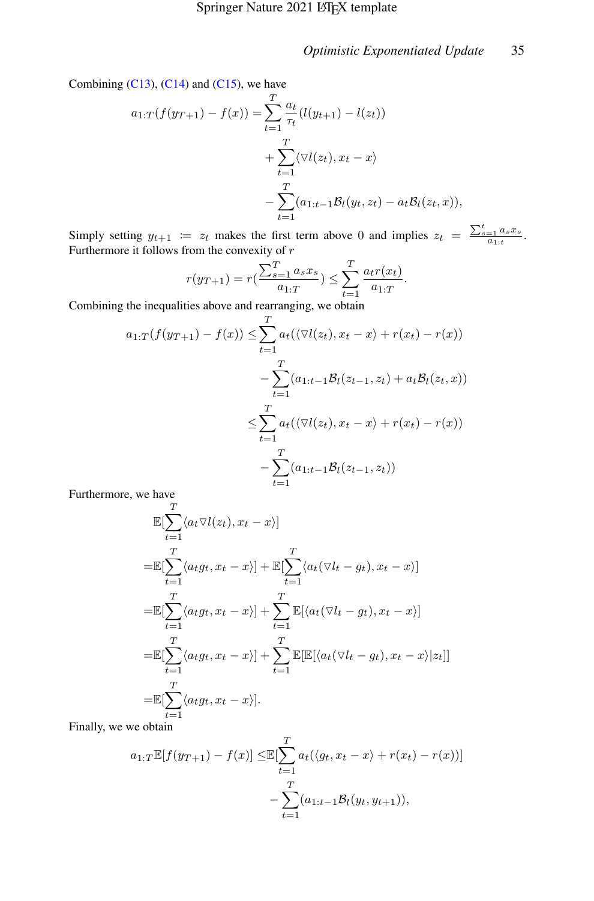Combining (C13), (C14) and (C15), we have

$$
\begin{aligned}
a_{1:T}(f(y_{T+1}) - f(x)) = &\sum_{t=1}^{T} \frac{a_t}{\tau_t}(l(y_{t+1}) - l(z_t)) \\
&+ \sum_{t=1}^{T} \langle \nabla l(z_t), x_t - x \rangle \\
&- \sum_{t=1}^{T} (a_{1:t-1}\mathcal{B}_l(y_t, z_t) - a_t \mathcal{B}_l(z_t, x)),
\end{aligned}
$$

Simply setting $y_{t+1} := z_t$ makes the first term above 0 and implies $z_t = \frac{\sum_{s=1}^{t} a_s x_s}{a_{1:t}}$. Furthermore it follows from the convexity of $r$

$$
r(y_{T+1}) = r\left(\frac{\sum_{s=1}^{T} a_s x_s}{a_{1:T}}\right) \leq \sum_{t=1}^{T} \frac{a_t r(x_t)}{a_{1:T}}.
$$

Combining the inequalities above and rearranging, we obtain

$$
\begin{aligned}
a_{1:T}(f(y_{T+1}) - f(x)) \leq &\sum_{t=1}^{T} a_t(\langle \nabla l(z_t), x_t - x \rangle + r(x_t) - r(x)) \\
&- \sum_{t=1}^{T} (a_{1:t-1}\mathcal{B}_l(z_{t-1}, z_t) + a_t \mathcal{B}_l(z_t, x)) \\
\leq &\sum_{t=1}^{T} a_t(\langle \nabla l(z_t), x_t - x \rangle + r(x_t) - r(x)) \\
&- \sum_{t=1}^{T} (a_{1:t-1}\mathcal{B}_l(z_{t-1}, z_t))
\end{aligned}
$$

Furthermore, we have

$$
\begin{aligned}
&\mathbb{E}[\sum_{t=1}^{T} \langle a_t \nabla l(z_t), x_t - x \rangle] \\
=&\mathbb{E}[\sum_{t=1}^{T} \langle a_t g_t, x_t - x \rangle] + \mathbb{E}[\sum_{t=1}^{T} \langle a_t(\nabla l_t - g_t), x_t - x \rangle] \\
=&\mathbb{E}[\sum_{t=1}^{T} \langle a_t g_t, x_t - x \rangle] + \sum_{t=1}^{T} \mathbb{E}[\langle a_t(\nabla l_t - g_t), x_t - x \rangle] \\
=&\mathbb{E}[\sum_{t=1}^{T} \langle a_t g_t, x_t - x \rangle] + \sum_{t=1}^{T} \mathbb{E}[\mathbb{E}[\langle a_t(\nabla l_t - g_t), x_t - x \rangle | z_t]] \\
=&\mathbb{E}[\sum_{t=1}^{T} \langle a_t g_t, x_t - x \rangle].
\end{aligned}
$$

Finally, we we obtain

$$
\begin{aligned}
a_{1:T}\mathbb{E}[f(y_{T+1}) - f(x)] \leq &\mathbb{E}[\sum_{t=1}^{T} a_t(\langle g_t, x_t - x \rangle + r(x_t) - r(x))] \\
&- \sum_{t=1}^{T} (a_{1:t-1}\mathcal{B}_l(y_t, y_{t+1})),
\end{aligned}
$$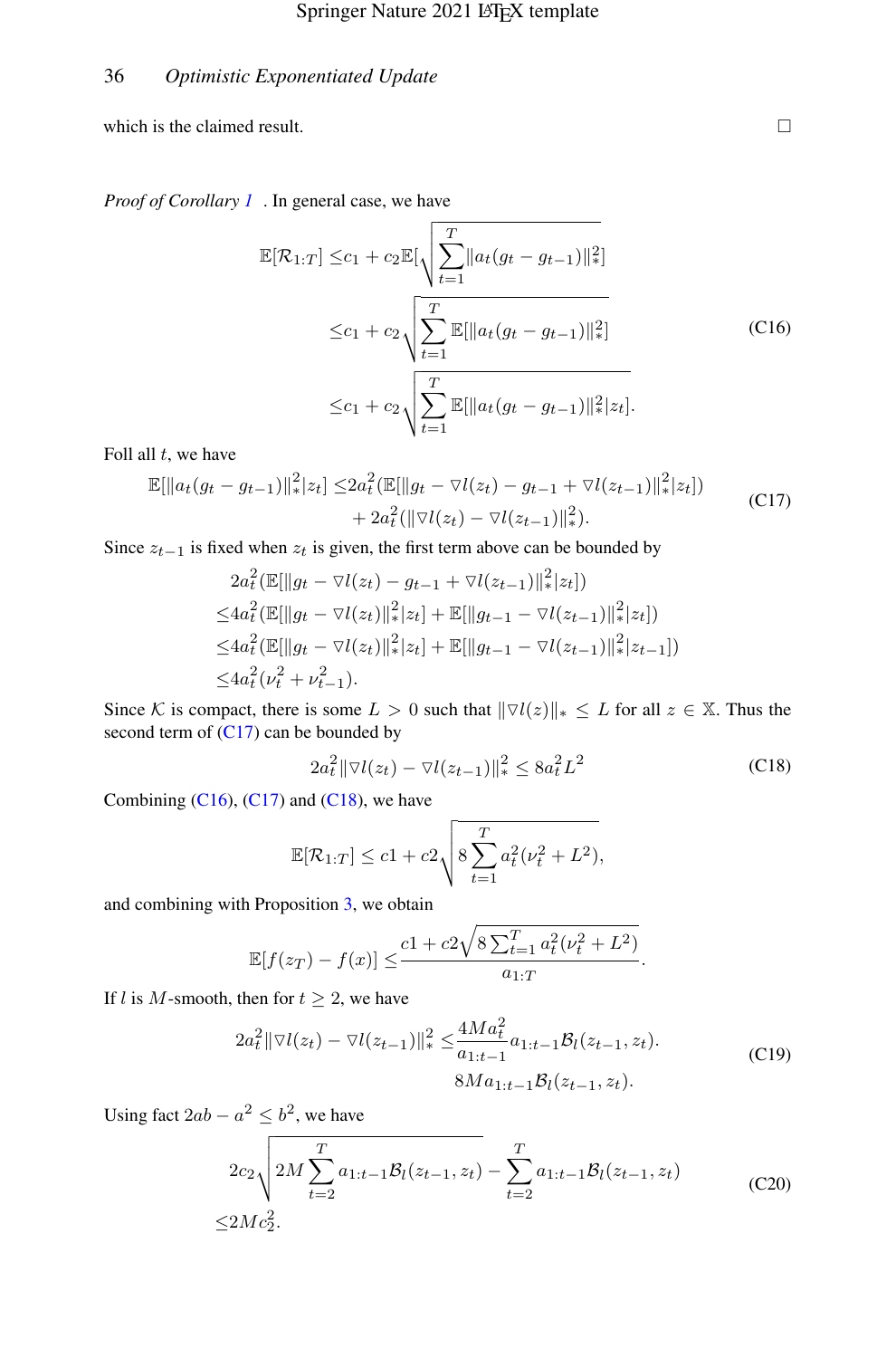which is the claimed result. □

*Proof of Corollary 1* . In general case, we have

$$
\begin{aligned}
\mathbb{E}[\mathcal{R}_{1:T}] \leq & c_1 + c_2\mathbb{E}[\sqrt{\sum_{t=1}^{T}\|a_t(g_t - g_{t-1})\|_*^2}] \\
\leq & c_1 + c_2\sqrt{\sum_{t=1}^{T}\mathbb{E}[\|a_t(g_t - g_{t-1})\|_*^2]} \\
\leq & c_1 + c_2\sqrt{\sum_{t=1}^{T}\mathbb{E}[\|a_t(g_t - g_{t-1})\|_*^2|z_t]}.
\end{aligned} \tag{C16}
$$

Foll all $t$, we have

$$
\begin{aligned}
\mathbb{E}[\|a_t(g_t - g_{t-1})\|_*^2|z_t] \leq & 2a_t^2(\mathbb{E}[\|g_t - \nabla l(z_t) - g_{t-1} + \nabla l(z_{t-1})\|_*^2|z_t]) \\
& + 2a_t^2(\|\nabla l(z_t) - \nabla l(z_{t-1})\|_*^2).
\end{aligned} \tag{C17}
$$

Since $z_{t-1}$ is fixed when $z_t$ is given, the first term above can be bounded by

$$
\begin{aligned}
& 2a_t^2(\mathbb{E}[\|g_t - \nabla l(z_t) - g_{t-1} + \nabla l(z_{t-1})\|_*^2|z_t]) \\
\leq & 4a_t^2(\mathbb{E}[\|g_t - \nabla l(z_t)\|_*^2|z_t] + \mathbb{E}[\|g_{t-1} - \nabla l(z_{t-1})\|_*^2|z_t]) \\
\leq & 4a_t^2(\mathbb{E}[\|g_t - \nabla l(z_t)\|_*^2|z_t] + \mathbb{E}[\|g_{t-1} - \nabla l(z_{t-1})\|_*^2|z_{t-1}]) \\
\leq & 4a_t^2(\nu_t^2 + \nu_{t-1}^2).
\end{aligned}
$$

Since $\mathcal{K}$ is compact, there is some $L > 0$ such that $\|\nabla l(z)\|_* \leq L$ for all $z \in \mathbb{X}$. Thus the second term of (C17) can be bounded by

$$
2a_t^2\|\nabla l(z_t) - \nabla l(z_{t-1})\|_*^2 \leq 8a_t^2L^2 \tag{C18}
$$

Combining (C16), (C17) and (C18), we have

$$
\mathbb{E}[\mathcal{R}_{1:T}] \leq c1 + c2\sqrt{8\sum_{t=1}^{T}a_t^2(\nu_t^2 + L^2)},
$$

and combining with Proposition 3, we obtain

$$
\mathbb{E}[f(z_T) - f(x)] \leq \frac{c1 + c2\sqrt{8\sum_{t=1}^{T}a_t^2(\nu_t^2 + L^2)}}{a_{1:T}}.
$$

If $l$ is $M$-smooth, then for $t \geq 2$, we have

$$
\begin{aligned}
2a_t^2\|\nabla l(z_t) - \nabla l(z_{t-1})\|_*^2 \leq & \frac{4Ma_t^2}{a_{1:t-1}}a_{1:t-1}\mathcal{B}_l(z_{t-1}, z_t). \\
& 8Ma_{1:t-1}\mathcal{B}_l(z_{t-1}, z_t).
\end{aligned} \tag{C19}
$$

Using fact $2ab - a^2 \leq b^2$, we have

$$
\begin{aligned}
& 2c_2\sqrt{2M\sum_{t=2}^{T}a_{1:t-1}\mathcal{B}_l(z_{t-1}, z_t)} - \sum_{t=2}^{T}a_{1:t-1}\mathcal{B}_l(z_{t-1}, z_t) \\
\leq & 2Mc_2^2.
\end{aligned} \tag{C20}
$$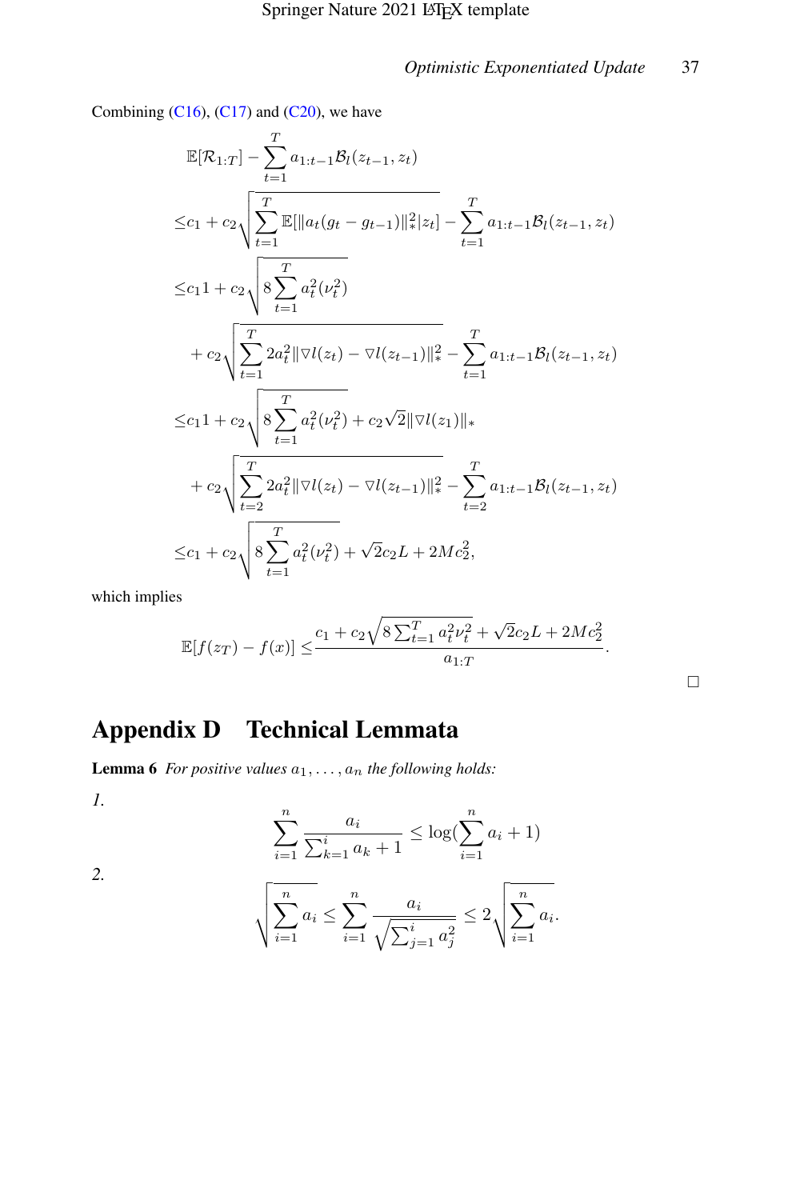Combining (C16), (C17) and (C20), we have

$$
\begin{aligned}
&\mathbb{E}[\mathcal{R}_{1:T}] - \sum_{t=1}^{T} a_{1:t-1}\mathcal{B}_l(z_{t-1}, z_t) \\
\leq & c_1 + c_2\sqrt{\sum_{t=1}^{T}\mathbb{E}[\|a_t(g_t - g_{t-1})\|_*^2 | z_t]} - \sum_{t=1}^{T} a_{1:t-1}\mathcal{B}_l(z_{t-1}, z_t) \\
\leq & c_1 1 + c_2\sqrt{8\sum_{t=1}^{T} a_t^2(\nu_t^2)} \\
& + c_2\sqrt{\sum_{t=1}^{T} 2a_t^2\|\nabla l(z_t) - \nabla l(z_{t-1})\|_*^2} - \sum_{t=1}^{T} a_{1:t-1}\mathcal{B}_l(z_{t-1}, z_t) \\
\leq & c_1 1 + c_2\sqrt{8\sum_{t=1}^{T} a_t^2(\nu_t^2)} + c_2\sqrt{2}\|\nabla l(z_1)\|_* \\
& + c_2\sqrt{\sum_{t=2}^{T} 2a_t^2\|\nabla l(z_t) - \nabla l(z_{t-1})\|_*^2} - \sum_{t=2}^{T} a_{1:t-1}\mathcal{B}_l(z_{t-1}, z_t) \\
\leq & c_1 + c_2\sqrt{8\sum_{t=1}^{T} a_t^2(\nu_t^2)} + \sqrt{2}c_2 L + 2Mc_2^2,
\end{aligned}
$$

which implies

$$
\mathbb{E}[f(z_T) - f(x)] \leq \frac{c_1 + c_2\sqrt{8\sum_{t=1}^{T} a_t^2\nu_t^2} + \sqrt{2}c_2 L + 2Mc_2^2}{a_{1:T}}.
$$

□

# Appendix D Technical Lemmata

**Lemma 6** *For positive values $a_1, \ldots, a_n$ the following holds:*

*1.*

$$
\sum_{i=1}^{n} \frac{a_i}{\sum_{k=1}^{i} a_k + 1} \leq \log(\sum_{i=1}^{n} a_i + 1)
$$

*2.*

$$
\sqrt{\sum_{i=1}^{n} a_i} \leq \sum_{i=1}^{n} \frac{a_i}{\sqrt{\sum_{j=1}^{i} a_j^2}} \leq 2\sqrt{\sum_{i=1}^{n} a_i}.
$$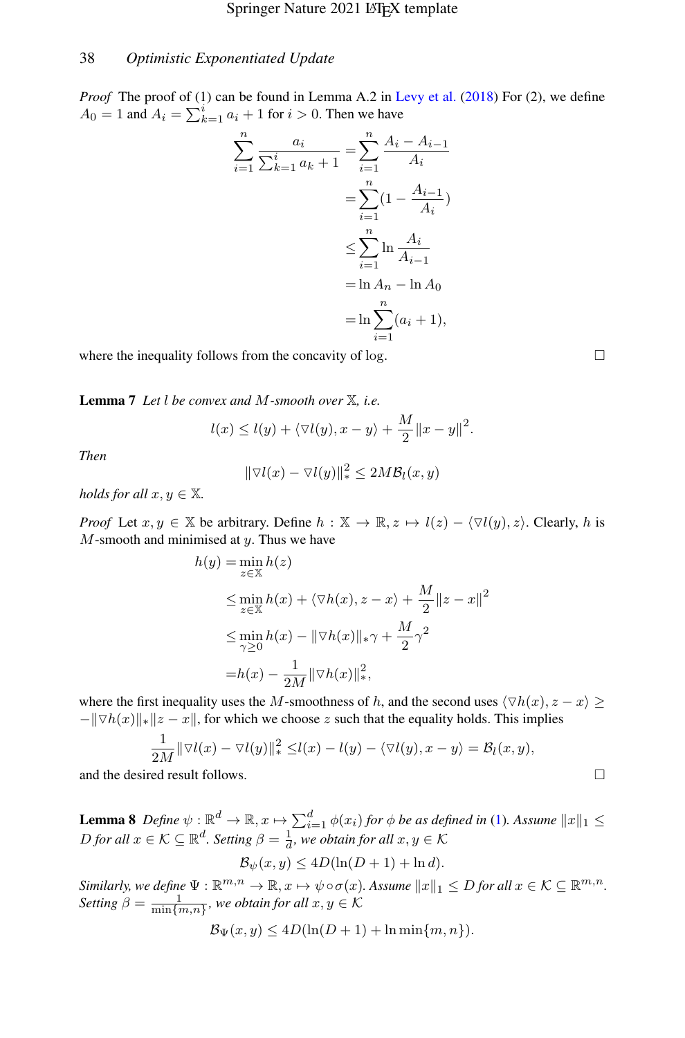*Proof* The proof of (1) can be found in Lemma A.2 in Levy et al. (2018) For (2), we define $A_0 = 1$ and $A_i = \sum_{k=1}^{i} a_i + 1$ for $i > 0$. Then we have

$$
\begin{aligned}
\sum_{i=1}^{n} \frac{a_i}{\sum_{k=1}^{i} a_k + 1} &= \sum_{i=1}^{n} \frac{A_i - A_{i-1}}{A_i} \\
&= \sum_{i=1}^{n} (1 - \frac{A_{i-1}}{A_i}) \\
&\leq \sum_{i=1}^{n} \ln \frac{A_i}{A_{i-1}} \\
&= \ln A_n - \ln A_0 \\
&= \ln \sum_{i=1}^{n} (a_i + 1),
\end{aligned}
$$

where the inequality follows from the concavity of log. □

**Lemma 7** *Let $l$ be convex and $M$-smooth over $\mathbb{X}$, i.e.*

$$
l(x) \leq l(y) + \langle \nabla l(y), x - y \rangle + \frac{M}{2} \|x - y\|^2.
$$

*Then*

$$
\|\nabla l(x) - \nabla l(y)\|_*^2 \leq 2M \mathcal{B}_l(x, y)
$$

*holds for all $x, y \in \mathbb{X}$.*

*Proof* Let $x, y \in \mathbb{X}$ be arbitrary. Define $h : \mathbb{X} \to \mathbb{R}, z \mapsto l(z) - \langle \nabla l(y), z \rangle$. Clearly, $h$ is $M$-smooth and minimised at $y$. Thus we have

$$
\begin{aligned}
h(y) &= \min_{z \in \mathbb{X}} h(z) \\
&\leq \min_{z \in \mathbb{X}} h(x) + \langle \nabla h(x), z - x \rangle + \frac{M}{2} \|z - x\|^2 \\
&\leq \min_{\gamma \geq 0} h(x) - \|\nabla h(x)\|_* \gamma + \frac{M}{2} \gamma^2 \\
&= h(x) - \frac{1}{2M} \|\nabla h(x)\|_*^2,
\end{aligned}
$$

where the first inequality uses the $M$-smoothness of $h$, and the second uses $\langle \nabla h(x), z - x \rangle \geq -\|\nabla h(x)\|_* \|z - x\|$, for which we choose $z$ such that the equality holds. This implies

$$
\frac{1}{2M} \|\nabla l(x) - \nabla l(y)\|_*^2 \leq l(x) - l(y) - \langle \nabla l(y), x - y \rangle = \mathcal{B}_l(x, y),
$$

and the desired result follows. □

**Lemma 8** *Define $\psi : \mathbb{R}^d \to \mathbb{R}, x \mapsto \sum_{i=1}^{d} \phi(x_i)$ for $\phi$ be as defined in (1). Assume $\|x\|_1 \leq D$ for all $x \in \mathcal{K} \subseteq \mathbb{R}^d$. Setting $\beta = \frac{1}{d}$, we obtain for all $x, y \in \mathcal{K}$*

$$
\mathcal{B}_\psi(x, y) \leq 4D(\ln(D + 1) + \ln d).
$$

*Similarly, we define $\Psi : \mathbb{R}^{m,n} \to \mathbb{R}, x \mapsto \psi \circ \sigma(x)$. Assume $\|x\|_1 \leq D$ for all $x \in \mathcal{K} \subseteq \mathbb{R}^{m,n}$. Setting $\beta = \frac{1}{\min\{m,n\}}$, we obtain for all $x, y \in \mathcal{K}$*

$$
\mathcal{B}_\Psi(x, y) \leq 4D(\ln(D + 1) + \ln \min\{m, n\}).
$$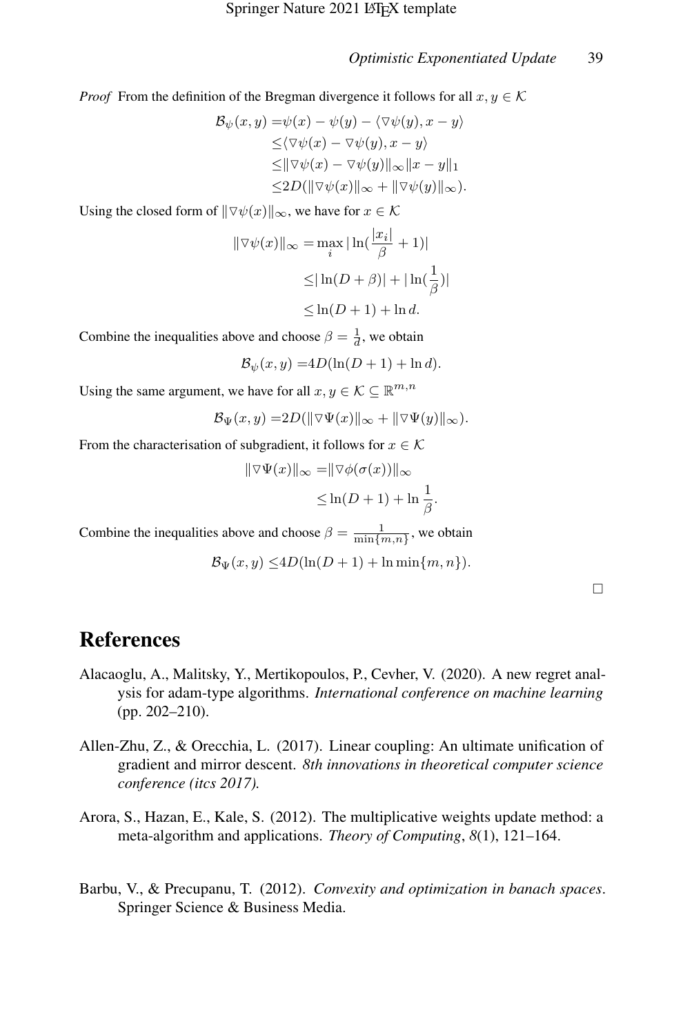*Proof* From the definition of the Bregman divergence it follows for all $x, y \in \mathcal{K}$

$$
\begin{aligned}
\mathcal{B}_\psi(x, y) =& \psi(x) - \psi(y) - \langle \nabla\psi(y), x - y \rangle \\
\leq & \langle \nabla\psi(x) - \nabla\psi(y), x - y \rangle \\
\leq & \|\nabla\psi(x) - \nabla\psi(y)\|_\infty \|x - y\|_1 \\
\leq & 2D(\|\nabla\psi(x)\|_\infty + \|\nabla\psi(y)\|_\infty).
\end{aligned}
$$

Using the closed form of $\|\nabla\psi(x)\|_\infty$, we have for $x \in \mathcal{K}$

$$
\begin{aligned}
\|\nabla\psi(x)\|_\infty =& \max_i |\ln(\frac{|x_i|}{\beta} + 1)| \\
\leq & |\ln(D + \beta)| + |\ln(\frac{1}{\beta})| \\
\leq & \ln(D + 1) + \ln d.
\end{aligned}
$$

Combine the inequalities above and choose $\beta = \frac{1}{d}$, we obtain

$$
\mathcal{B}_\psi(x, y) = 4D(\ln(D + 1) + \ln d).
$$

Using the same argument, we have for all $x, y \in \mathcal{K} \subseteq \mathbb{R}^{m,n}$

$$
\mathcal{B}_\Psi(x, y) = 2D(\|\nabla\Psi(x)\|_\infty + \|\nabla\Psi(y)\|_\infty).
$$

From the characterisation of subgradient, it follows for $x \in \mathcal{K}$

$$
\begin{aligned}
\|\nabla\Psi(x)\|_\infty =& \|\nabla\phi(\sigma(x))\|_\infty \\
\leq & \ln(D + 1) + \ln\frac{1}{\beta}.
\end{aligned}
$$

Combine the inequalities above and choose $\beta = \frac{1}{\min\{m,n\}}$, we obtain

$$
\mathcal{B}_\Psi(x, y) \leq 4D(\ln(D + 1) + \ln\min\{m, n\}).
$$

□

# References

Alacaoglu, A., Malitsky, Y., Mertikopoulos, P., Cevher, V. (2020). A new regret analysis for adam-type algorithms. *International conference on machine learning* (pp. 202–210).

Allen-Zhu, Z., & Orecchia, L. (2017). Linear coupling: An ultimate unification of gradient and mirror descent. *8th innovations in theoretical computer science conference (itcs 2017).*

Arora, S., Hazan, E., Kale, S. (2012). The multiplicative weights update method: a meta-algorithm and applications. *Theory of Computing*, *8*(1), 121–164.

Barbu, V., & Precupanu, T. (2012). *Convexity and optimization in banach spaces*. Springer Science & Business Media.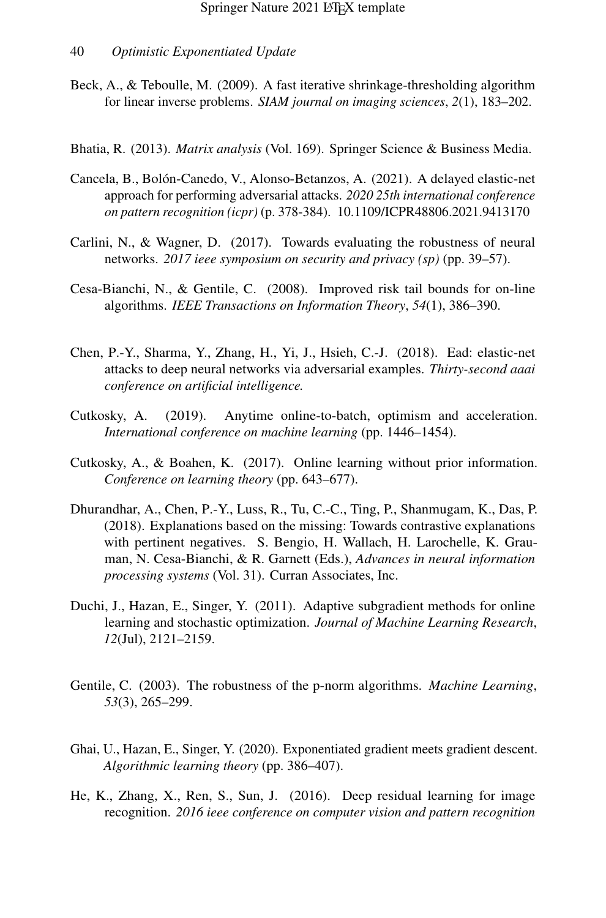Beck, A., & Teboulle, M. (2009). A fast iterative shrinkage-thresholding algorithm for linear inverse problems. *SIAM journal on imaging sciences*, *2*(1), 183–202.

Bhatia, R. (2013). *Matrix analysis* (Vol. 169). Springer Science & Business Media.

Cancela, B., Bolón-Canedo, V., Alonso-Betanzos, A. (2021). A delayed elastic-net approach for performing adversarial attacks. *2020 25th international conference on pattern recognition (icpr)* (p. 378-384). 10.1109/ICPR48806.2021.9413170

Carlini, N., & Wagner, D. (2017). Towards evaluating the robustness of neural networks. *2017 ieee symposium on security and privacy (sp)* (pp. 39–57).

Cesa-Bianchi, N., & Gentile, C. (2008). Improved risk tail bounds for on-line algorithms. *IEEE Transactions on Information Theory*, *54*(1), 386–390.

Chen, P.-Y., Sharma, Y., Zhang, H., Yi, J., Hsieh, C.-J. (2018). Ead: elastic-net attacks to deep neural networks via adversarial examples. *Thirty-second aaai conference on artificial intelligence.*

Cutkosky, A. (2019). Anytime online-to-batch, optimism and acceleration. *International conference on machine learning* (pp. 1446–1454).

Cutkosky, A., & Boahen, K. (2017). Online learning without prior information. *Conference on learning theory* (pp. 643–677).

Dhurandhar, A., Chen, P.-Y., Luss, R., Tu, C.-C., Ting, P., Shanmugam, K., Das, P. (2018). Explanations based on the missing: Towards contrastive explanations with pertinent negatives. S. Bengio, H. Wallach, H. Larochelle, K. Grauman, N. Cesa-Bianchi, & R. Garnett (Eds.), *Advances in neural information processing systems* (Vol. 31). Curran Associates, Inc.

Duchi, J., Hazan, E., Singer, Y. (2011). Adaptive subgradient methods for online learning and stochastic optimization. *Journal of Machine Learning Research*, *12*(Jul), 2121–2159.

Gentile, C. (2003). The robustness of the p-norm algorithms. *Machine Learning*, *53*(3), 265–299.

Ghai, U., Hazan, E., Singer, Y. (2020). Exponentiated gradient meets gradient descent. *Algorithmic learning theory* (pp. 386–407).

He, K., Zhang, X., Ren, S., Sun, J. (2016). Deep residual learning for image recognition. *2016 ieee conference on computer vision and pattern recognition*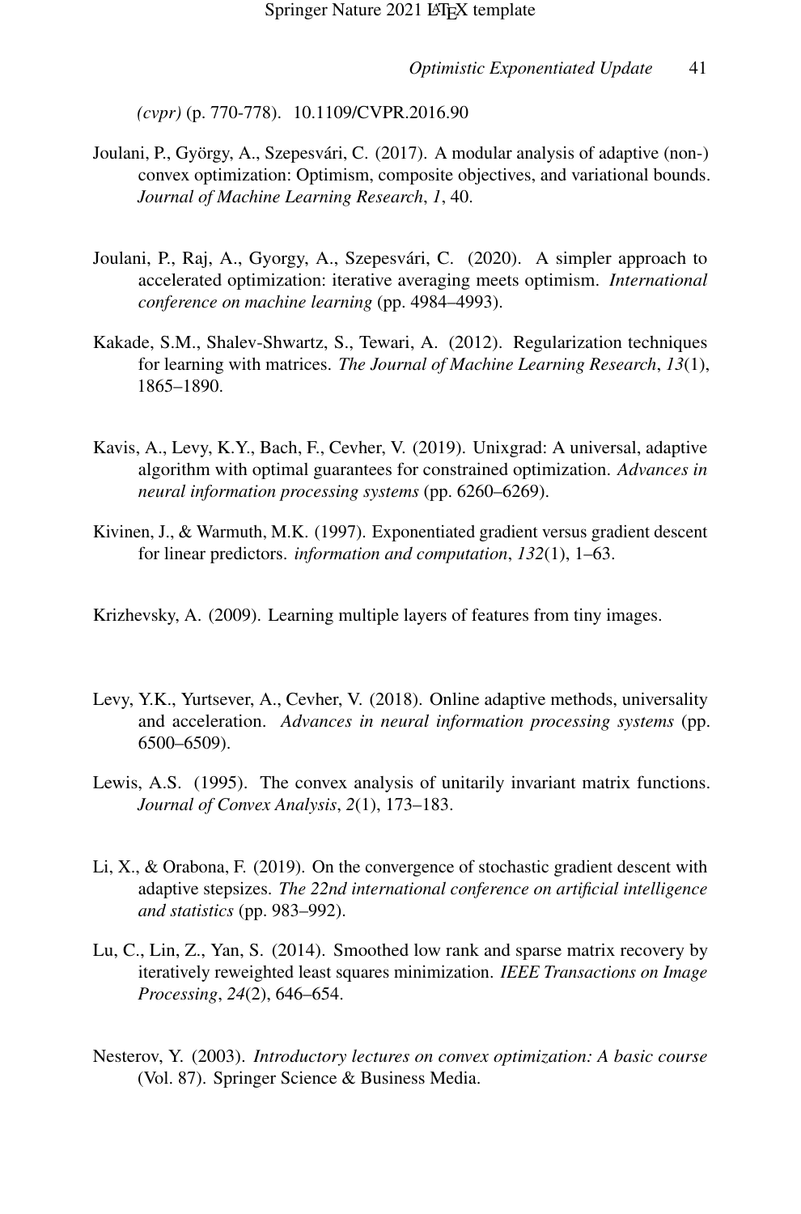*(cvpr)* (p. 770-778). 10.1109/CVPR.2016.90

Joulani, P., György, A., Szepesvári, C. (2017). A modular analysis of adaptive (non-) convex optimization: Optimism, composite objectives, and variational bounds. *Journal of Machine Learning Research*, *1*, 40.

Joulani, P., Raj, A., Gyorgy, A., Szepesvári, C. (2020). A simpler approach to accelerated optimization: iterative averaging meets optimism. *International conference on machine learning* (pp. 4984–4993).

Kakade, S.M., Shalev-Shwartz, S., Tewari, A. (2012). Regularization techniques for learning with matrices. *The Journal of Machine Learning Research*, *13*(1), 1865–1890.

Kavis, A., Levy, K.Y., Bach, F., Cevher, V. (2019). Unixgrad: A universal, adaptive algorithm with optimal guarantees for constrained optimization. *Advances in neural information processing systems* (pp. 6260–6269).

Kivinen, J., & Warmuth, M.K. (1997). Exponentiated gradient versus gradient descent for linear predictors. *information and computation*, *132*(1), 1–63.

Krizhevsky, A. (2009). Learning multiple layers of features from tiny images.

Levy, Y.K., Yurtsever, A., Cevher, V. (2018). Online adaptive methods, universality and acceleration. *Advances in neural information processing systems* (pp. 6500–6509).

Lewis, A.S. (1995). The convex analysis of unitarily invariant matrix functions. *Journal of Convex Analysis*, *2*(1), 173–183.

Li, X., & Orabona, F. (2019). On the convergence of stochastic gradient descent with adaptive stepsizes. *The 22nd international conference on artificial intelligence and statistics* (pp. 983–992).

Lu, C., Lin, Z., Yan, S. (2014). Smoothed low rank and sparse matrix recovery by iteratively reweighted least squares minimization. *IEEE Transactions on Image Processing*, *24*(2), 646–654.

Nesterov, Y. (2003). *Introductory lectures on convex optimization: A basic course* (Vol. 87). Springer Science & Business Media.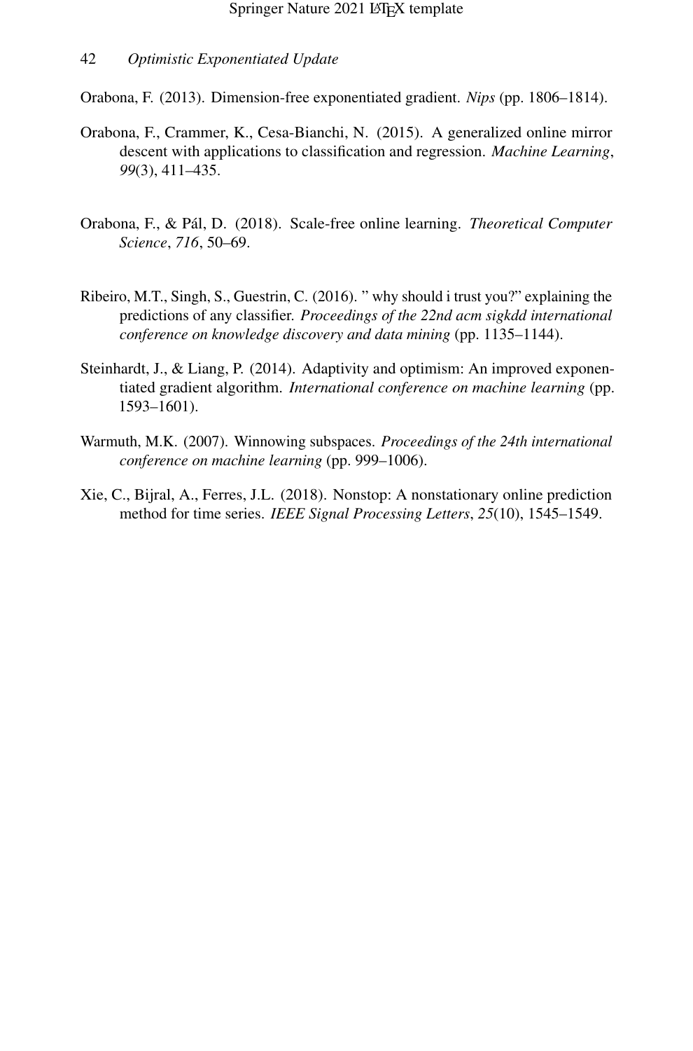Orabona, F. (2013). Dimension-free exponentiated gradient. *Nips* (pp. 1806–1814).

Orabona, F., Crammer, K., Cesa-Bianchi, N. (2015). A generalized online mirror descent with applications to classification and regression. *Machine Learning*, *99*(3), 411–435.

Orabona, F., & Pál, D. (2018). Scale-free online learning. *Theoretical Computer Science*, *716*, 50–69.

Ribeiro, M.T., Singh, S., Guestrin, C. (2016). " why should i trust you?" explaining the predictions of any classifier. *Proceedings of the 22nd acm sigkdd international conference on knowledge discovery and data mining* (pp. 1135–1144).

Steinhardt, J., & Liang, P. (2014). Adaptivity and optimism: An improved exponentiated gradient algorithm. *International conference on machine learning* (pp. 1593–1601).

Warmuth, M.K. (2007). Winnowing subspaces. *Proceedings of the 24th international conference on machine learning* (pp. 999–1006).

Xie, C., Bijral, A., Ferres, J.L. (2018). Nonstop: A nonstationary online prediction method for time series. *IEEE Signal Processing Letters*, *25*(10), 1545–1549.